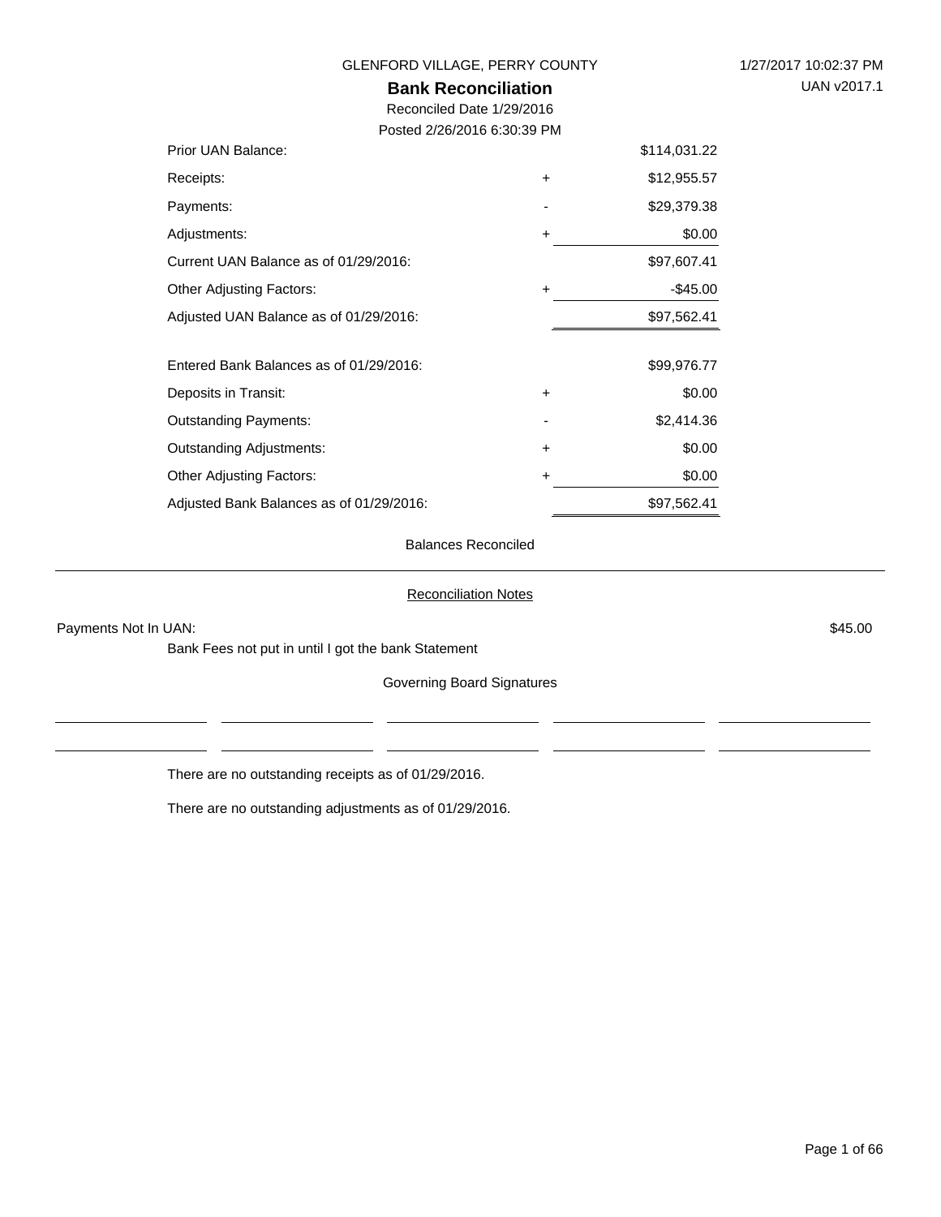GLENFORD VILLAGE, PERRY COUNTY

1/27/2017 10:02:37 PM

UAN v2017.1

# Bank Reconciliation

Reconciled Date 1/29/2016

Posted 2/26/2016 6:30:39 PM

| | | |
|---|---|---|
| Prior UAN Balance: | | $114,031.22 |
| Receipts: | + | $12,955.57 |
| Payments: | - | $29,379.38 |
| Adjustments: | + | $0.00 |
| Current UAN Balance as of 01/29/2016: | | $97,607.41 |
| Other Adjusting Factors: | + | -$45.00 |
| Adjusted UAN Balance as of 01/29/2016: | | $97,562.41 |
| | | |
| Entered Bank Balances as of 01/29/2016: | | $99,976.77 |
| Deposits in Transit: | + | $0.00 |
| Outstanding Payments: | - | $2,414.36 |
| Outstanding Adjustments: | + | $0.00 |
| Other Adjusting Factors: | + | $0.00 |
| Adjusted Bank Balances as of 01/29/2016: | | $97,562.41 |

Balances Reconciled

## Reconciliation Notes

Payments Not In UAN: $45.00

Bank Fees not put in until I got the bank Statement

Governing Board Signatures

There are no outstanding receipts as of 01/29/2016.

There are no outstanding adjustments as of 01/29/2016.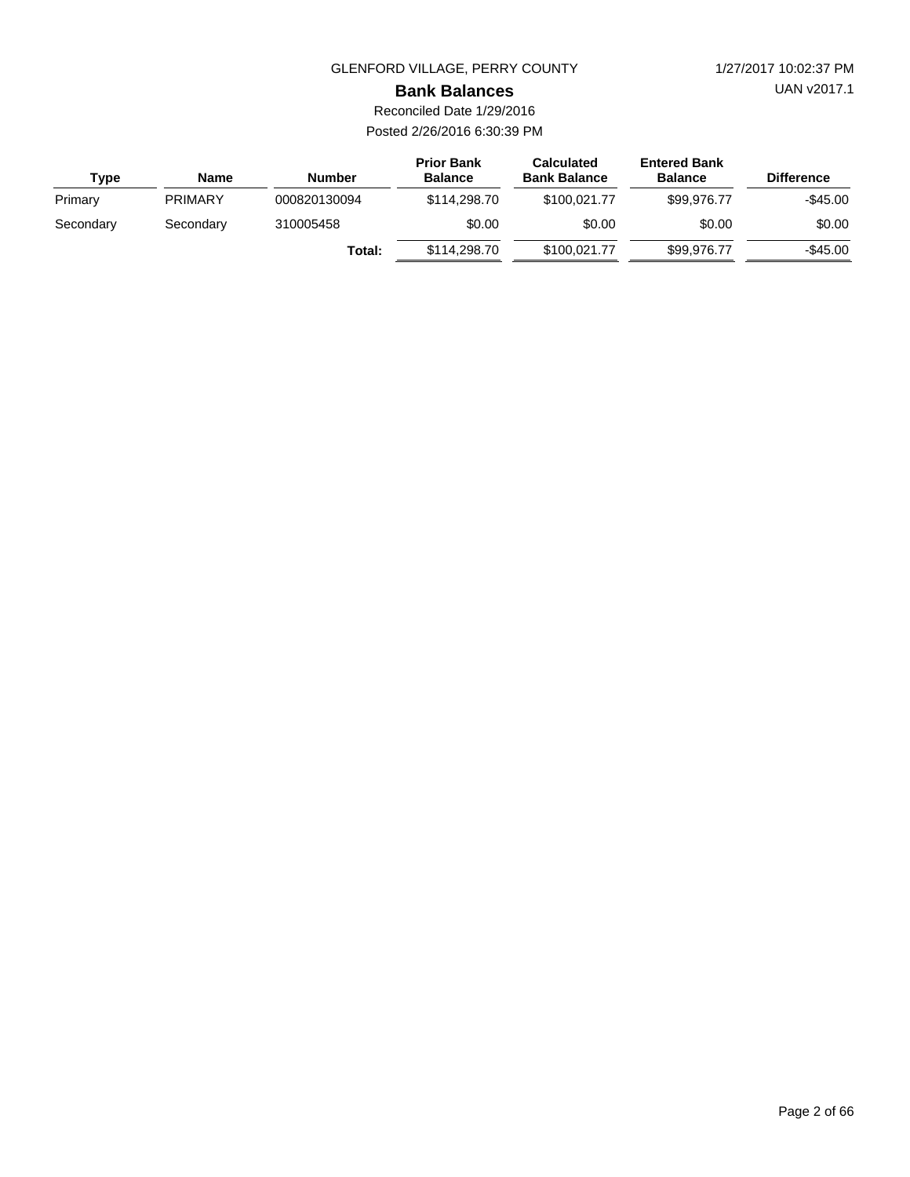GLENFORD VILLAGE, PERRY COUNTY

1/27/2017 10:02:37 PM

# Bank Balances

UAN v2017.1

Reconciled Date 1/29/2016

Posted 2/26/2016 6:30:39 PM

| Type | Name | Number | Prior Bank Balance | Calculated Bank Balance | Entered Bank Balance | Difference |
|---|---|---|---|---|---|---|
| Primary | PRIMARY | 000820130094 | $114,298.70 | $100,021.77 | $99,976.77 | -$45.00 |
| Secondary | Secondary | 310005458 | $0.00 | $0.00 | $0.00 | $0.00 |
| | | **Total:** | $114,298.70 | $100,021.77 | $99,976.77 | -$45.00 |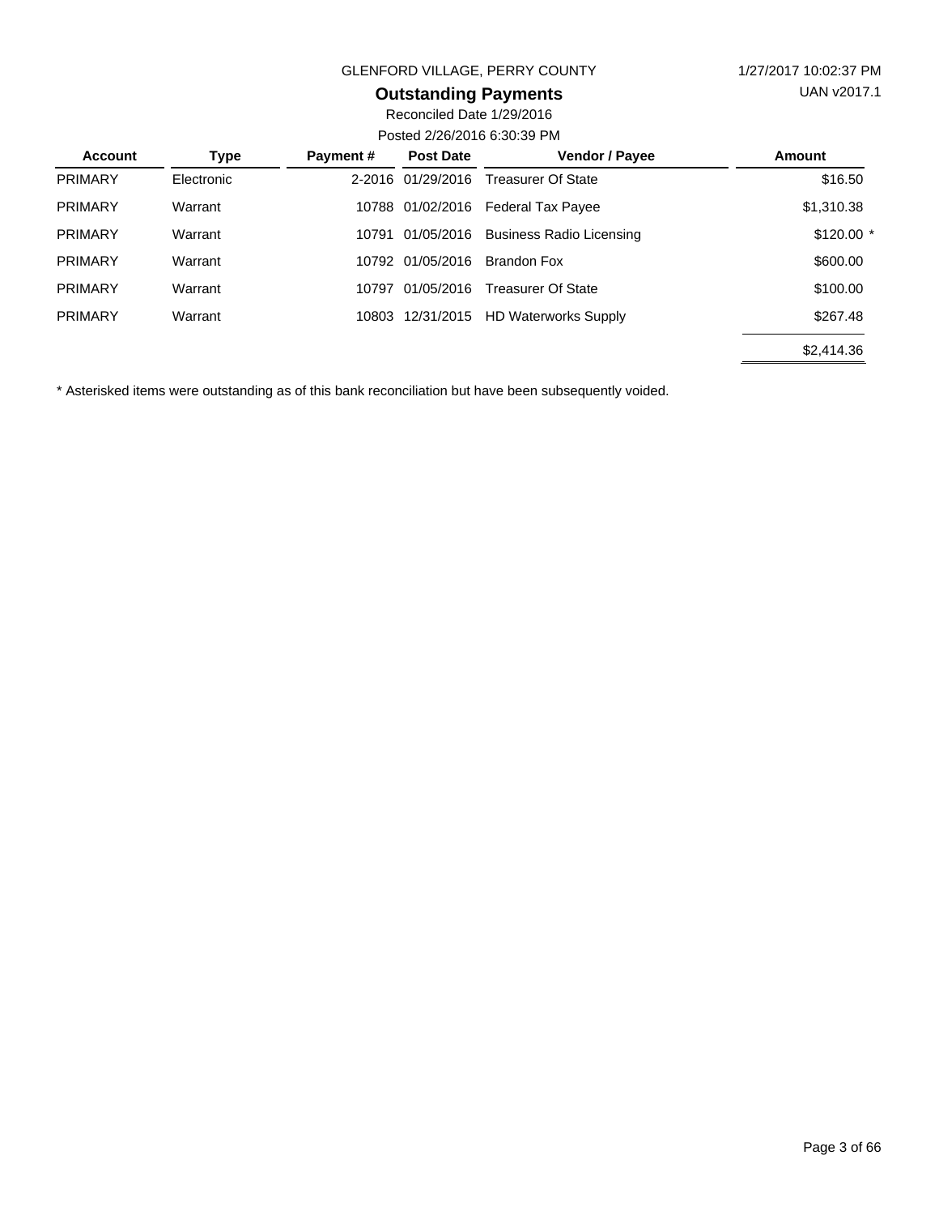GLENFORD VILLAGE, PERRY COUNTY

1/27/2017 10:02:37 PM

## Outstanding Payments

UAN v2017.1

Reconciled Date 1/29/2016

Posted 2/26/2016 6:30:39 PM

| Account | Type | Payment # | Post Date | Vendor / Payee | Amount |
|---|---|---|---|---|---|
| PRIMARY | Electronic | 2-2016 | 01/29/2016 | Treasurer Of State | $16.50 |
| PRIMARY | Warrant | 10788 | 01/02/2016 | Federal Tax Payee | $1,310.38 |
| PRIMARY | Warrant | 10791 | 01/05/2016 | Business Radio Licensing | $120.00 * |
| PRIMARY | Warrant | 10792 | 01/05/2016 | Brandon Fox | $600.00 |
| PRIMARY | Warrant | 10797 | 01/05/2016 | Treasurer Of State | $100.00 |
| PRIMARY | Warrant | 10803 | 12/31/2015 | HD Waterworks Supply | $267.48 |
| | | | | | $2,414.36 |

* Asterisked items were outstanding as of this bank reconciliation but have been subsequently voided.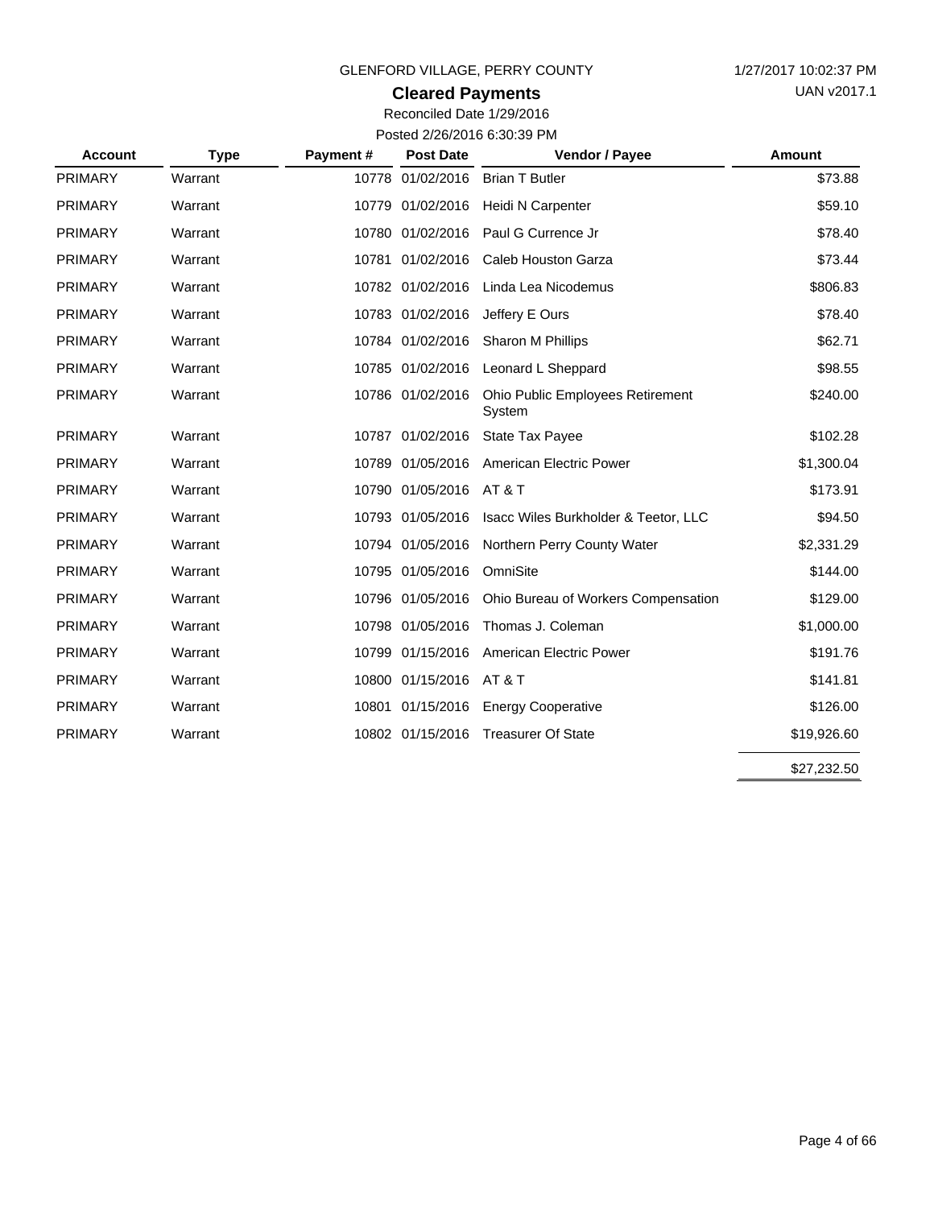GLENFORD VILLAGE, PERRY COUNTY

1/27/2017 10:02:37 PM

UAN v2017.1

## Cleared Payments

Reconciled Date 1/29/2016

Posted 2/26/2016 6:30:39 PM

| Account | Type | Payment # | Post Date | Vendor / Payee | Amount |
|---|---|---|---|---|---|
| PRIMARY | Warrant | 10778 | 01/02/2016 | Brian T Butler | $73.88 |
| PRIMARY | Warrant | 10779 | 01/02/2016 | Heidi N Carpenter | $59.10 |
| PRIMARY | Warrant | 10780 | 01/02/2016 | Paul G Currence Jr | $78.40 |
| PRIMARY | Warrant | 10781 | 01/02/2016 | Caleb Houston Garza | $73.44 |
| PRIMARY | Warrant | 10782 | 01/02/2016 | Linda Lea Nicodemus | $806.83 |
| PRIMARY | Warrant | 10783 | 01/02/2016 | Jeffery E Ours | $78.40 |
| PRIMARY | Warrant | 10784 | 01/02/2016 | Sharon M Phillips | $62.71 |
| PRIMARY | Warrant | 10785 | 01/02/2016 | Leonard L Sheppard | $98.55 |
| PRIMARY | Warrant | 10786 | 01/02/2016 | Ohio Public Employees Retirement System | $240.00 |
| PRIMARY | Warrant | 10787 | 01/02/2016 | State Tax Payee | $102.28 |
| PRIMARY | Warrant | 10789 | 01/05/2016 | American Electric Power | $1,300.04 |
| PRIMARY | Warrant | 10790 | 01/05/2016 | AT & T | $173.91 |
| PRIMARY | Warrant | 10793 | 01/05/2016 | Isacc Wiles Burkholder & Teetor, LLC | $94.50 |
| PRIMARY | Warrant | 10794 | 01/05/2016 | Northern Perry County Water | $2,331.29 |
| PRIMARY | Warrant | 10795 | 01/05/2016 | OmniSite | $144.00 |
| PRIMARY | Warrant | 10796 | 01/05/2016 | Ohio Bureau of Workers Compensation | $129.00 |
| PRIMARY | Warrant | 10798 | 01/05/2016 | Thomas J. Coleman | $1,000.00 |
| PRIMARY | Warrant | 10799 | 01/15/2016 | American Electric Power | $191.76 |
| PRIMARY | Warrant | 10800 | 01/15/2016 | AT & T | $141.81 |
| PRIMARY | Warrant | 10801 | 01/15/2016 | Energy Cooperative | $126.00 |
| PRIMARY | Warrant | 10802 | 01/15/2016 | Treasurer Of State | $19,926.60 |
| | | | | | $27,232.50 |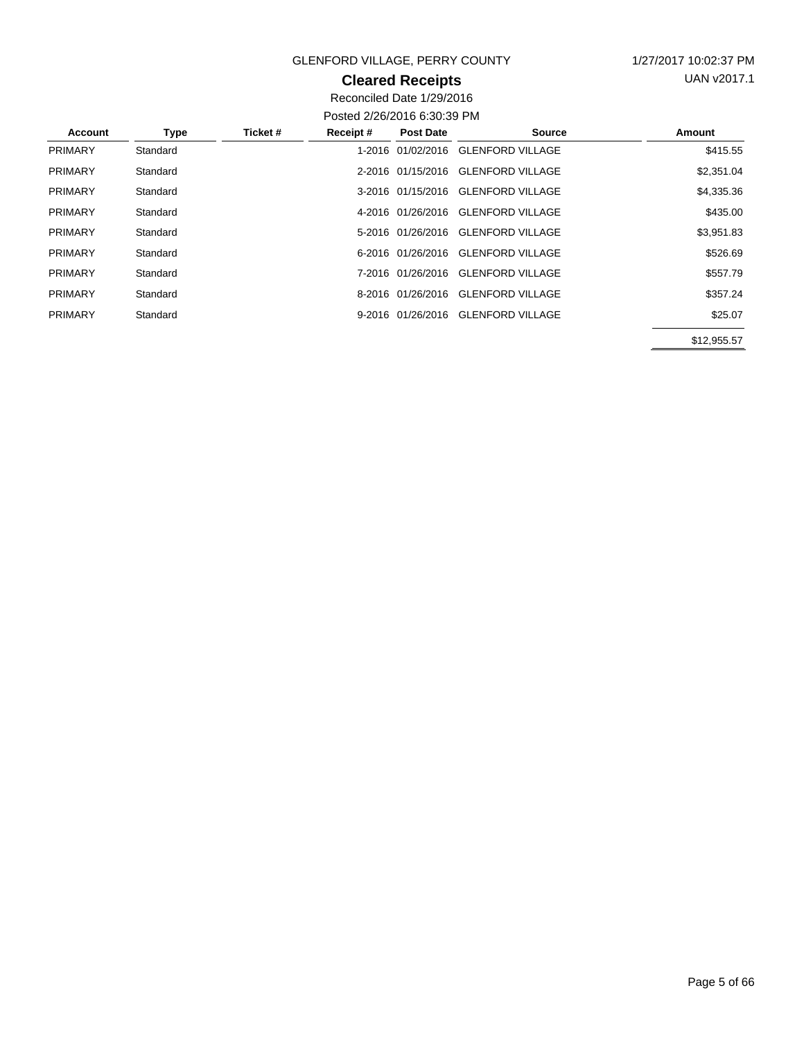GLENFORD VILLAGE, PERRY COUNTY

1/27/2017 10:02:37 PM

UAN v2017.1

## Cleared Receipts

Reconciled Date 1/29/2016

Posted 2/26/2016 6:30:39 PM

| Account | Type | Ticket # | Receipt # | Post Date | Source | Amount |
|---|---|---|---|---|---|---|
| PRIMARY | Standard | | 1-2016 | 01/02/2016 | GLENFORD VILLAGE | $415.55 |
| PRIMARY | Standard | | 2-2016 | 01/15/2016 | GLENFORD VILLAGE | $2,351.04 |
| PRIMARY | Standard | | 3-2016 | 01/15/2016 | GLENFORD VILLAGE | $4,335.36 |
| PRIMARY | Standard | | 4-2016 | 01/26/2016 | GLENFORD VILLAGE | $435.00 |
| PRIMARY | Standard | | 5-2016 | 01/26/2016 | GLENFORD VILLAGE | $3,951.83 |
| PRIMARY | Standard | | 6-2016 | 01/26/2016 | GLENFORD VILLAGE | $526.69 |
| PRIMARY | Standard | | 7-2016 | 01/26/2016 | GLENFORD VILLAGE | $557.79 |
| PRIMARY | Standard | | 8-2016 | 01/26/2016 | GLENFORD VILLAGE | $357.24 |
| PRIMARY | Standard | | 9-2016 | 01/26/2016 | GLENFORD VILLAGE | $25.07 |
| | | | | | | $12,955.57 |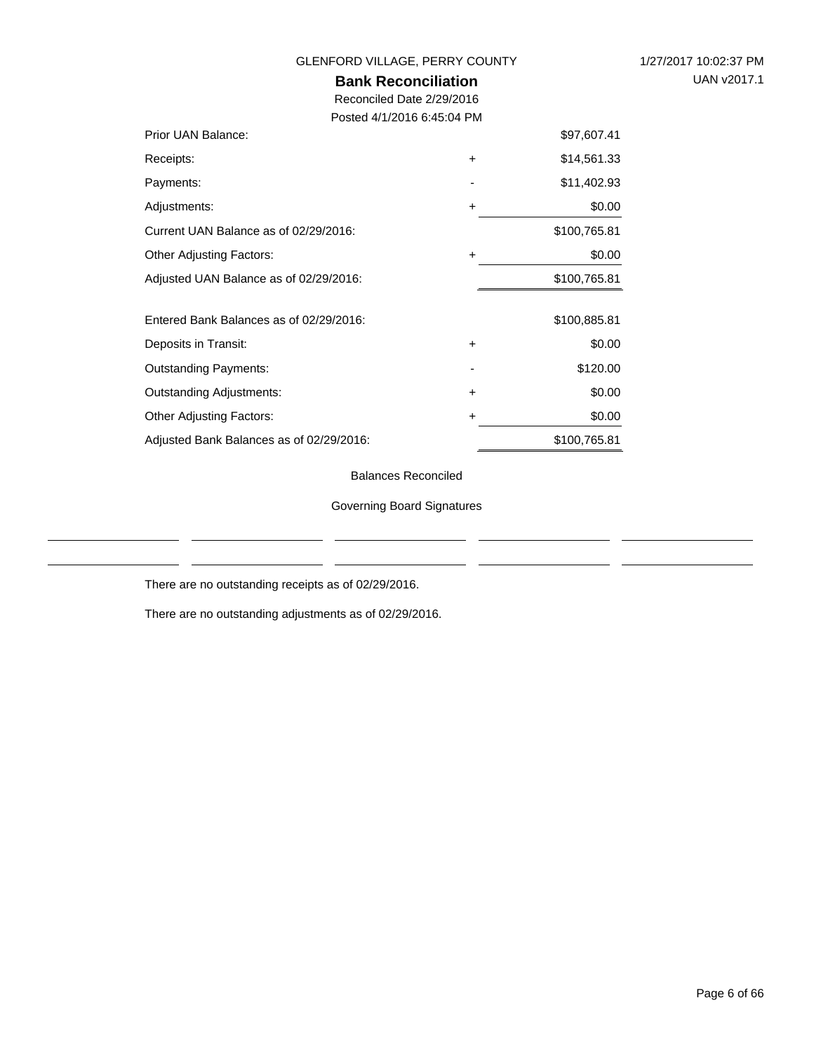GLENFORD VILLAGE, PERRY COUNTY

## Bank Reconciliation

Reconciled Date 2/29/2016

Posted 4/1/2016 6:45:04 PM

| | | |
|---|---|---|
| Prior UAN Balance: | | $97,607.41 |
| Receipts: | + | $14,561.33 |
| Payments: | - | $11,402.93 |
| Adjustments: | + | $0.00 |
| Current UAN Balance as of 02/29/2016: | | $100,765.81 |
| Other Adjusting Factors: | + | $0.00 |
| Adjusted UAN Balance as of 02/29/2016: | | $100,765.81 |
| | | |
| Entered Bank Balances as of 02/29/2016: | | $100,885.81 |
| Deposits in Transit: | + | $0.00 |
| Outstanding Payments: | - | $120.00 |
| Outstanding Adjustments: | + | $0.00 |
| Other Adjusting Factors: | + | $0.00 |
| Adjusted Bank Balances as of 02/29/2016: | | $100,765.81 |

Balances Reconciled

Governing Board Signatures

There are no outstanding receipts as of 02/29/2016.

There are no outstanding adjustments as of 02/29/2016.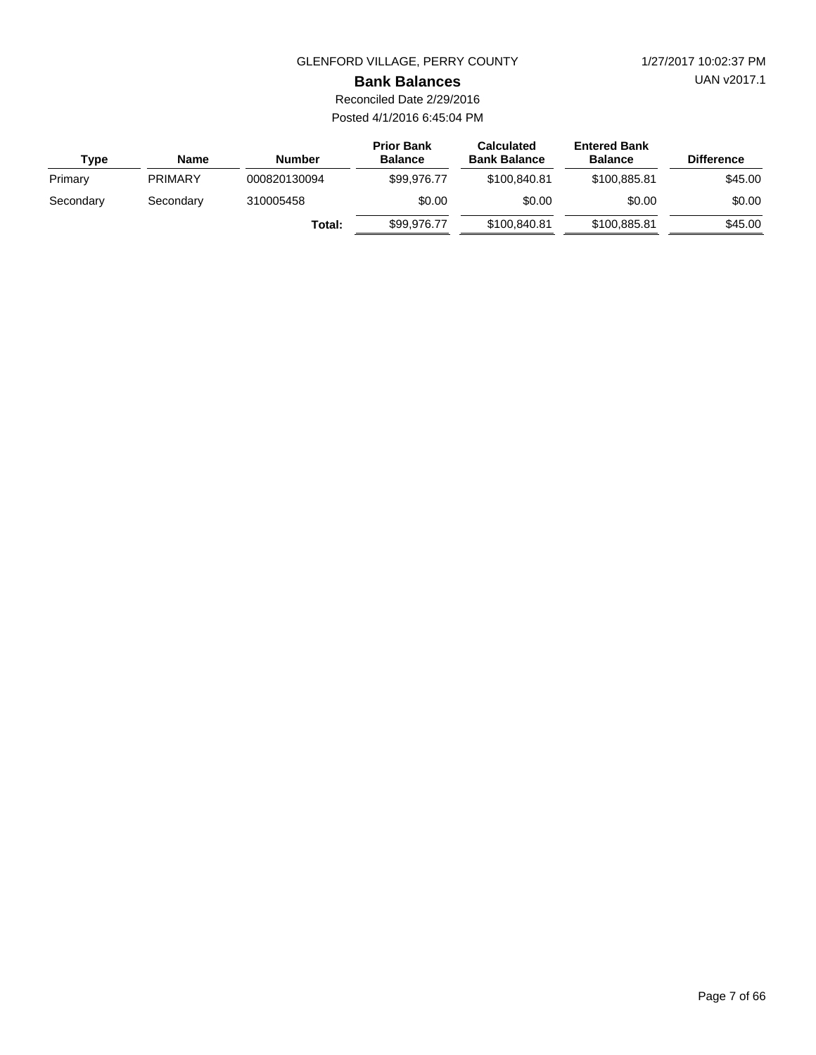GLENFORD VILLAGE, PERRY COUNTY

1/27/2017 10:02:37 PM

UAN v2017.1

## Bank Balances

Reconciled Date 2/29/2016

Posted 4/1/2016 6:45:04 PM

| Type | Name | Number | Prior Bank Balance | Calculated Bank Balance | Entered Bank Balance | Difference |
|---|---|---|---|---|---|---|
| Primary | PRIMARY | 000820130094 | $99,976.77 | $100,840.81 | $100,885.81 | $45.00 |
| Secondary | Secondary | 310005458 | $0.00 | $0.00 | $0.00 | $0.00 |
| | | **Total:** | $99,976.77 | $100,840.81 | $100,885.81 | $45.00 |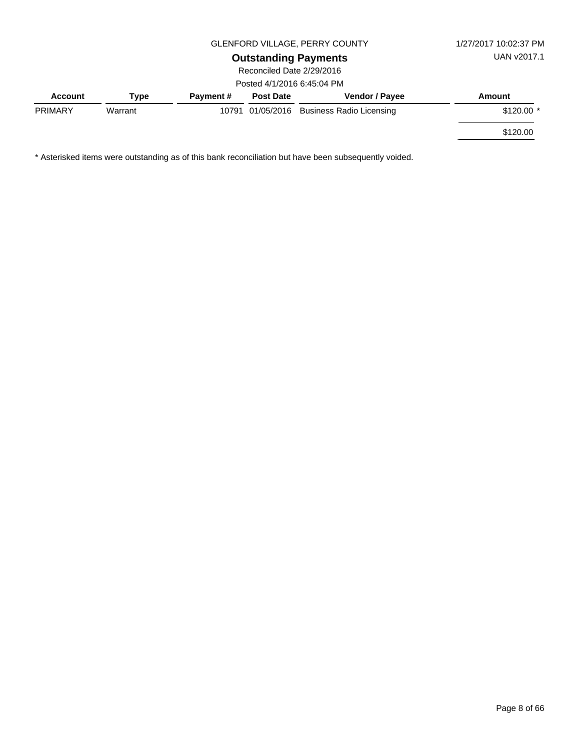GLENFORD VILLAGE, PERRY COUNTY

1/27/2017 10:02:37 PM

UAN v2017.1

## Outstanding Payments

Reconciled Date 2/29/2016

Posted 4/1/2016 6:45:04 PM

| Account | Type | Payment # | Post Date | Vendor / Payee | Amount |
|---|---|---|---|---|---|
| PRIMARY | Warrant | 10791 | 01/05/2016 | Business Radio Licensing | $120.00 * |
| | | | | | $120.00 |

* Asterisked items were outstanding as of this bank reconciliation but have been subsequently voided.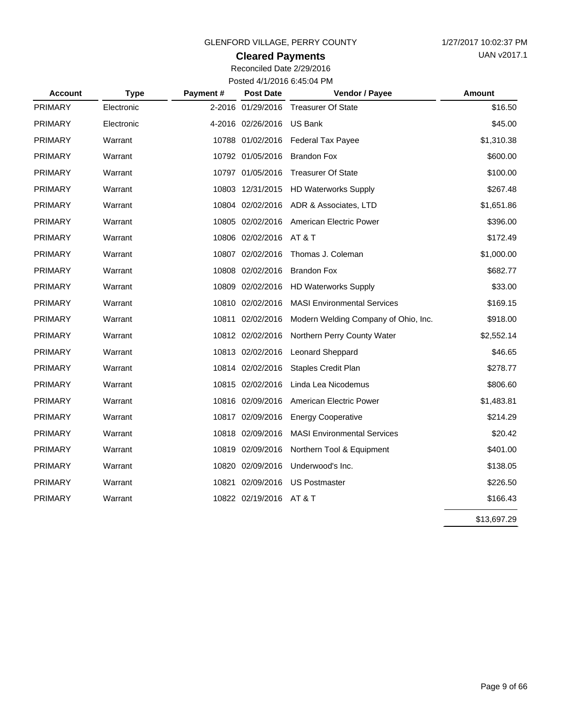GLENFORD VILLAGE, PERRY COUNTY

1/27/2017 10:02:37 PM

UAN v2017.1

## Cleared Payments

Reconciled Date 2/29/2016

Posted 4/1/2016 6:45:04 PM

| Account | Type | Payment # | Post Date | Vendor / Payee | Amount |
|---|---|---|---|---|---|
| PRIMARY | Electronic | 2-2016 | 01/29/2016 | Treasurer Of State | $16.50 |
| PRIMARY | Electronic | 4-2016 | 02/26/2016 | US Bank | $45.00 |
| PRIMARY | Warrant | 10788 | 01/02/2016 | Federal Tax Payee | $1,310.38 |
| PRIMARY | Warrant | 10792 | 01/05/2016 | Brandon Fox | $600.00 |
| PRIMARY | Warrant | 10797 | 01/05/2016 | Treasurer Of State | $100.00 |
| PRIMARY | Warrant | 10803 | 12/31/2015 | HD Waterworks Supply | $267.48 |
| PRIMARY | Warrant | 10804 | 02/02/2016 | ADR & Associates, LTD | $1,651.86 |
| PRIMARY | Warrant | 10805 | 02/02/2016 | American Electric Power | $396.00 |
| PRIMARY | Warrant | 10806 | 02/02/2016 | AT & T | $172.49 |
| PRIMARY | Warrant | 10807 | 02/02/2016 | Thomas J. Coleman | $1,000.00 |
| PRIMARY | Warrant | 10808 | 02/02/2016 | Brandon Fox | $682.77 |
| PRIMARY | Warrant | 10809 | 02/02/2016 | HD Waterworks Supply | $33.00 |
| PRIMARY | Warrant | 10810 | 02/02/2016 | MASI Environmental Services | $169.15 |
| PRIMARY | Warrant | 10811 | 02/02/2016 | Modern Welding Company of Ohio, Inc. | $918.00 |
| PRIMARY | Warrant | 10812 | 02/02/2016 | Northern Perry County Water | $2,552.14 |
| PRIMARY | Warrant | 10813 | 02/02/2016 | Leonard Sheppard | $46.65 |
| PRIMARY | Warrant | 10814 | 02/02/2016 | Staples Credit Plan | $278.77 |
| PRIMARY | Warrant | 10815 | 02/02/2016 | Linda Lea Nicodemus | $806.60 |
| PRIMARY | Warrant | 10816 | 02/09/2016 | American Electric Power | $1,483.81 |
| PRIMARY | Warrant | 10817 | 02/09/2016 | Energy Cooperative | $214.29 |
| PRIMARY | Warrant | 10818 | 02/09/2016 | MASI Environmental Services | $20.42 |
| PRIMARY | Warrant | 10819 | 02/09/2016 | Northern Tool & Equipment | $401.00 |
| PRIMARY | Warrant | 10820 | 02/09/2016 | Underwood's Inc. | $138.05 |
| PRIMARY | Warrant | 10821 | 02/09/2016 | US Postmaster | $226.50 |
| PRIMARY | Warrant | 10822 | 02/19/2016 | AT & T | $166.43 |
| | | | | | $13,697.29 |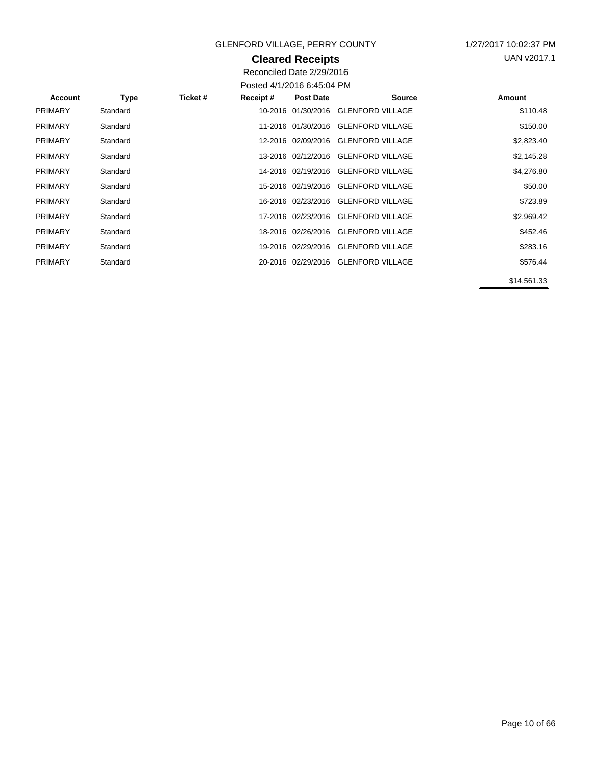GLENFORD VILLAGE, PERRY COUNTY

1/27/2017 10:02:37 PM

UAN v2017.1

## Cleared Receipts

Reconciled Date 2/29/2016

Posted 4/1/2016 6:45:04 PM

| Account | Type | Ticket # | Receipt # | Post Date | Source | Amount |
|---|---|---|---|---|---|---|
| PRIMARY | Standard | | 10-2016 | 01/30/2016 | GLENFORD VILLAGE | $110.48 |
| PRIMARY | Standard | | 11-2016 | 01/30/2016 | GLENFORD VILLAGE | $150.00 |
| PRIMARY | Standard | | 12-2016 | 02/09/2016 | GLENFORD VILLAGE | $2,823.40 |
| PRIMARY | Standard | | 13-2016 | 02/12/2016 | GLENFORD VILLAGE | $2,145.28 |
| PRIMARY | Standard | | 14-2016 | 02/19/2016 | GLENFORD VILLAGE | $4,276.80 |
| PRIMARY | Standard | | 15-2016 | 02/19/2016 | GLENFORD VILLAGE | $50.00 |
| PRIMARY | Standard | | 16-2016 | 02/23/2016 | GLENFORD VILLAGE | $723.89 |
| PRIMARY | Standard | | 17-2016 | 02/23/2016 | GLENFORD VILLAGE | $2,969.42 |
| PRIMARY | Standard | | 18-2016 | 02/26/2016 | GLENFORD VILLAGE | $452.46 |
| PRIMARY | Standard | | 19-2016 | 02/29/2016 | GLENFORD VILLAGE | $283.16 |
| PRIMARY | Standard | | 20-2016 | 02/29/2016 | GLENFORD VILLAGE | $576.44 |
| | | | | | | $14,561.33 |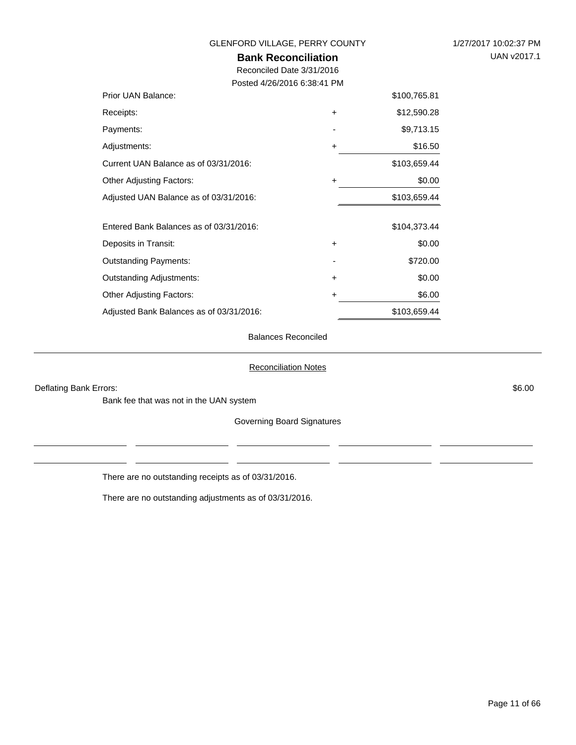GLENFORD VILLAGE, PERRY COUNTY

1/27/2017 10:02:37 PM

UAN v2017.1

# Bank Reconciliation

Reconciled Date 3/31/2016

Posted 4/26/2016 6:38:41 PM

| | | |
|---|---|---|
| Prior UAN Balance: | | $100,765.81 |
| Receipts: | + | $12,590.28 |
| Payments: | - | $9,713.15 |
| Adjustments: | + | $16.50 |
| Current UAN Balance as of 03/31/2016: | | $103,659.44 |
| Other Adjusting Factors: | + | $0.00 |
| Adjusted UAN Balance as of 03/31/2016: | | $103,659.44 |
| | | |
| Entered Bank Balances as of 03/31/2016: | | $104,373.44 |
| Deposits in Transit: | + | $0.00 |
| Outstanding Payments: | - | $720.00 |
| Outstanding Adjustments: | + | $0.00 |
| Other Adjusting Factors: | + | $6.00 |
| Adjusted Bank Balances as of 03/31/2016: | | $103,659.44 |

Balances Reconciled

---

Reconciliation Notes

Deflating Bank Errors: $6.00

Bank fee that was not in the UAN system

Governing Board Signatures

There are no outstanding receipts as of 03/31/2016.

There are no outstanding adjustments as of 03/31/2016.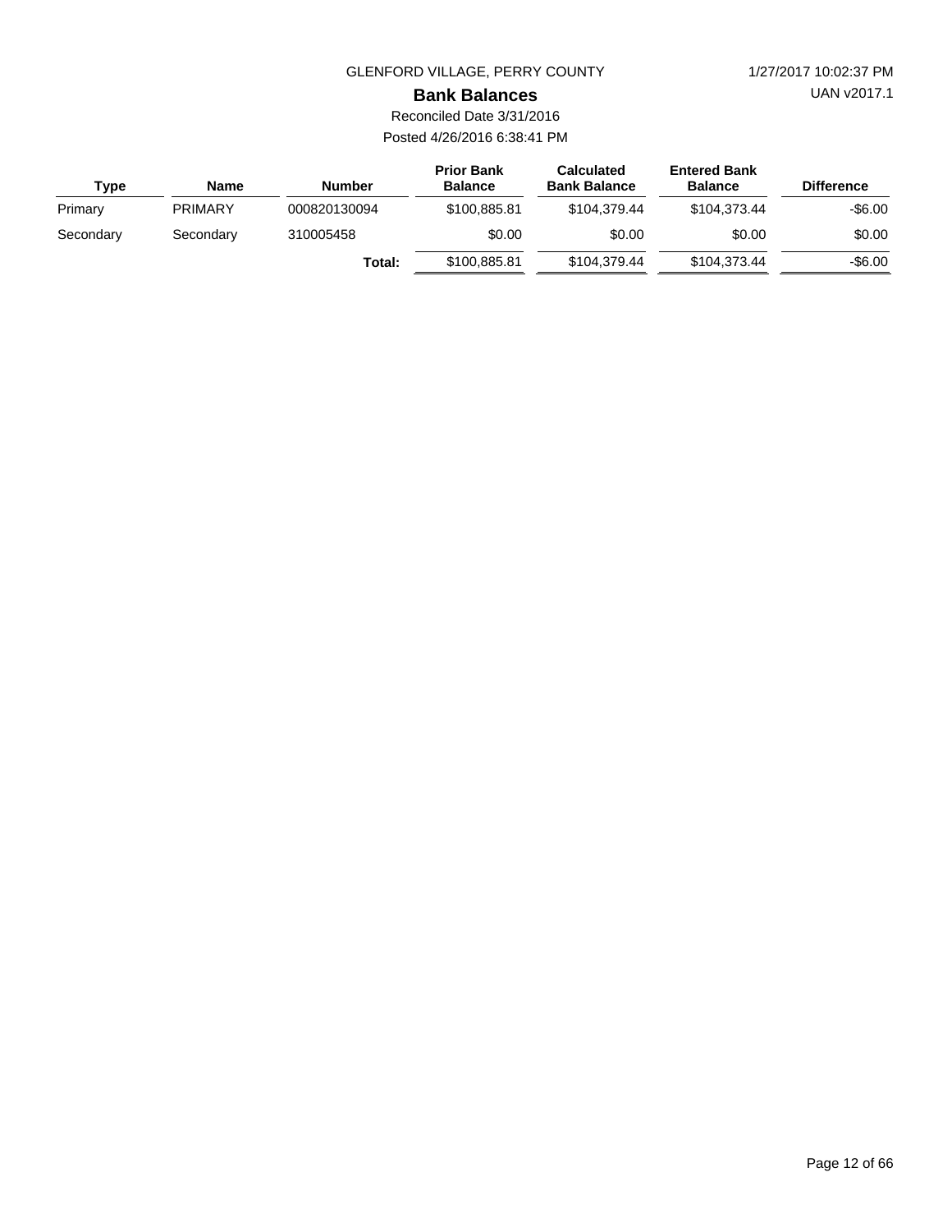GLENFORD VILLAGE, PERRY COUNTY

1/27/2017 10:02:37 PM

UAN v2017.1

# Bank Balances

Reconciled Date 3/31/2016

Posted 4/26/2016 6:38:41 PM

| Type | Name | Number | Prior Bank Balance | Calculated Bank Balance | Entered Bank Balance | Difference |
|---|---|---|---|---|---|---|
| Primary | PRIMARY | 000820130094 | $100,885.81 | $104,379.44 | $104,373.44 | -$6.00 |
| Secondary | Secondary | 310005458 | $0.00 | $0.00 | $0.00 | $0.00 |
| | | **Total:** | $100,885.81 | $104,379.44 | $104,373.44 | -$6.00 |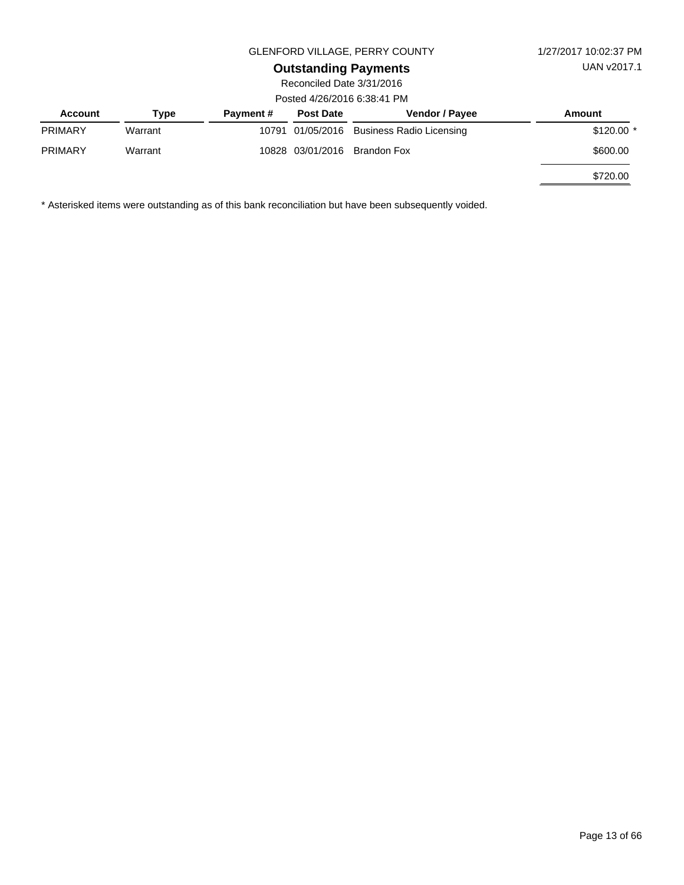GLENFORD VILLAGE, PERRY COUNTY

1/27/2017 10:02:37 PM

UAN v2017.1

## Outstanding Payments

Reconciled Date 3/31/2016

Posted 4/26/2016 6:38:41 PM

| Account | Type | Payment # | Post Date | Vendor / Payee | Amount |
|---|---|---|---|---|---|
| PRIMARY | Warrant | 10791 | 01/05/2016 | Business Radio Licensing | $120.00 * |
| PRIMARY | Warrant | 10828 | 03/01/2016 | Brandon Fox | $600.00 |
| | | | | | $720.00 |

* Asterisked items were outstanding as of this bank reconciliation but have been subsequently voided.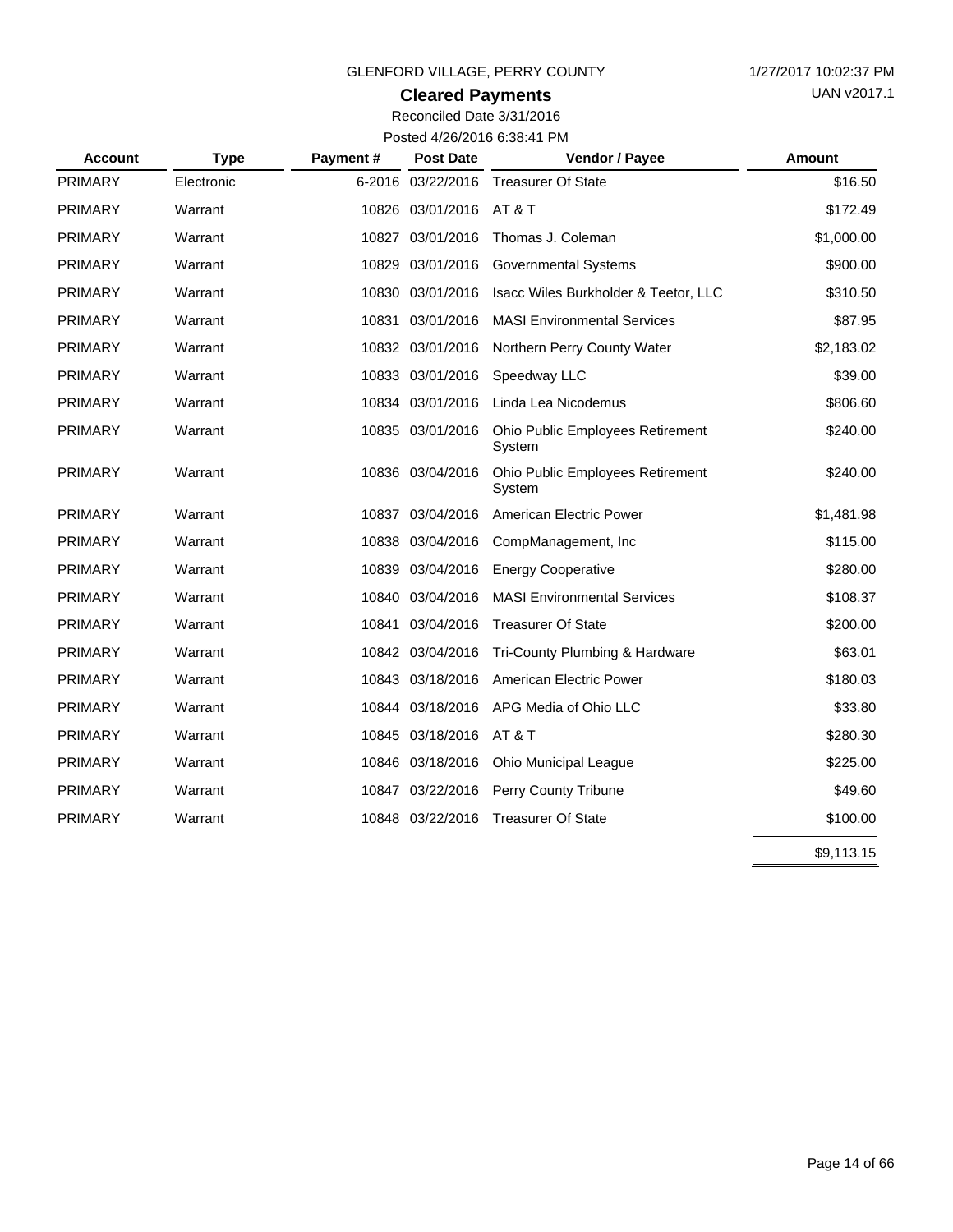GLENFORD VILLAGE, PERRY COUNTY

1/27/2017 10:02:37 PM

UAN v2017.1

## Cleared Payments

Reconciled Date 3/31/2016

Posted 4/26/2016 6:38:41 PM

| Account | Type | Payment # | Post Date | Vendor / Payee | Amount |
|---|---|---|---|---|---|
| PRIMARY | Electronic | 6-2016 | 03/22/2016 | Treasurer Of State | $16.50 |
| PRIMARY | Warrant | 10826 | 03/01/2016 | AT & T | $172.49 |
| PRIMARY | Warrant | 10827 | 03/01/2016 | Thomas J. Coleman | $1,000.00 |
| PRIMARY | Warrant | 10829 | 03/01/2016 | Governmental Systems | $900.00 |
| PRIMARY | Warrant | 10830 | 03/01/2016 | Isacc Wiles Burkholder & Teetor, LLC | $310.50 |
| PRIMARY | Warrant | 10831 | 03/01/2016 | MASI Environmental Services | $87.95 |
| PRIMARY | Warrant | 10832 | 03/01/2016 | Northern Perry County Water | $2,183.02 |
| PRIMARY | Warrant | 10833 | 03/01/2016 | Speedway LLC | $39.00 |
| PRIMARY | Warrant | 10834 | 03/01/2016 | Linda Lea Nicodemus | $806.60 |
| PRIMARY | Warrant | 10835 | 03/01/2016 | Ohio Public Employees Retirement System | $240.00 |
| PRIMARY | Warrant | 10836 | 03/04/2016 | Ohio Public Employees Retirement System | $240.00 |
| PRIMARY | Warrant | 10837 | 03/04/2016 | American Electric Power | $1,481.98 |
| PRIMARY | Warrant | 10838 | 03/04/2016 | CompManagement, Inc | $115.00 |
| PRIMARY | Warrant | 10839 | 03/04/2016 | Energy Cooperative | $280.00 |
| PRIMARY | Warrant | 10840 | 03/04/2016 | MASI Environmental Services | $108.37 |
| PRIMARY | Warrant | 10841 | 03/04/2016 | Treasurer Of State | $200.00 |
| PRIMARY | Warrant | 10842 | 03/04/2016 | Tri-County Plumbing & Hardware | $63.01 |
| PRIMARY | Warrant | 10843 | 03/18/2016 | American Electric Power | $180.03 |
| PRIMARY | Warrant | 10844 | 03/18/2016 | APG Media of Ohio LLC | $33.80 |
| PRIMARY | Warrant | 10845 | 03/18/2016 | AT & T | $280.30 |
| PRIMARY | Warrant | 10846 | 03/18/2016 | Ohio Municipal League | $225.00 |
| PRIMARY | Warrant | 10847 | 03/22/2016 | Perry County Tribune | $49.60 |
| PRIMARY | Warrant | 10848 | 03/22/2016 | Treasurer Of State | $100.00 |
| | | | | | $9,113.15 |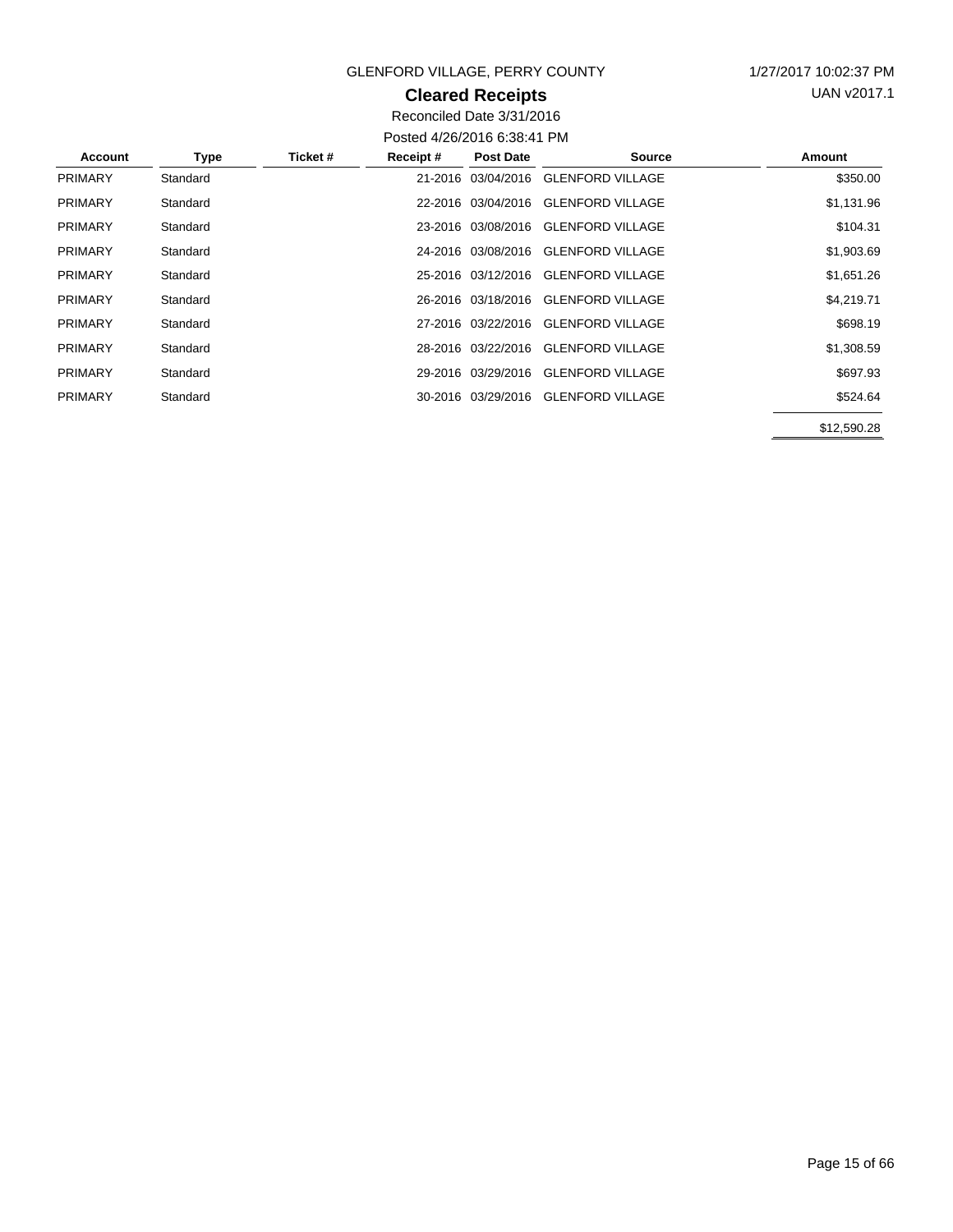GLENFORD VILLAGE, PERRY COUNTY

1/27/2017 10:02:37 PM

UAN v2017.1

## Cleared Receipts

Reconciled Date 3/31/2016

Posted 4/26/2016 6:38:41 PM

| Account | Type | Ticket # | Receipt # | Post Date | Source | Amount |
|---|---|---|---|---|---|---|
| PRIMARY | Standard | | 21-2016 | 03/04/2016 | GLENFORD VILLAGE | $350.00 |
| PRIMARY | Standard | | 22-2016 | 03/04/2016 | GLENFORD VILLAGE | $1,131.96 |
| PRIMARY | Standard | | 23-2016 | 03/08/2016 | GLENFORD VILLAGE | $104.31 |
| PRIMARY | Standard | | 24-2016 | 03/08/2016 | GLENFORD VILLAGE | $1,903.69 |
| PRIMARY | Standard | | 25-2016 | 03/12/2016 | GLENFORD VILLAGE | $1,651.26 |
| PRIMARY | Standard | | 26-2016 | 03/18/2016 | GLENFORD VILLAGE | $4,219.71 |
| PRIMARY | Standard | | 27-2016 | 03/22/2016 | GLENFORD VILLAGE | $698.19 |
| PRIMARY | Standard | | 28-2016 | 03/22/2016 | GLENFORD VILLAGE | $1,308.59 |
| PRIMARY | Standard | | 29-2016 | 03/29/2016 | GLENFORD VILLAGE | $697.93 |
| PRIMARY | Standard | | 30-2016 | 03/29/2016 | GLENFORD VILLAGE | $524.64 |
| | | | | | | $12,590.28 |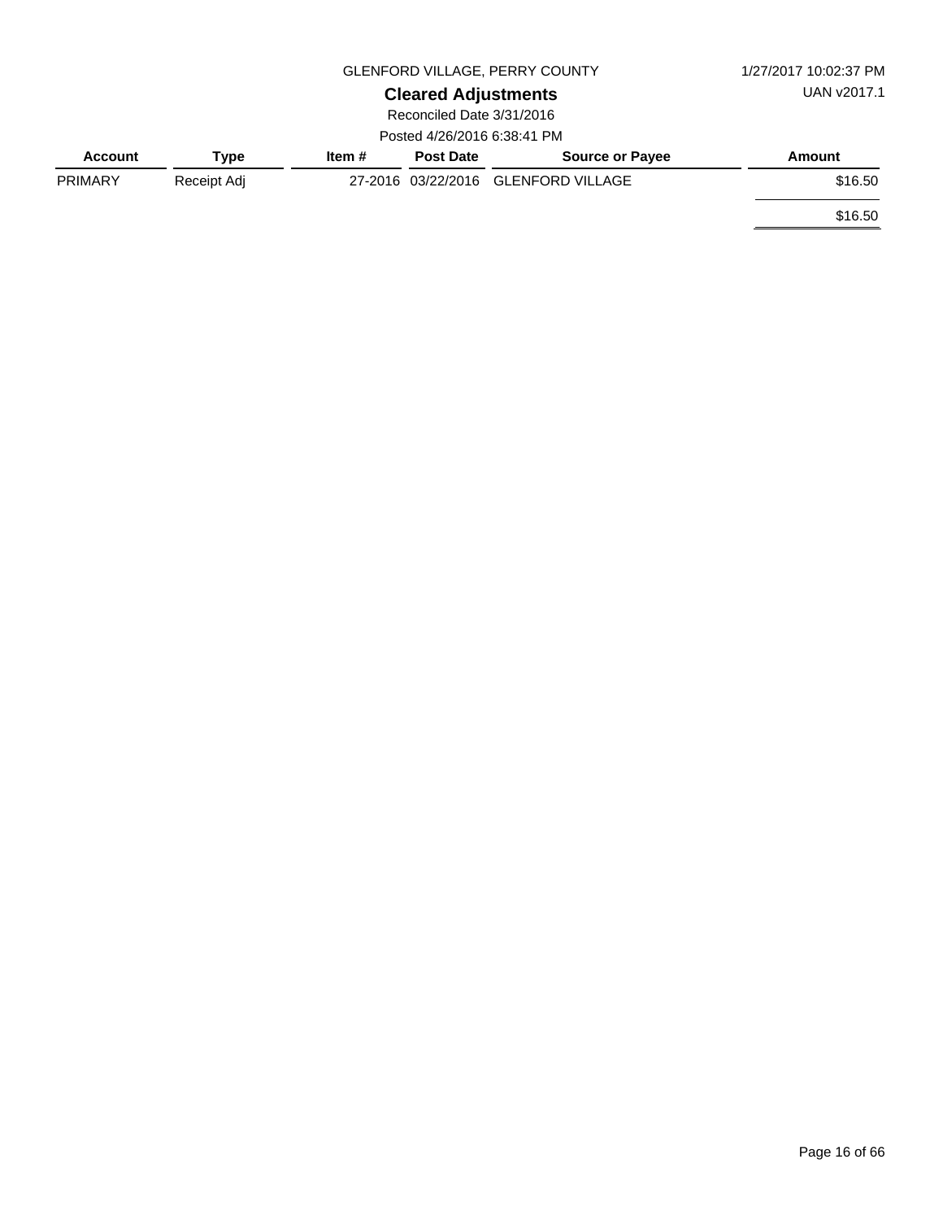GLENFORD VILLAGE, PERRY COUNTY

1/27/2017 10:02:37 PM

UAN v2017.1

## Cleared Adjustments

Reconciled Date 3/31/2016

Posted 4/26/2016 6:38:41 PM

| Account | Type | Item # | Post Date | Source or Payee | Amount |
|---|---|---|---|---|---|
| PRIMARY | Receipt Adj | 27-2016 | 03/22/2016 | GLENFORD VILLAGE | $16.50 |
| | | | | | $16.50 |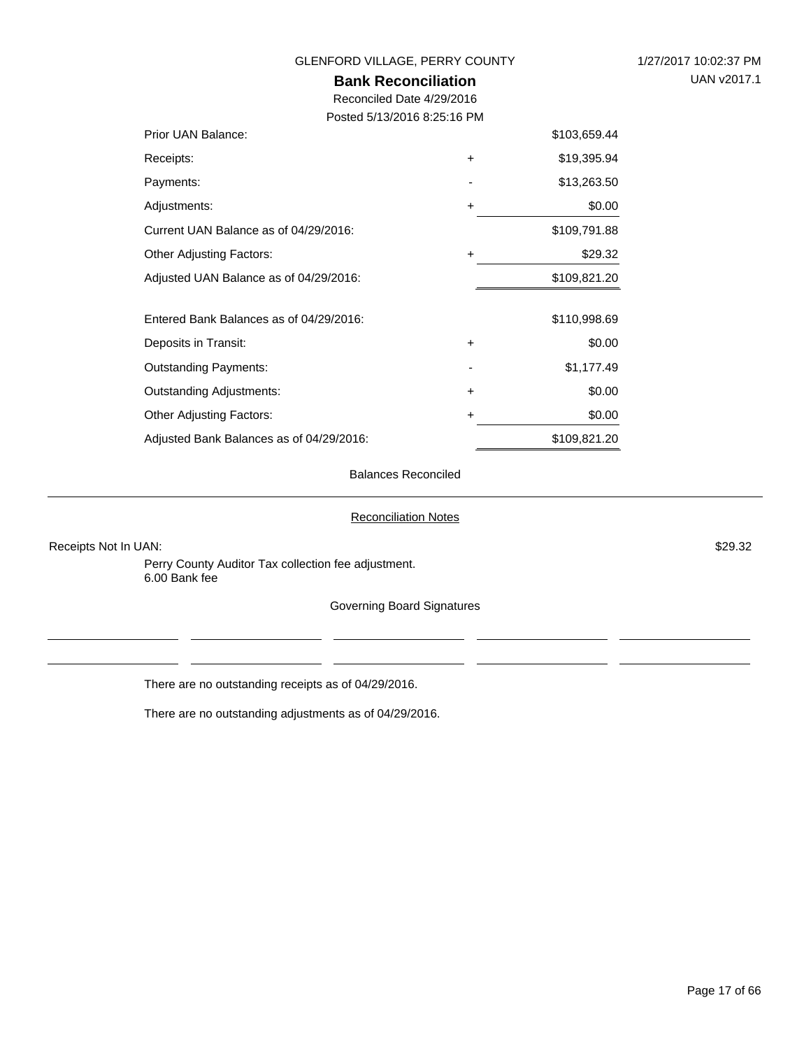GLENFORD VILLAGE, PERRY COUNTY

1/27/2017 10:02:37 PM

UAN v2017.1

## Bank Reconciliation

Reconciled Date 4/29/2016

Posted 5/13/2016 8:25:16 PM

| | | |
|---|---|---|
| Prior UAN Balance: | | $103,659.44 |
| Receipts: | + | $19,395.94 |
| Payments: | - | $13,263.50 |
| Adjustments: | + | $0.00 |
| Current UAN Balance as of 04/29/2016: | | $109,791.88 |
| Other Adjusting Factors: | + | $29.32 |
| Adjusted UAN Balance as of 04/29/2016: | | $109,821.20 |
| | | |
| Entered Bank Balances as of 04/29/2016: | | $110,998.69 |
| Deposits in Transit: | + | $0.00 |
| Outstanding Payments: | - | $1,177.49 |
| Outstanding Adjustments: | + | $0.00 |
| Other Adjusting Factors: | + | $0.00 |
| Adjusted Bank Balances as of 04/29/2016: | | $109,821.20 |

Balances Reconciled

---

Reconciliation Notes

Receipts Not In UAN: $29.32

Perry County Auditor Tax collection fee adjustment.
6.00 Bank fee

Governing Board Signatures

______________ ______________ ______________ ______________ ______________

______________ ______________ ______________ ______________ ______________

There are no outstanding receipts as of 04/29/2016.

There are no outstanding adjustments as of 04/29/2016.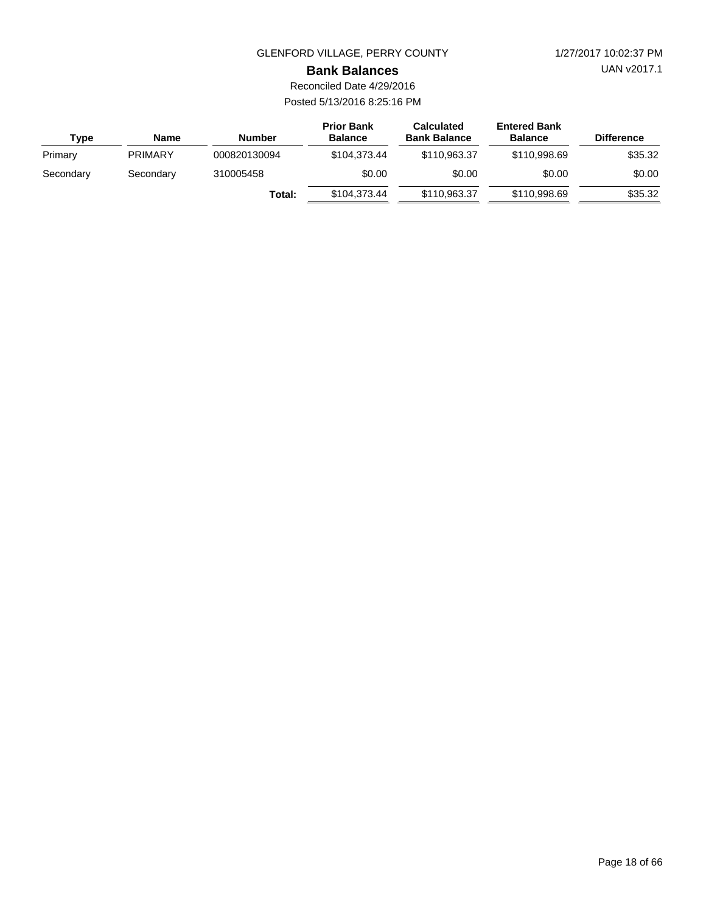GLENFORD VILLAGE, PERRY COUNTY

1/27/2017 10:02:37 PM

UAN v2017.1

# Bank Balances

Reconciled Date 4/29/2016

Posted 5/13/2016 8:25:16 PM

| Type | Name | Number | Prior Bank Balance | Calculated Bank Balance | Entered Bank Balance | Difference |
|---|---|---|---|---|---|---|
| Primary | PRIMARY | 000820130094 | $104,373.44 | $110,963.37 | $110,998.69 | $35.32 |
| Secondary | Secondary | 310005458 | $0.00 | $0.00 | $0.00 | $0.00 |
| | | **Total:** | $104,373.44 | $110,963.37 | $110,998.69 | $35.32 |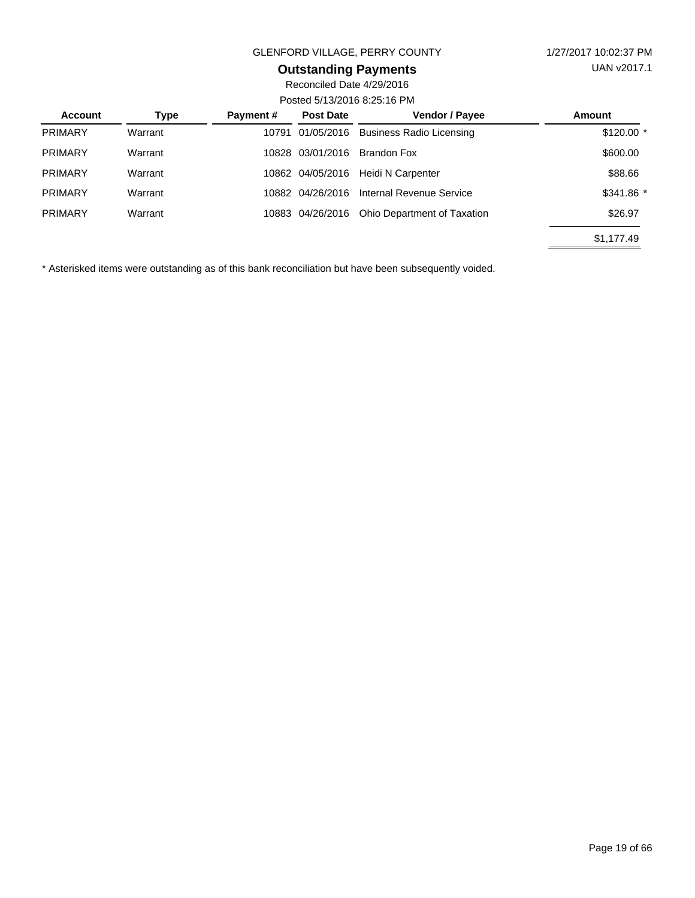GLENFORD VILLAGE, PERRY COUNTY

1/27/2017 10:02:37 PM

UAN v2017.1

## Outstanding Payments

Reconciled Date 4/29/2016

Posted 5/13/2016 8:25:16 PM

| Account | Type | Payment # | Post Date | Vendor / Payee | Amount |
|---|---|---|---|---|---|
| PRIMARY | Warrant | 10791 | 01/05/2016 | Business Radio Licensing | $120.00 * |
| PRIMARY | Warrant | 10828 | 03/01/2016 | Brandon Fox | $600.00 |
| PRIMARY | Warrant | 10862 | 04/05/2016 | Heidi N Carpenter | $88.66 |
| PRIMARY | Warrant | 10882 | 04/26/2016 | Internal Revenue Service | $341.86 * |
| PRIMARY | Warrant | 10883 | 04/26/2016 | Ohio Department of Taxation | $26.97 |
| | | | | | $1,177.49 |

* Asterisked items were outstanding as of this bank reconciliation but have been subsequently voided.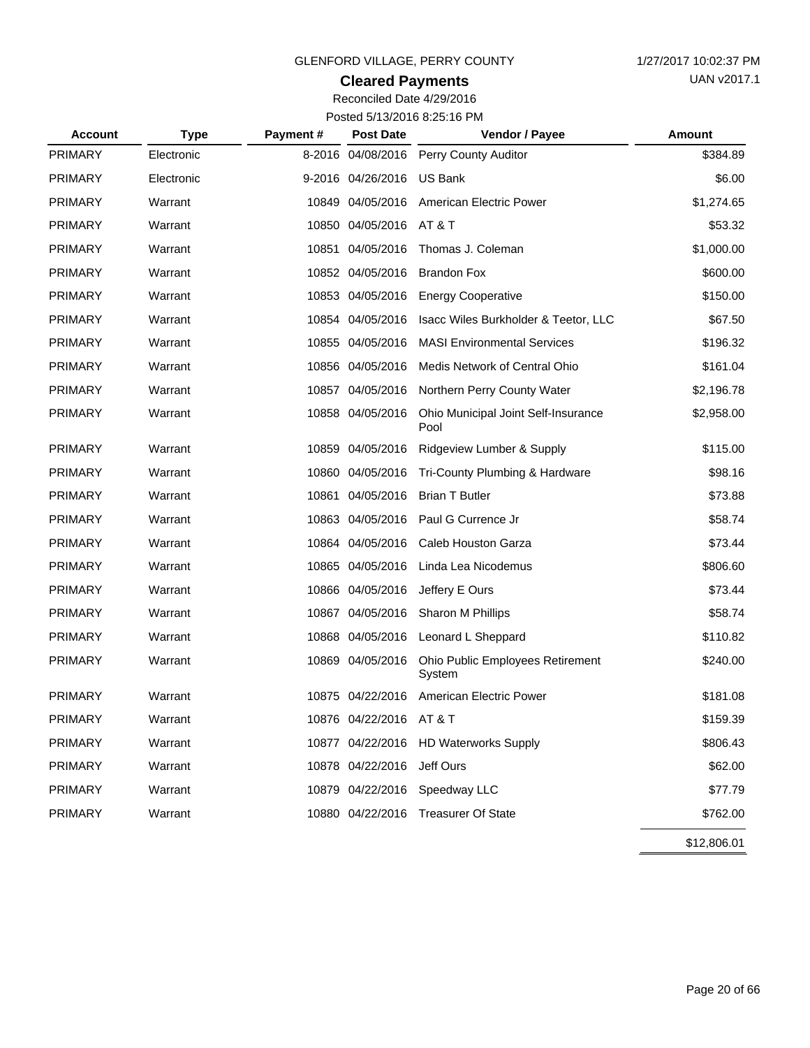GLENFORD VILLAGE, PERRY COUNTY

1/27/2017 10:02:37 PM

UAN v2017.1

## Cleared Payments

Reconciled Date 4/29/2016

Posted 5/13/2016 8:25:16 PM

| Account | Type | Payment # | Post Date | Vendor / Payee | Amount |
|---|---|---|---|---|---|
| PRIMARY | Electronic | 8-2016 | 04/08/2016 | Perry County Auditor | $384.89 |
| PRIMARY | Electronic | 9-2016 | 04/26/2016 | US Bank | $6.00 |
| PRIMARY | Warrant | 10849 | 04/05/2016 | American Electric Power | $1,274.65 |
| PRIMARY | Warrant | 10850 | 04/05/2016 | AT & T | $53.32 |
| PRIMARY | Warrant | 10851 | 04/05/2016 | Thomas J. Coleman | $1,000.00 |
| PRIMARY | Warrant | 10852 | 04/05/2016 | Brandon Fox | $600.00 |
| PRIMARY | Warrant | 10853 | 04/05/2016 | Energy Cooperative | $150.00 |
| PRIMARY | Warrant | 10854 | 04/05/2016 | Isacc Wiles Burkholder & Teetor, LLC | $67.50 |
| PRIMARY | Warrant | 10855 | 04/05/2016 | MASI Environmental Services | $196.32 |
| PRIMARY | Warrant | 10856 | 04/05/2016 | Medis Network of Central Ohio | $161.04 |
| PRIMARY | Warrant | 10857 | 04/05/2016 | Northern Perry County Water | $2,196.78 |
| PRIMARY | Warrant | 10858 | 04/05/2016 | Ohio Municipal Joint Self-Insurance Pool | $2,958.00 |
| PRIMARY | Warrant | 10859 | 04/05/2016 | Ridgeview Lumber & Supply | $115.00 |
| PRIMARY | Warrant | 10860 | 04/05/2016 | Tri-County Plumbing & Hardware | $98.16 |
| PRIMARY | Warrant | 10861 | 04/05/2016 | Brian T Butler | $73.88 |
| PRIMARY | Warrant | 10863 | 04/05/2016 | Paul G Currence Jr | $58.74 |
| PRIMARY | Warrant | 10864 | 04/05/2016 | Caleb Houston Garza | $73.44 |
| PRIMARY | Warrant | 10865 | 04/05/2016 | Linda Lea Nicodemus | $806.60 |
| PRIMARY | Warrant | 10866 | 04/05/2016 | Jeffery E Ours | $73.44 |
| PRIMARY | Warrant | 10867 | 04/05/2016 | Sharon M Phillips | $58.74 |
| PRIMARY | Warrant | 10868 | 04/05/2016 | Leonard L Sheppard | $110.82 |
| PRIMARY | Warrant | 10869 | 04/05/2016 | Ohio Public Employees Retirement System | $240.00 |
| PRIMARY | Warrant | 10875 | 04/22/2016 | American Electric Power | $181.08 |
| PRIMARY | Warrant | 10876 | 04/22/2016 | AT & T | $159.39 |
| PRIMARY | Warrant | 10877 | 04/22/2016 | HD Waterworks Supply | $806.43 |
| PRIMARY | Warrant | 10878 | 04/22/2016 | Jeff Ours | $62.00 |
| PRIMARY | Warrant | 10879 | 04/22/2016 | Speedway LLC | $77.79 |
| PRIMARY | Warrant | 10880 | 04/22/2016 | Treasurer Of State | $762.00 |
| | | | | | $12,806.01 |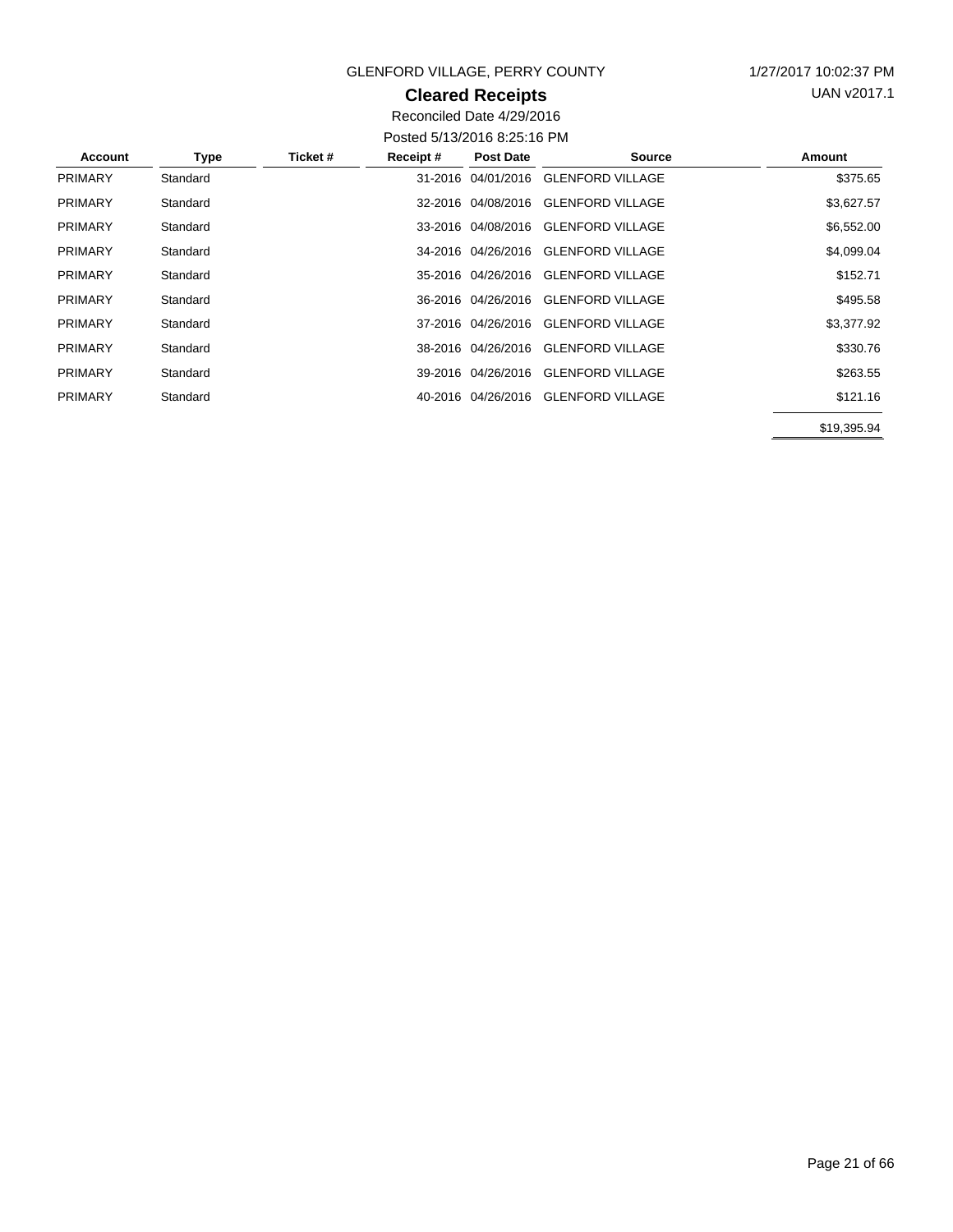GLENFORD VILLAGE, PERRY COUNTY

1/27/2017 10:02:37 PM

UAN v2017.1

## Cleared Receipts

Reconciled Date 4/29/2016

Posted 5/13/2016 8:25:16 PM

| Account | Type | Ticket # | Receipt # | Post Date | Source | Amount |
|---|---|---|---|---|---|---|
| PRIMARY | Standard | | 31-2016 | 04/01/2016 | GLENFORD VILLAGE | $375.65 |
| PRIMARY | Standard | | 32-2016 | 04/08/2016 | GLENFORD VILLAGE | $3,627.57 |
| PRIMARY | Standard | | 33-2016 | 04/08/2016 | GLENFORD VILLAGE | $6,552.00 |
| PRIMARY | Standard | | 34-2016 | 04/26/2016 | GLENFORD VILLAGE | $4,099.04 |
| PRIMARY | Standard | | 35-2016 | 04/26/2016 | GLENFORD VILLAGE | $152.71 |
| PRIMARY | Standard | | 36-2016 | 04/26/2016 | GLENFORD VILLAGE | $495.58 |
| PRIMARY | Standard | | 37-2016 | 04/26/2016 | GLENFORD VILLAGE | $3,377.92 |
| PRIMARY | Standard | | 38-2016 | 04/26/2016 | GLENFORD VILLAGE | $330.76 |
| PRIMARY | Standard | | 39-2016 | 04/26/2016 | GLENFORD VILLAGE | $263.55 |
| PRIMARY | Standard | | 40-2016 | 04/26/2016 | GLENFORD VILLAGE | $121.16 |
| | | | | | | $19,395.94 |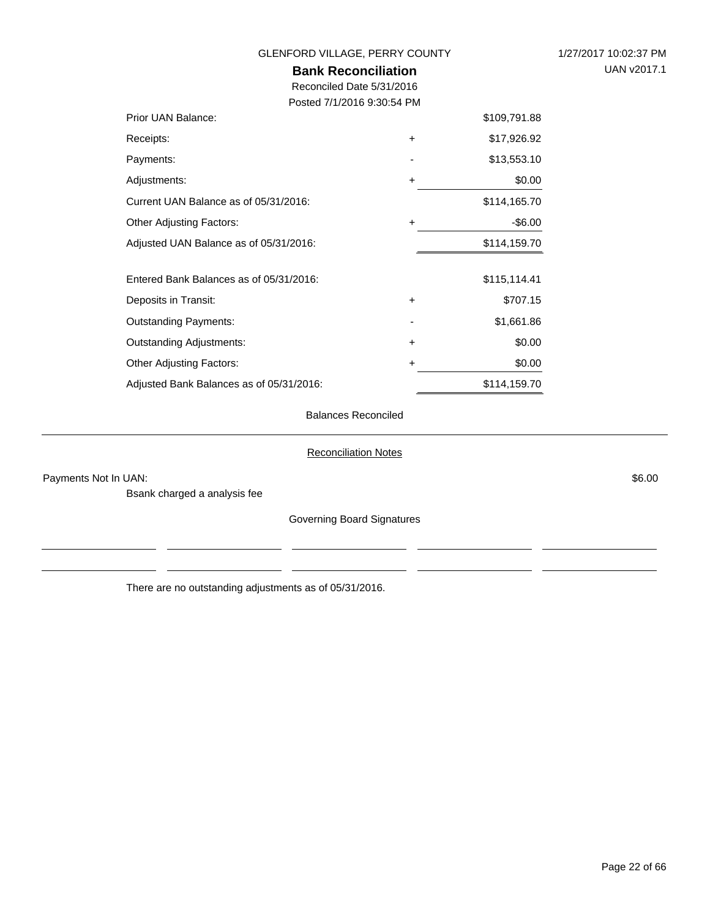GLENFORD VILLAGE, PERRY COUNTY

1/27/2017 10:02:37 PM

UAN v2017.1

## Bank Reconciliation

Reconciled Date 5/31/2016

Posted 7/1/2016 9:30:54 PM

| | | |
|---|---|---|
| Prior UAN Balance: | | $109,791.88 |
| Receipts: | + | $17,926.92 |
| Payments: | - | $13,553.10 |
| Adjustments: | + | $0.00 |
| Current UAN Balance as of 05/31/2016: | | $114,165.70 |
| Other Adjusting Factors: | + | -$6.00 |
| Adjusted UAN Balance as of 05/31/2016: | | $114,159.70 |
| | | |
| Entered Bank Balances as of 05/31/2016: | | $115,114.41 |
| Deposits in Transit: | + | $707.15 |
| Outstanding Payments: | - | $1,661.86 |
| Outstanding Adjustments: | + | $0.00 |
| Other Adjusting Factors: | + | $0.00 |
| Adjusted Bank Balances as of 05/31/2016: | | $114,159.70 |

Balances Reconciled

### Reconciliation Notes

Payments Not In UAN: $6.00

Bsank charged a analysis fee

Governing Board Signatures

_____________________ _____________________ _____________________ _____________________ _____________________

_____________________ _____________________ _____________________ _____________________ _____________________

There are no outstanding adjustments as of 05/31/2016.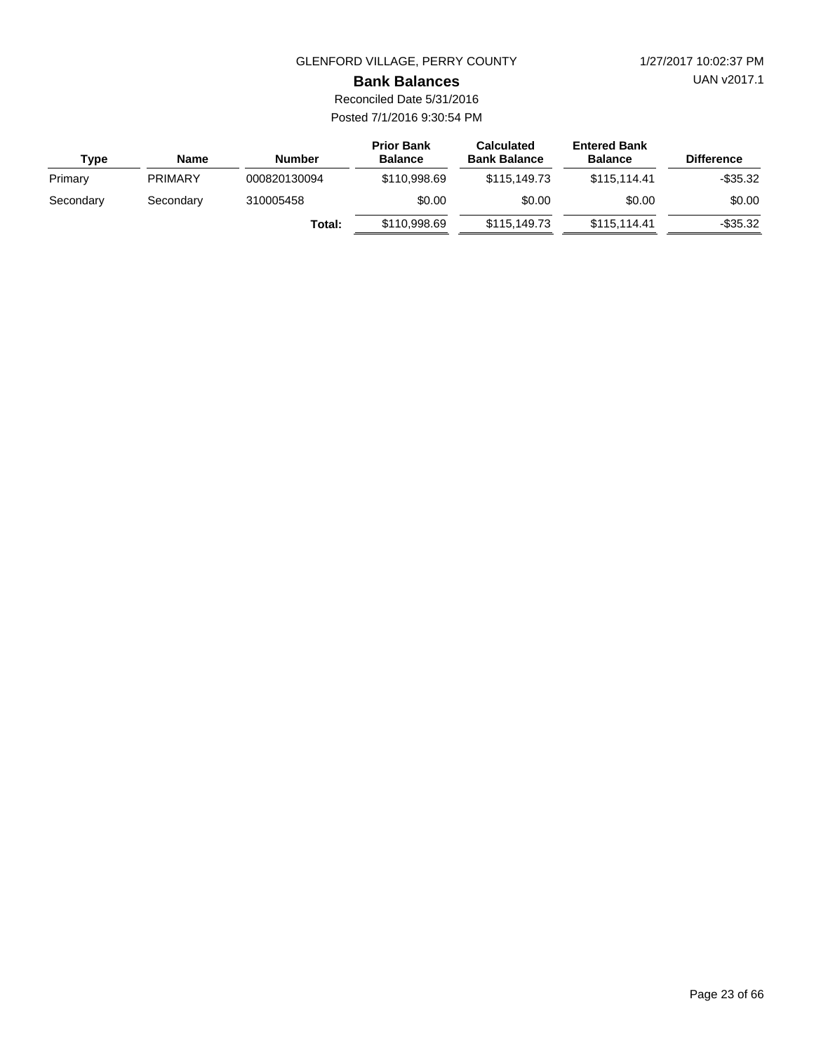GLENFORD VILLAGE, PERRY COUNTY

# Bank Balances

Reconciled Date 5/31/2016

Posted 7/1/2016 9:30:54 PM

| Type | Name | Number | Prior Bank Balance | Calculated Bank Balance | Entered Bank Balance | Difference |
|---|---|---|---|---|---|---|
| Primary | PRIMARY | 000820130094 | $110,998.69 | $115,149.73 | $115,114.41 | -$35.32 |
| Secondary | Secondary | 310005458 | $0.00 | $0.00 | $0.00 | $0.00 |
| | | **Total:** | $110,998.69 | $115,149.73 | $115,114.41 | -$35.32 |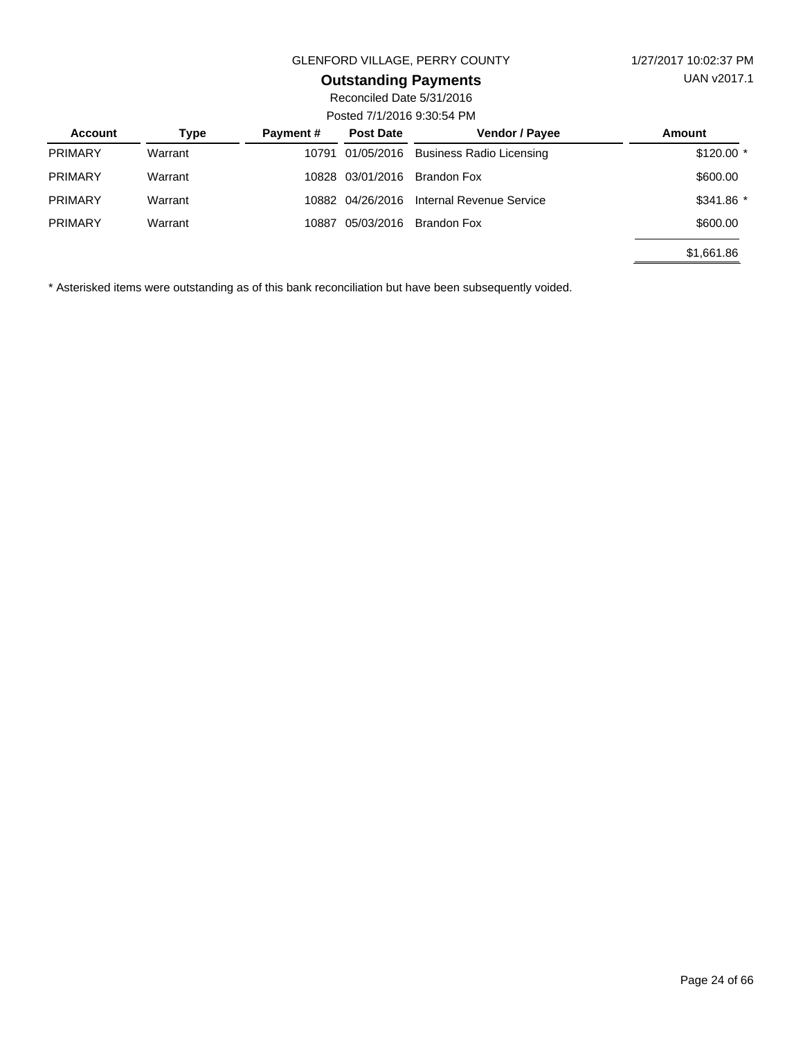GLENFORD VILLAGE, PERRY COUNTY

1/27/2017 10:02:37 PM

# Outstanding Payments

UAN v2017.1

Reconciled Date 5/31/2016

Posted 7/1/2016 9:30:54 PM

| Account | Type | Payment # | Post Date | Vendor / Payee | Amount |
|---|---|---|---|---|---|
| PRIMARY | Warrant | 10791 | 01/05/2016 | Business Radio Licensing | $120.00 * |
| PRIMARY | Warrant | 10828 | 03/01/2016 | Brandon Fox | $600.00 |
| PRIMARY | Warrant | 10882 | 04/26/2016 | Internal Revenue Service | $341.86 * |
| PRIMARY | Warrant | 10887 | 05/03/2016 | Brandon Fox | $600.00 |
| | | | | | $1,661.86 |

* Asterisked items were outstanding as of this bank reconciliation but have been subsequently voided.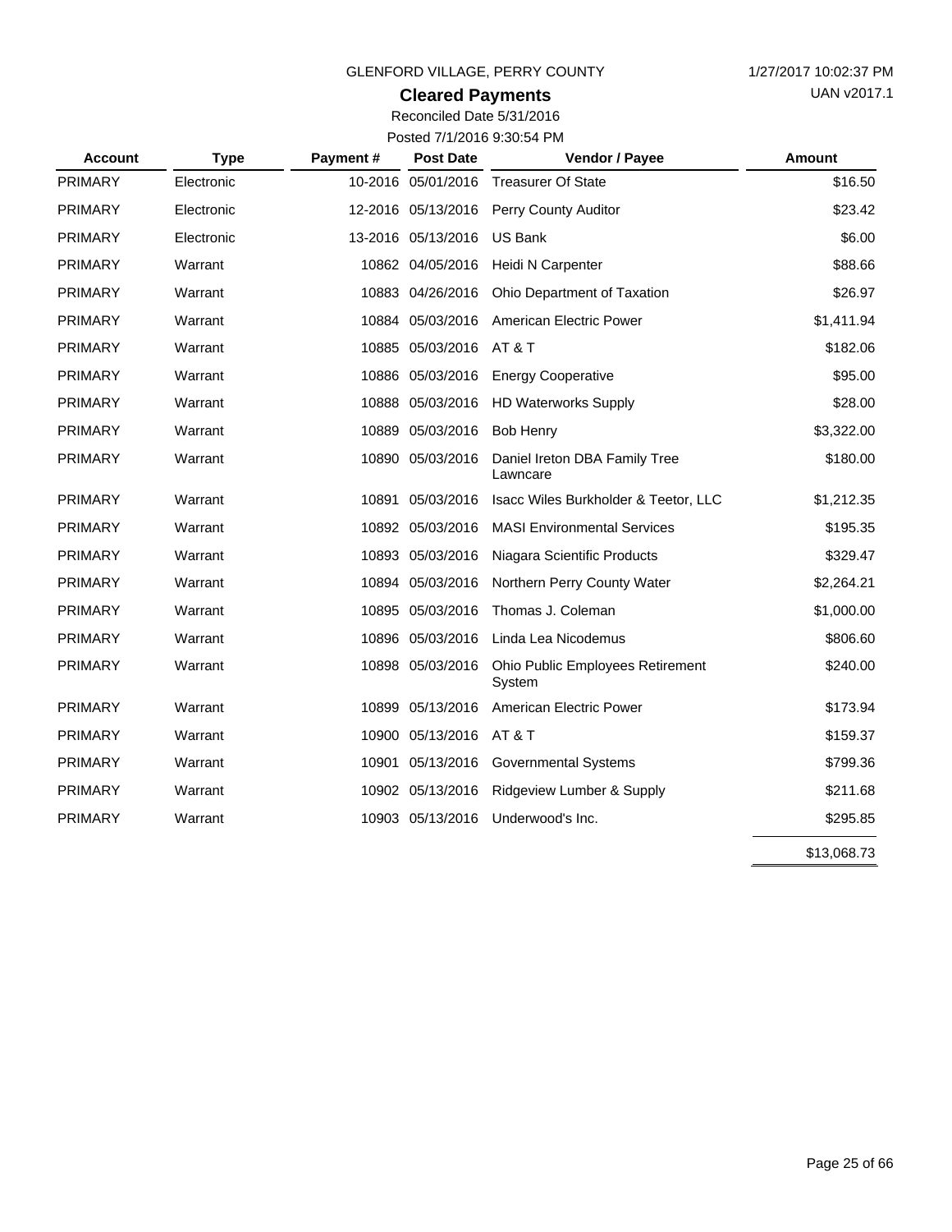GLENFORD VILLAGE, PERRY COUNTY

1/27/2017 10:02:37 PM

UAN v2017.1

## Cleared Payments

Reconciled Date 5/31/2016

Posted 7/1/2016 9:30:54 PM

| Account | Type | Payment # | Post Date | Vendor / Payee | Amount |
|---|---|---|---|---|---|
| PRIMARY | Electronic | 10-2016 | 05/01/2016 | Treasurer Of State | $16.50 |
| PRIMARY | Electronic | 12-2016 | 05/13/2016 | Perry County Auditor | $23.42 |
| PRIMARY | Electronic | 13-2016 | 05/13/2016 | US Bank | $6.00 |
| PRIMARY | Warrant | 10862 | 04/05/2016 | Heidi N Carpenter | $88.66 |
| PRIMARY | Warrant | 10883 | 04/26/2016 | Ohio Department of Taxation | $26.97 |
| PRIMARY | Warrant | 10884 | 05/03/2016 | American Electric Power | $1,411.94 |
| PRIMARY | Warrant | 10885 | 05/03/2016 | AT & T | $182.06 |
| PRIMARY | Warrant | 10886 | 05/03/2016 | Energy Cooperative | $95.00 |
| PRIMARY | Warrant | 10888 | 05/03/2016 | HD Waterworks Supply | $28.00 |
| PRIMARY | Warrant | 10889 | 05/03/2016 | Bob Henry | $3,322.00 |
| PRIMARY | Warrant | 10890 | 05/03/2016 | Daniel Ireton DBA Family Tree Lawncare | $180.00 |
| PRIMARY | Warrant | 10891 | 05/03/2016 | Isacc Wiles Burkholder & Teetor, LLC | $1,212.35 |
| PRIMARY | Warrant | 10892 | 05/03/2016 | MASI Environmental Services | $195.35 |
| PRIMARY | Warrant | 10893 | 05/03/2016 | Niagara Scientific Products | $329.47 |
| PRIMARY | Warrant | 10894 | 05/03/2016 | Northern Perry County Water | $2,264.21 |
| PRIMARY | Warrant | 10895 | 05/03/2016 | Thomas J. Coleman | $1,000.00 |
| PRIMARY | Warrant | 10896 | 05/03/2016 | Linda Lea Nicodemus | $806.60 |
| PRIMARY | Warrant | 10898 | 05/03/2016 | Ohio Public Employees Retirement System | $240.00 |
| PRIMARY | Warrant | 10899 | 05/13/2016 | American Electric Power | $173.94 |
| PRIMARY | Warrant | 10900 | 05/13/2016 | AT & T | $159.37 |
| PRIMARY | Warrant | 10901 | 05/13/2016 | Governmental Systems | $799.36 |
| PRIMARY | Warrant | 10902 | 05/13/2016 | Ridgeview Lumber & Supply | $211.68 |
| PRIMARY | Warrant | 10903 | 05/13/2016 | Underwood's Inc. | $295.85 |
| | | | | | $13,068.73 |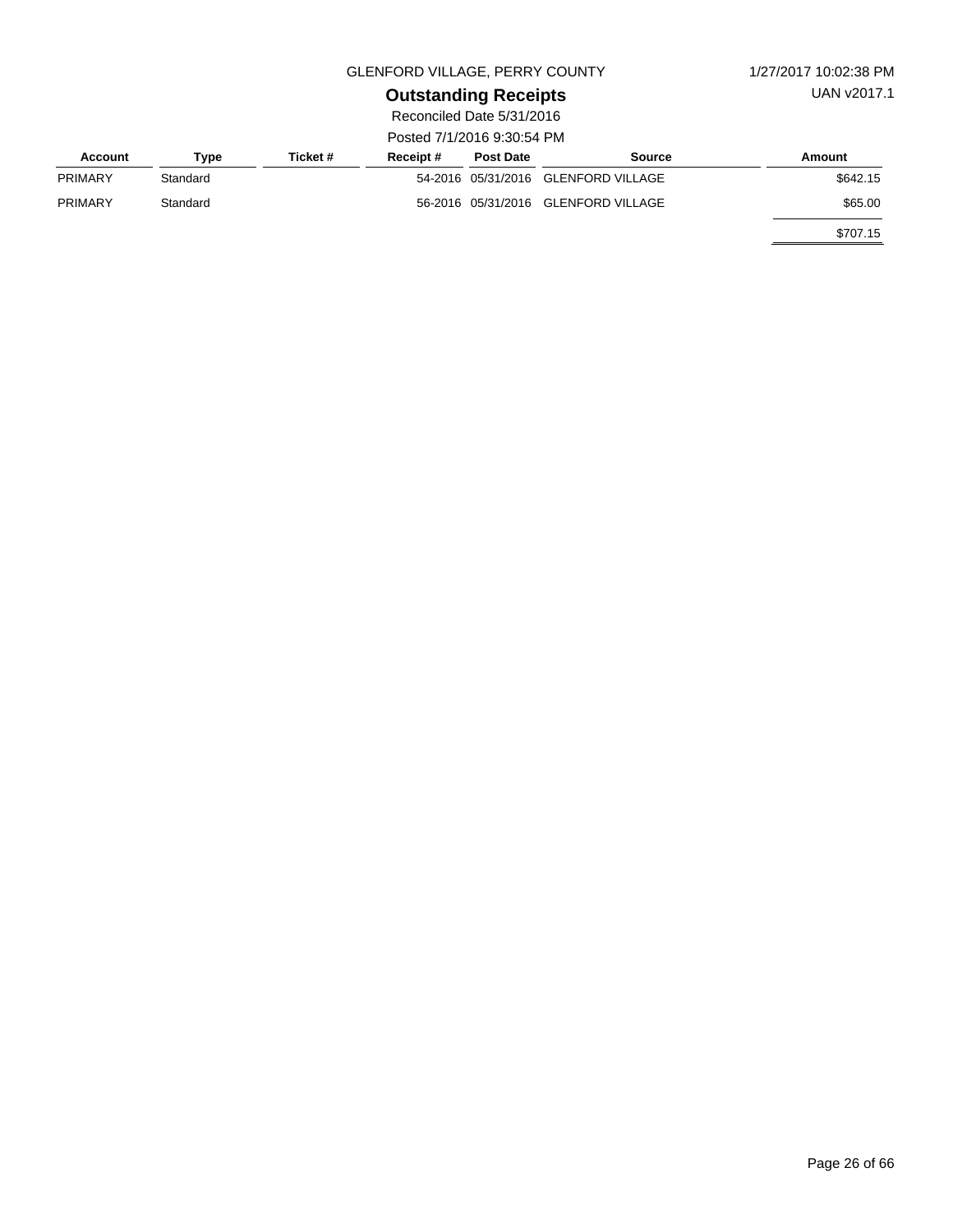GLENFORD VILLAGE, PERRY COUNTY

1/27/2017 10:02:38 PM

UAN v2017.1

## Outstanding Receipts

Reconciled Date 5/31/2016

Posted 7/1/2016 9:30:54 PM

| Account | Type | Ticket # | Receipt # | Post Date | Source | Amount |
|---|---|---|---|---|---|---|
| PRIMARY | Standard | | 54-2016 | 05/31/2016 | GLENFORD VILLAGE | $642.15 |
| PRIMARY | Standard | | 56-2016 | 05/31/2016 | GLENFORD VILLAGE | $65.00 |
| | | | | | | $707.15 |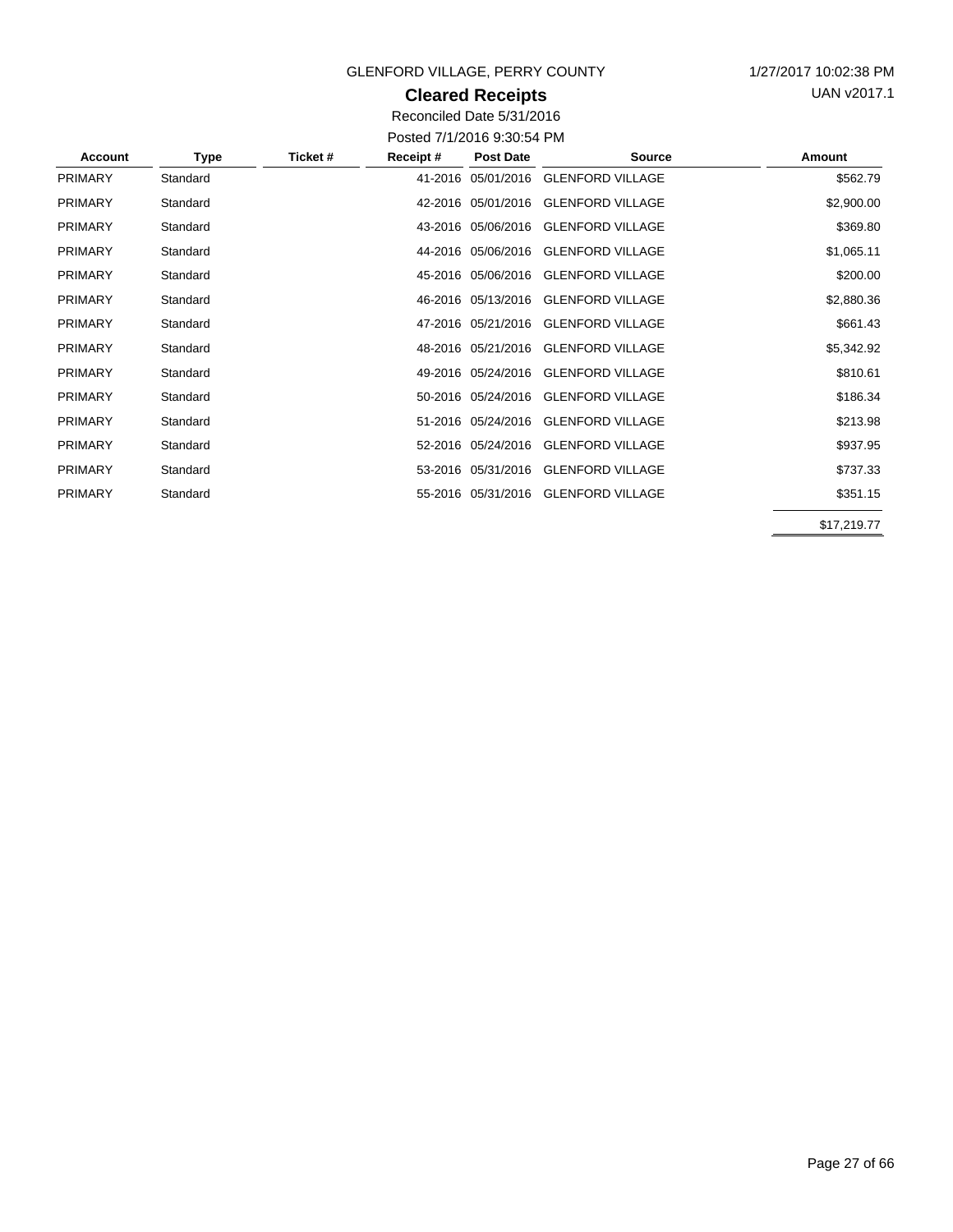GLENFORD VILLAGE, PERRY COUNTY

1/27/2017 10:02:38 PM

UAN v2017.1

# Cleared Receipts

Reconciled Date 5/31/2016

Posted 7/1/2016 9:30:54 PM

| Account | Type | Ticket # | Receipt # | Post Date | Source | Amount |
|---|---|---|---|---|---|---|
| PRIMARY | Standard | | 41-2016 | 05/01/2016 | GLENFORD VILLAGE | $562.79 |
| PRIMARY | Standard | | 42-2016 | 05/01/2016 | GLENFORD VILLAGE | $2,900.00 |
| PRIMARY | Standard | | 43-2016 | 05/06/2016 | GLENFORD VILLAGE | $369.80 |
| PRIMARY | Standard | | 44-2016 | 05/06/2016 | GLENFORD VILLAGE | $1,065.11 |
| PRIMARY | Standard | | 45-2016 | 05/06/2016 | GLENFORD VILLAGE | $200.00 |
| PRIMARY | Standard | | 46-2016 | 05/13/2016 | GLENFORD VILLAGE | $2,880.36 |
| PRIMARY | Standard | | 47-2016 | 05/21/2016 | GLENFORD VILLAGE | $661.43 |
| PRIMARY | Standard | | 48-2016 | 05/21/2016 | GLENFORD VILLAGE | $5,342.92 |
| PRIMARY | Standard | | 49-2016 | 05/24/2016 | GLENFORD VILLAGE | $810.61 |
| PRIMARY | Standard | | 50-2016 | 05/24/2016 | GLENFORD VILLAGE | $186.34 |
| PRIMARY | Standard | | 51-2016 | 05/24/2016 | GLENFORD VILLAGE | $213.98 |
| PRIMARY | Standard | | 52-2016 | 05/24/2016 | GLENFORD VILLAGE | $937.95 |
| PRIMARY | Standard | | 53-2016 | 05/31/2016 | GLENFORD VILLAGE | $737.33 |
| PRIMARY | Standard | | 55-2016 | 05/31/2016 | GLENFORD VILLAGE | $351.15 |
| | | | | | | $17,219.77 |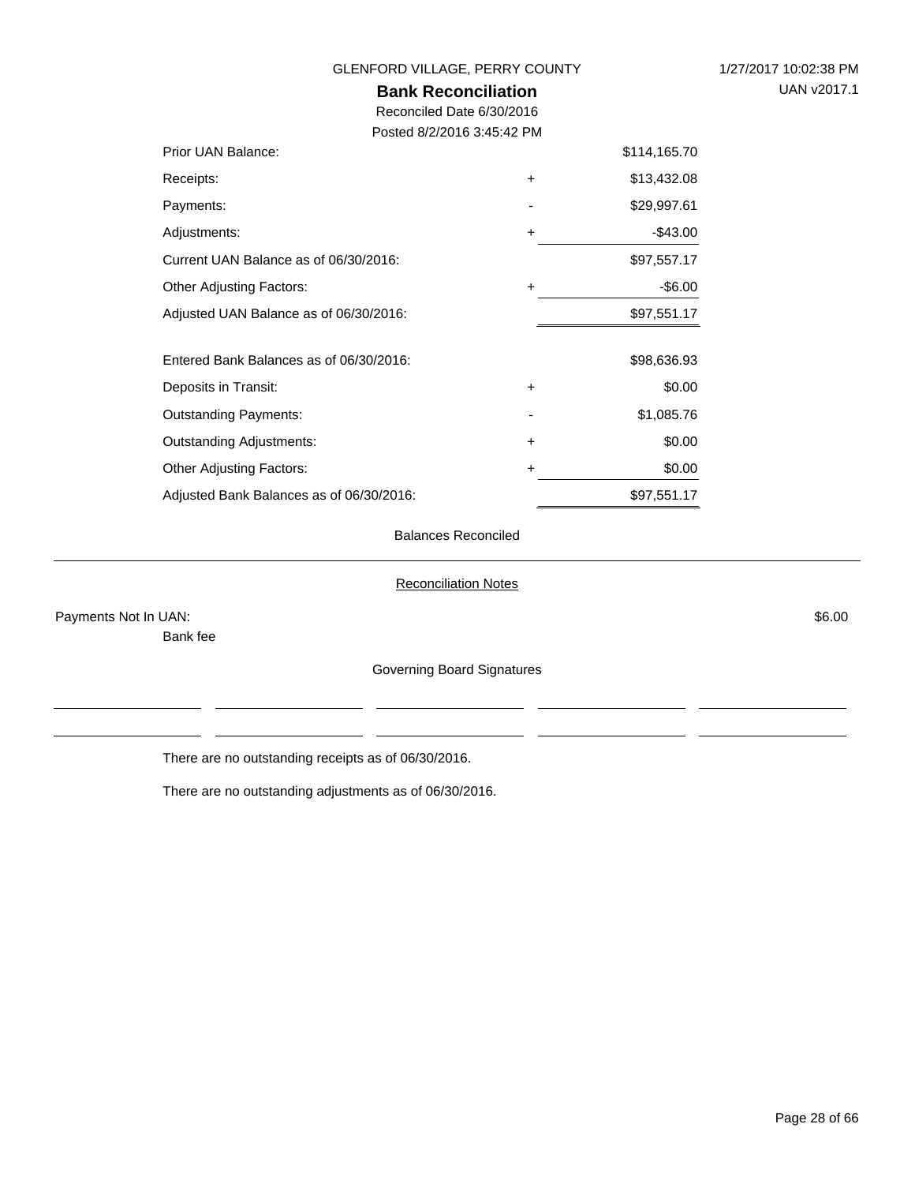GLENFORD VILLAGE, PERRY COUNTY

# Bank Reconciliation

Reconciled Date 6/30/2016

Posted 8/2/2016 3:45:42 PM

| | | |
|---|---|---|
| Prior UAN Balance: | | $114,165.70 |
| Receipts: | + | $13,432.08 |
| Payments: | - | $29,997.61 |
| Adjustments: | + | -$43.00 |
| Current UAN Balance as of 06/30/2016: | | $97,557.17 |
| Other Adjusting Factors: | + | -$6.00 |
| Adjusted UAN Balance as of 06/30/2016: | | $97,551.17 |
| | | |
| Entered Bank Balances as of 06/30/2016: | | $98,636.93 |
| Deposits in Transit: | + | $0.00 |
| Outstanding Payments: | - | $1,085.76 |
| Outstanding Adjustments: | + | $0.00 |
| Other Adjusting Factors: | + | $0.00 |
| Adjusted Bank Balances as of 06/30/2016: | | $97,551.17 |

Balances Reconciled

## Reconciliation Notes

Payments Not In UAN: $6.00

Bank fee

Governing Board Signatures

There are no outstanding receipts as of 06/30/2016.

There are no outstanding adjustments as of 06/30/2016.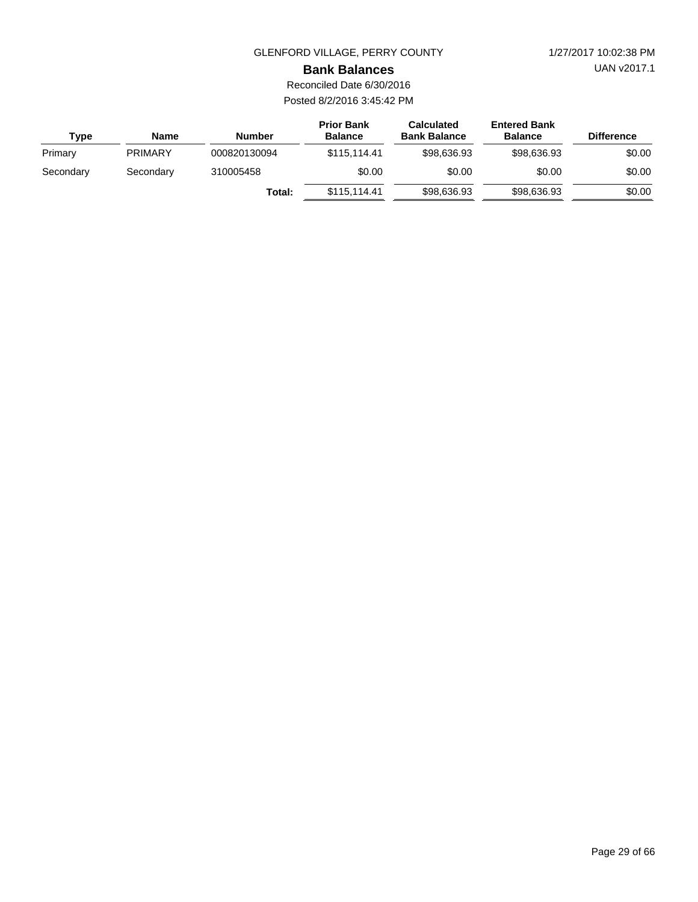GLENFORD VILLAGE, PERRY COUNTY

1/27/2017 10:02:38 PM

UAN v2017.1

## Bank Balances

Reconciled Date 6/30/2016

Posted 8/2/2016 3:45:42 PM

| Type | Name | Number | Prior Bank Balance | Calculated Bank Balance | Entered Bank Balance | Difference |
|---|---|---|---|---|---|---|
| Primary | PRIMARY | 000820130094 | $115,114.41 | $98,636.93 | $98,636.93 | $0.00 |
| Secondary | Secondary | 310005458 | $0.00 | $0.00 | $0.00 | $0.00 |
| | | **Total:** | $115,114.41 | $98,636.93 | $98,636.93 | $0.00 |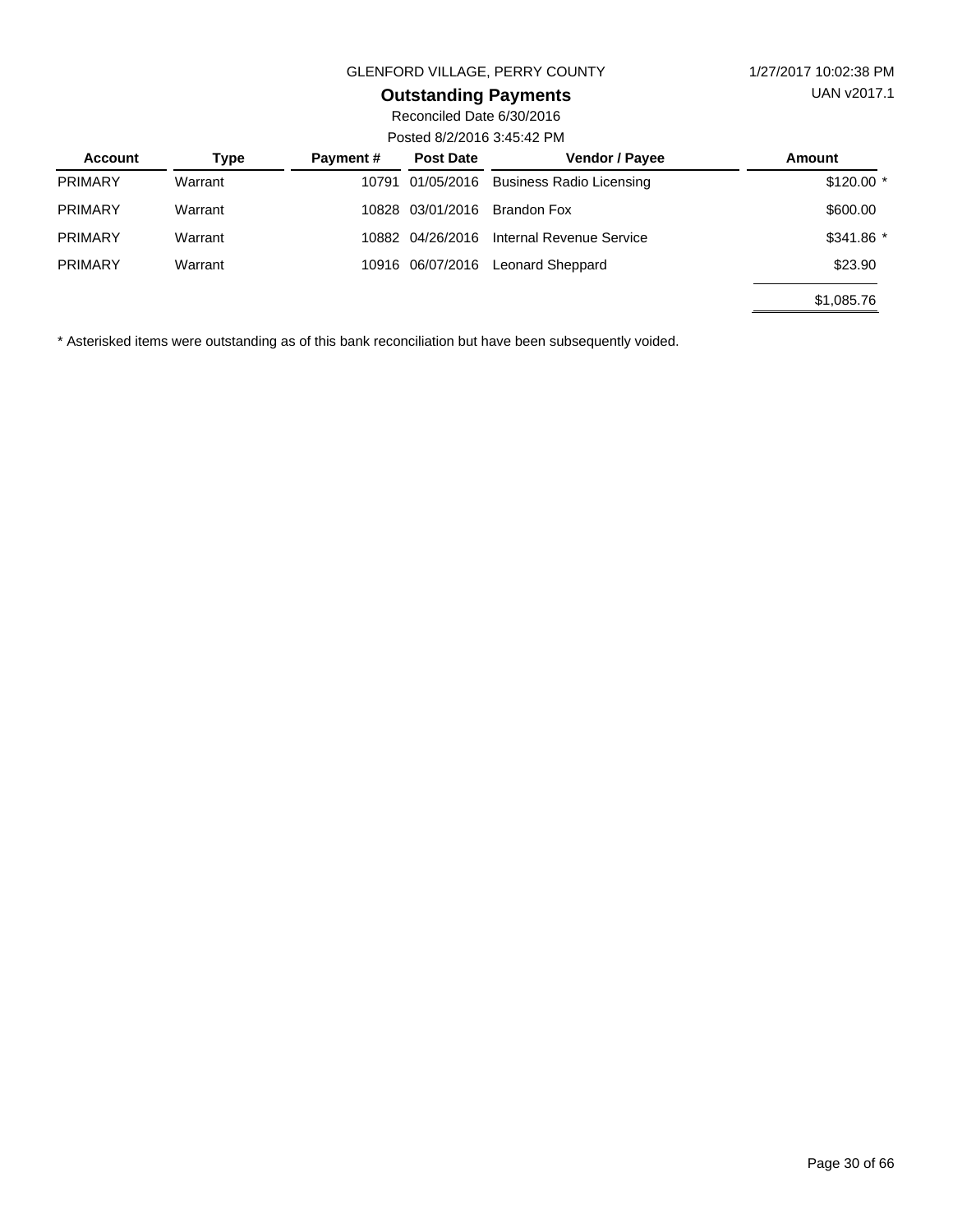GLENFORD VILLAGE, PERRY COUNTY

1/27/2017 10:02:38 PM

UAN v2017.1

## Outstanding Payments

Reconciled Date 6/30/2016

Posted 8/2/2016 3:45:42 PM

| Account | Type | Payment # | Post Date | Vendor / Payee | Amount |
|---|---|---|---|---|---|
| PRIMARY | Warrant | 10791 | 01/05/2016 | Business Radio Licensing | $120.00 * |
| PRIMARY | Warrant | 10828 | 03/01/2016 | Brandon Fox | $600.00 |
| PRIMARY | Warrant | 10882 | 04/26/2016 | Internal Revenue Service | $341.86 * |
| PRIMARY | Warrant | 10916 | 06/07/2016 | Leonard Sheppard | $23.90 |
| | | | | | $1,085.76 |

* Asterisked items were outstanding as of this bank reconciliation but have been subsequently voided.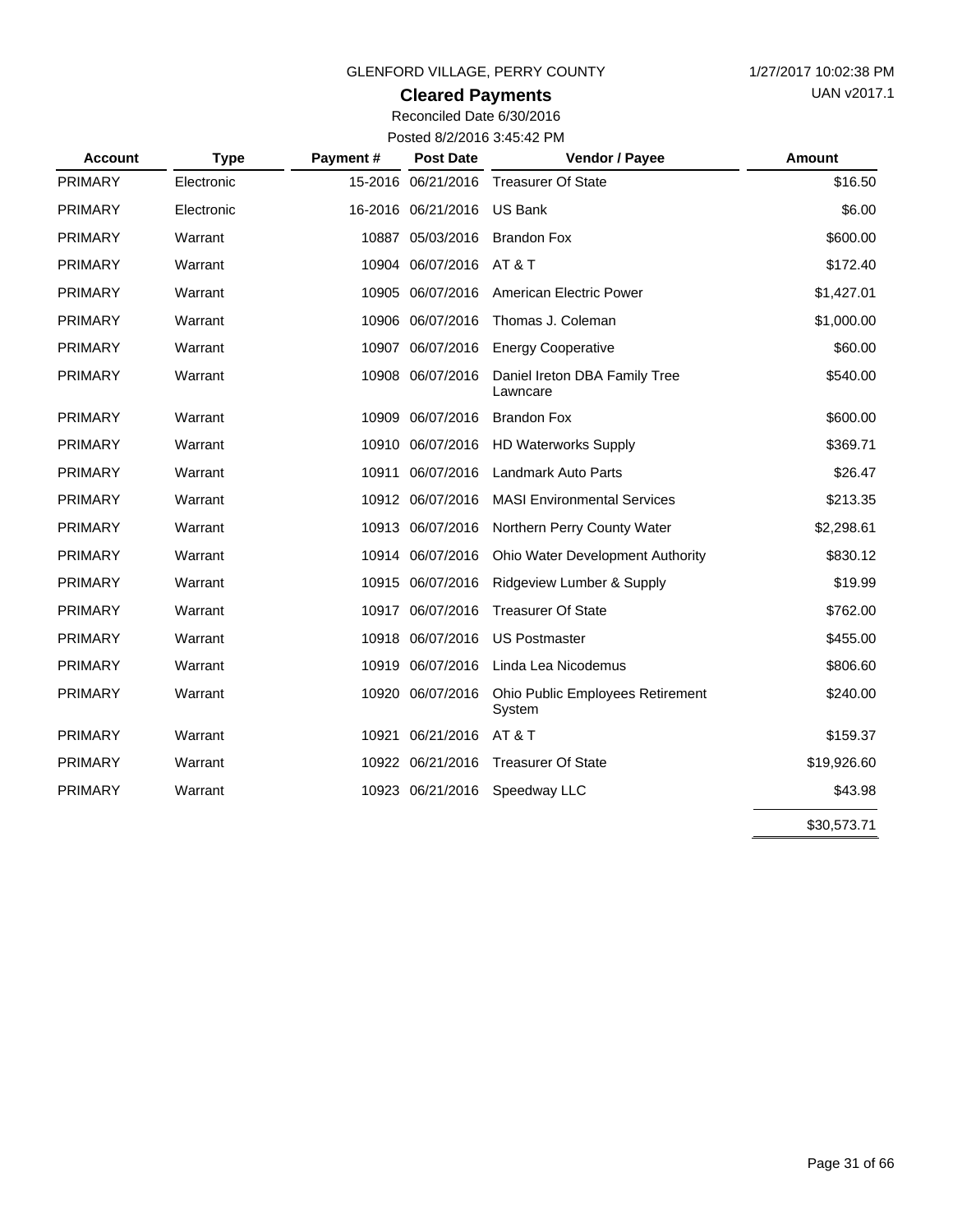GLENFORD VILLAGE, PERRY COUNTY

1/27/2017 10:02:38 PM

UAN v2017.1

## Cleared Payments

Reconciled Date 6/30/2016

Posted 8/2/2016 3:45:42 PM

| Account | Type | Payment # | Post Date | Vendor / Payee | Amount |
|---|---|---|---|---|---|
| PRIMARY | Electronic | 15-2016 | 06/21/2016 | Treasurer Of State | $16.50 |
| PRIMARY | Electronic | 16-2016 | 06/21/2016 | US Bank | $6.00 |
| PRIMARY | Warrant | 10887 | 05/03/2016 | Brandon Fox | $600.00 |
| PRIMARY | Warrant | 10904 | 06/07/2016 | AT & T | $172.40 |
| PRIMARY | Warrant | 10905 | 06/07/2016 | American Electric Power | $1,427.01 |
| PRIMARY | Warrant | 10906 | 06/07/2016 | Thomas J. Coleman | $1,000.00 |
| PRIMARY | Warrant | 10907 | 06/07/2016 | Energy Cooperative | $60.00 |
| PRIMARY | Warrant | 10908 | 06/07/2016 | Daniel Ireton DBA Family Tree Lawncare | $540.00 |
| PRIMARY | Warrant | 10909 | 06/07/2016 | Brandon Fox | $600.00 |
| PRIMARY | Warrant | 10910 | 06/07/2016 | HD Waterworks Supply | $369.71 |
| PRIMARY | Warrant | 10911 | 06/07/2016 | Landmark Auto Parts | $26.47 |
| PRIMARY | Warrant | 10912 | 06/07/2016 | MASI Environmental Services | $213.35 |
| PRIMARY | Warrant | 10913 | 06/07/2016 | Northern Perry County Water | $2,298.61 |
| PRIMARY | Warrant | 10914 | 06/07/2016 | Ohio Water Development Authority | $830.12 |
| PRIMARY | Warrant | 10915 | 06/07/2016 | Ridgeview Lumber & Supply | $19.99 |
| PRIMARY | Warrant | 10917 | 06/07/2016 | Treasurer Of State | $762.00 |
| PRIMARY | Warrant | 10918 | 06/07/2016 | US Postmaster | $455.00 |
| PRIMARY | Warrant | 10919 | 06/07/2016 | Linda Lea Nicodemus | $806.60 |
| PRIMARY | Warrant | 10920 | 06/07/2016 | Ohio Public Employees Retirement System | $240.00 |
| PRIMARY | Warrant | 10921 | 06/21/2016 | AT & T | $159.37 |
| PRIMARY | Warrant | 10922 | 06/21/2016 | Treasurer Of State | $19,926.60 |
| PRIMARY | Warrant | 10923 | 06/21/2016 | Speedway LLC | $43.98 |
| | | | | | $30,573.71 |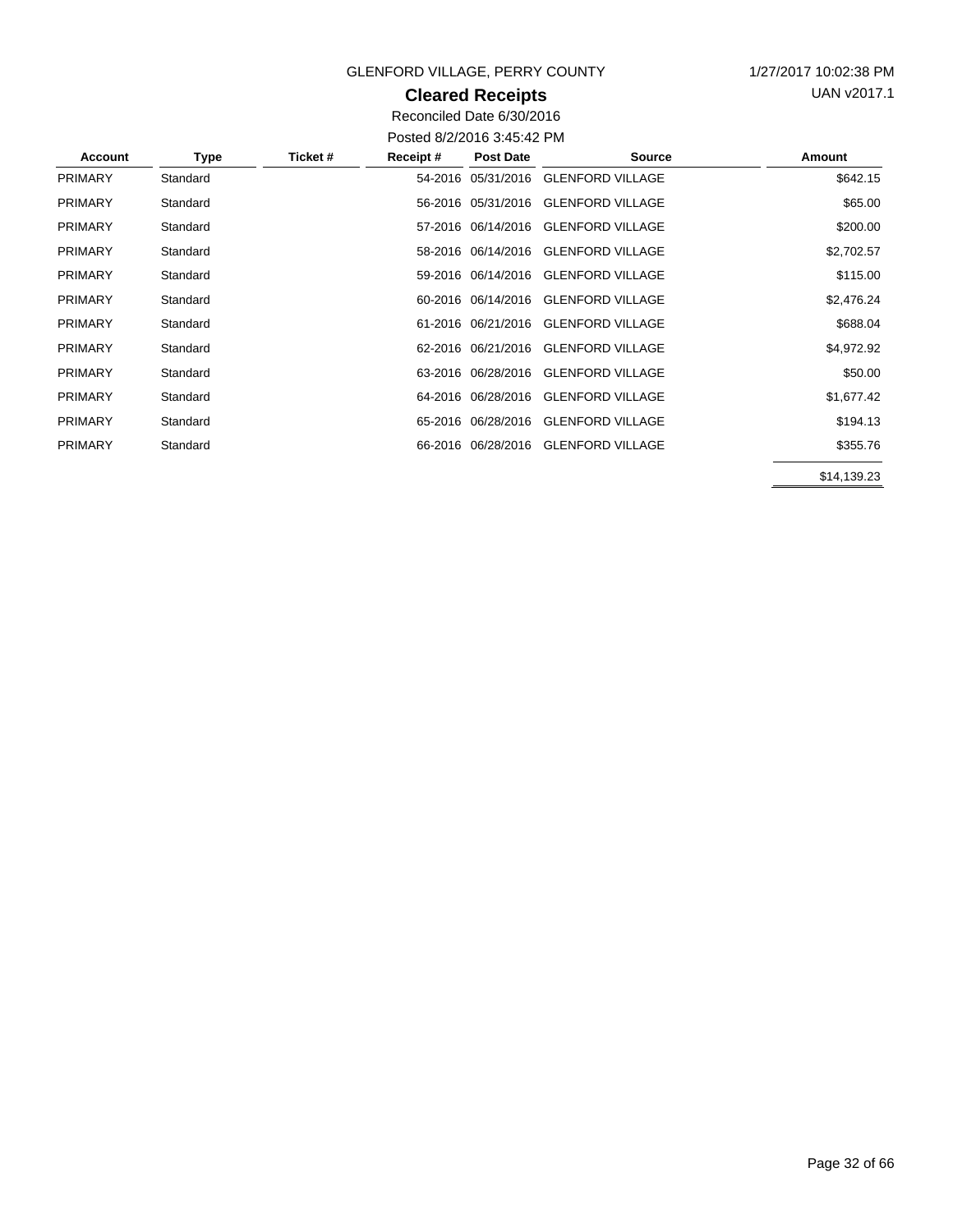GLENFORD VILLAGE, PERRY COUNTY

1/27/2017 10:02:38 PM

# Cleared Receipts

UAN v2017.1

Reconciled Date 6/30/2016

Posted 8/2/2016 3:45:42 PM

| Account | Type | Ticket # | Receipt # | Post Date | Source | Amount |
|---|---|---|---|---|---|---|
| PRIMARY | Standard | | 54-2016 | 05/31/2016 | GLENFORD VILLAGE | $642.15 |
| PRIMARY | Standard | | 56-2016 | 05/31/2016 | GLENFORD VILLAGE | $65.00 |
| PRIMARY | Standard | | 57-2016 | 06/14/2016 | GLENFORD VILLAGE | $200.00 |
| PRIMARY | Standard | | 58-2016 | 06/14/2016 | GLENFORD VILLAGE | $2,702.57 |
| PRIMARY | Standard | | 59-2016 | 06/14/2016 | GLENFORD VILLAGE | $115.00 |
| PRIMARY | Standard | | 60-2016 | 06/14/2016 | GLENFORD VILLAGE | $2,476.24 |
| PRIMARY | Standard | | 61-2016 | 06/21/2016 | GLENFORD VILLAGE | $688.04 |
| PRIMARY | Standard | | 62-2016 | 06/21/2016 | GLENFORD VILLAGE | $4,972.92 |
| PRIMARY | Standard | | 63-2016 | 06/28/2016 | GLENFORD VILLAGE | $50.00 |
| PRIMARY | Standard | | 64-2016 | 06/28/2016 | GLENFORD VILLAGE | $1,677.42 |
| PRIMARY | Standard | | 65-2016 | 06/28/2016 | GLENFORD VILLAGE | $194.13 |
| PRIMARY | Standard | | 66-2016 | 06/28/2016 | GLENFORD VILLAGE | $355.76 |
| | | | | | | $14,139.23 |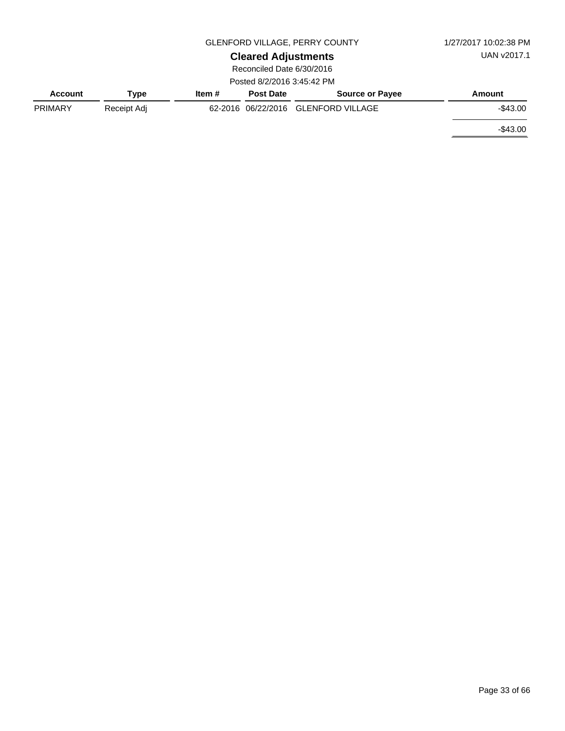GLENFORD VILLAGE, PERRY COUNTY

1/27/2017 10:02:38 PM

UAN v2017.1

## Cleared Adjustments

Reconciled Date 6/30/2016

Posted 8/2/2016 3:45:42 PM

| Account | Type | Item # | Post Date | Source or Payee | Amount |
|---|---|---|---|---|---|
| PRIMARY | Receipt Adj | 62-2016 | 06/22/2016 | GLENFORD VILLAGE | -$43.00 |
| | | | | | -$43.00 |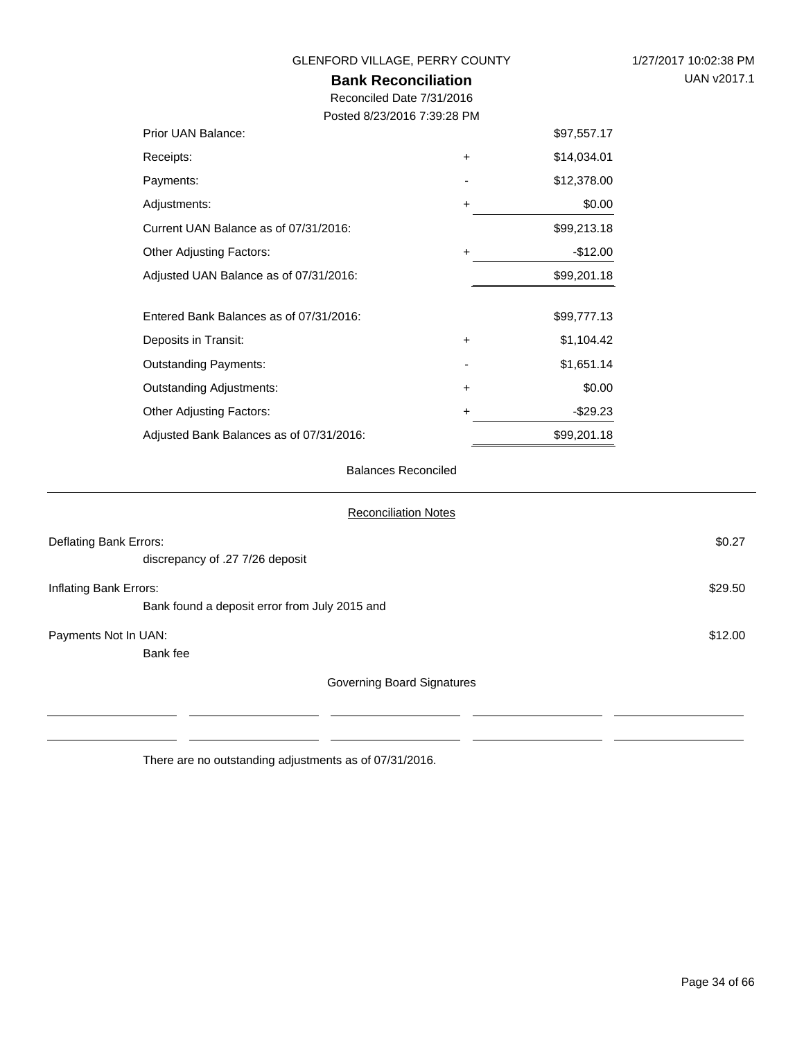GLENFORD VILLAGE, PERRY COUNTY

1/27/2017 10:02:38 PM

UAN v2017.1

# Bank Reconciliation

Reconciled Date 7/31/2016

Posted 8/23/2016 7:39:28 PM

| | | |
|---|---|---|
| Prior UAN Balance: | | $97,557.17 |
| Receipts: | + | $14,034.01 |
| Payments: | - | $12,378.00 |
| Adjustments: | + | $0.00 |
| Current UAN Balance as of 07/31/2016: | | $99,213.18 |
| Other Adjusting Factors: | + | -$12.00 |
| Adjusted UAN Balance as of 07/31/2016: | | $99,201.18 |

| | | |
|---|---|---|
| Entered Bank Balances as of 07/31/2016: | | $99,777.13 |
| Deposits in Transit: | + | $1,104.42 |
| Outstanding Payments: | - | $1,651.14 |
| Outstanding Adjustments: | + | $0.00 |
| Other Adjusting Factors: | + | -$29.23 |
| Adjusted Bank Balances as of 07/31/2016: | | $99,201.18 |

Balances Reconciled

## Reconciliation Notes

| | |
|---|---|
| Deflating Bank Errors: | $0.27 |
| discrepancy of .27 7/26 deposit | |
| Inflating Bank Errors: | $29.50 |
| Bank found a deposit error from July 2015 and | |
| Payments Not In UAN: | $12.00 |
| Bank fee | |

Governing Board Signatures

\_\_\_\_\_\_\_\_\_\_\_\_\_\_\_\_\_\_ \_\_\_\_\_\_\_\_\_\_\_\_\_\_\_\_\_\_ \_\_\_\_\_\_\_\_\_\_\_\_\_\_\_\_\_\_ \_\_\_\_\_\_\_\_\_\_\_\_\_\_\_\_\_\_ \_\_\_\_\_\_\_\_\_\_\_\_\_\_\_\_\_\_

\_\_\_\_\_\_\_\_\_\_\_\_\_\_\_\_\_\_ \_\_\_\_\_\_\_\_\_\_\_\_\_\_\_\_\_\_ \_\_\_\_\_\_\_\_\_\_\_\_\_\_\_\_\_\_ \_\_\_\_\_\_\_\_\_\_\_\_\_\_\_\_\_\_ \_\_\_\_\_\_\_\_\_\_\_\_\_\_\_\_\_\_

There are no outstanding adjustments as of 07/31/2016.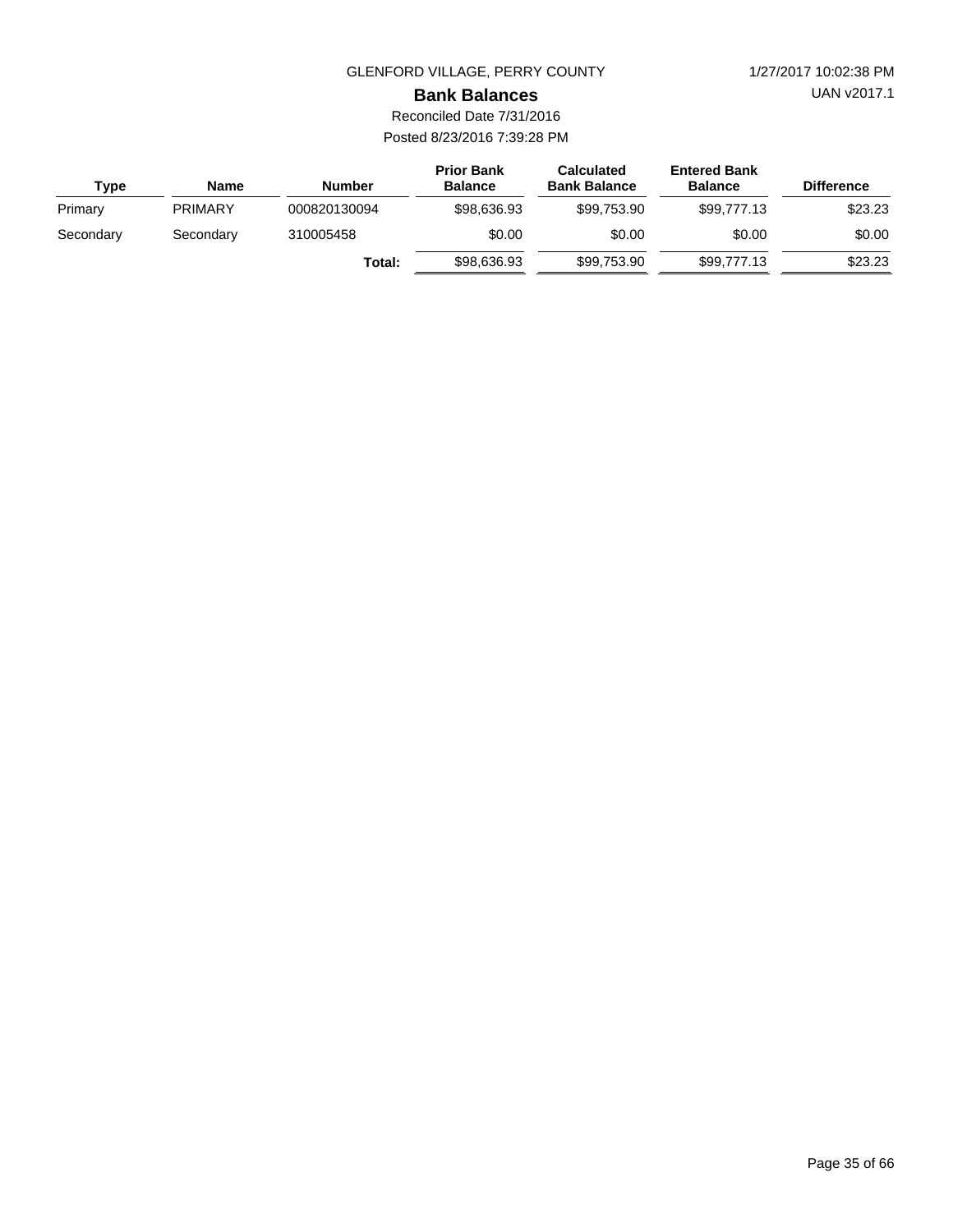GLENFORD VILLAGE, PERRY COUNTY

1/27/2017 10:02:38 PM

UAN v2017.1

# Bank Balances

Reconciled Date 7/31/2016

Posted 8/23/2016 7:39:28 PM

| Type | Name | Number | Prior Bank Balance | Calculated Bank Balance | Entered Bank Balance | Difference |
|---|---|---|---|---|---|---|
| Primary | PRIMARY | 000820130094 | $98,636.93 | $99,753.90 | $99,777.13 | $23.23 |
| Secondary | Secondary | 310005458 | $0.00 | $0.00 | $0.00 | $0.00 |
| | | **Total:** | $98,636.93 | $99,753.90 | $99,777.13 | $23.23 |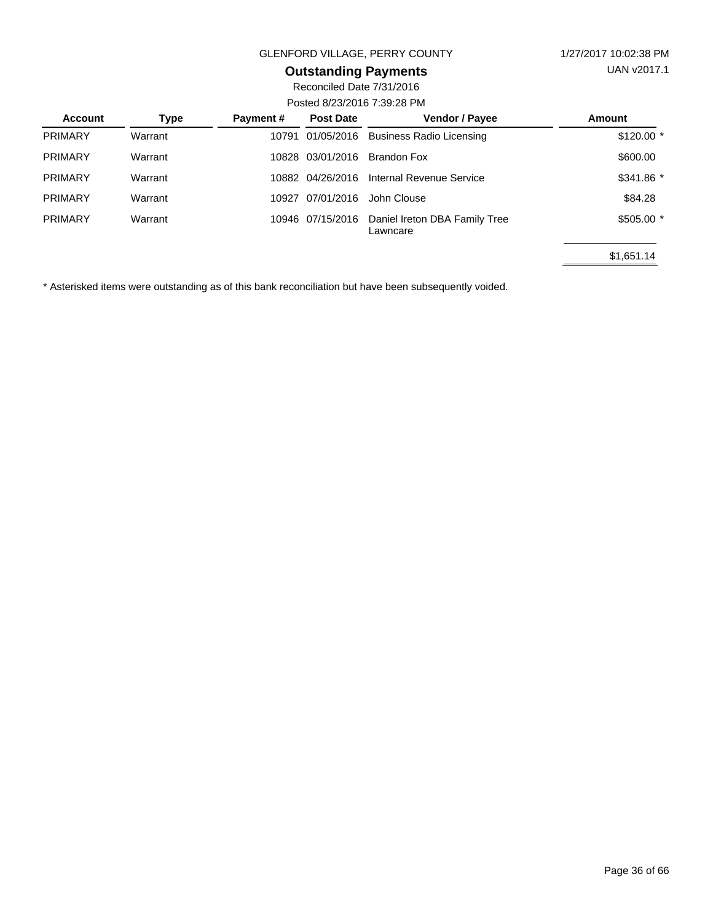GLENFORD VILLAGE, PERRY COUNTY

1/27/2017 10:02:38 PM

UAN v2017.1

## Outstanding Payments

Reconciled Date 7/31/2016

Posted 8/23/2016 7:39:28 PM

| Account | Type | Payment # | Post Date | Vendor / Payee | Amount |
|---|---|---|---|---|---|
| PRIMARY | Warrant | 10791 | 01/05/2016 | Business Radio Licensing | $120.00 * |
| PRIMARY | Warrant | 10828 | 03/01/2016 | Brandon Fox | $600.00 |
| PRIMARY | Warrant | 10882 | 04/26/2016 | Internal Revenue Service | $341.86 * |
| PRIMARY | Warrant | 10927 | 07/01/2016 | John Clouse | $84.28 |
| PRIMARY | Warrant | 10946 | 07/15/2016 | Daniel Ireton DBA Family Tree Lawncare | $505.00 * |
| | | | | | $1,651.14 |

* Asterisked items were outstanding as of this bank reconciliation but have been subsequently voided.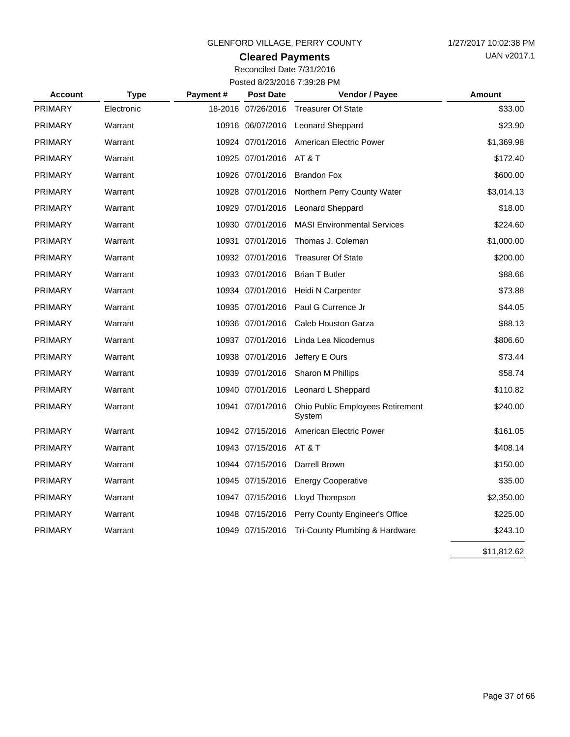GLENFORD VILLAGE, PERRY COUNTY

1/27/2017 10:02:38 PM

UAN v2017.1

## Cleared Payments

Reconciled Date 7/31/2016

Posted 8/23/2016 7:39:28 PM

| Account | Type | Payment # | Post Date | Vendor / Payee | Amount |
|---|---|---|---|---|---|
| PRIMARY | Electronic | 18-2016 | 07/26/2016 | Treasurer Of State | $33.00 |
| PRIMARY | Warrant | 10916 | 06/07/2016 | Leonard Sheppard | $23.90 |
| PRIMARY | Warrant | 10924 | 07/01/2016 | American Electric Power | $1,369.98 |
| PRIMARY | Warrant | 10925 | 07/01/2016 | AT & T | $172.40 |
| PRIMARY | Warrant | 10926 | 07/01/2016 | Brandon Fox | $600.00 |
| PRIMARY | Warrant | 10928 | 07/01/2016 | Northern Perry County Water | $3,014.13 |
| PRIMARY | Warrant | 10929 | 07/01/2016 | Leonard Sheppard | $18.00 |
| PRIMARY | Warrant | 10930 | 07/01/2016 | MASI Environmental Services | $224.60 |
| PRIMARY | Warrant | 10931 | 07/01/2016 | Thomas J. Coleman | $1,000.00 |
| PRIMARY | Warrant | 10932 | 07/01/2016 | Treasurer Of State | $200.00 |
| PRIMARY | Warrant | 10933 | 07/01/2016 | Brian T Butler | $88.66 |
| PRIMARY | Warrant | 10934 | 07/01/2016 | Heidi N Carpenter | $73.88 |
| PRIMARY | Warrant | 10935 | 07/01/2016 | Paul G Currence Jr | $44.05 |
| PRIMARY | Warrant | 10936 | 07/01/2016 | Caleb Houston Garza | $88.13 |
| PRIMARY | Warrant | 10937 | 07/01/2016 | Linda Lea Nicodemus | $806.60 |
| PRIMARY | Warrant | 10938 | 07/01/2016 | Jeffery E Ours | $73.44 |
| PRIMARY | Warrant | 10939 | 07/01/2016 | Sharon M Phillips | $58.74 |
| PRIMARY | Warrant | 10940 | 07/01/2016 | Leonard L Sheppard | $110.82 |
| PRIMARY | Warrant | 10941 | 07/01/2016 | Ohio Public Employees Retirement System | $240.00 |
| PRIMARY | Warrant | 10942 | 07/15/2016 | American Electric Power | $161.05 |
| PRIMARY | Warrant | 10943 | 07/15/2016 | AT & T | $408.14 |
| PRIMARY | Warrant | 10944 | 07/15/2016 | Darrell Brown | $150.00 |
| PRIMARY | Warrant | 10945 | 07/15/2016 | Energy Cooperative | $35.00 |
| PRIMARY | Warrant | 10947 | 07/15/2016 | Lloyd Thompson | $2,350.00 |
| PRIMARY | Warrant | 10948 | 07/15/2016 | Perry County Engineer's Office | $225.00 |
| PRIMARY | Warrant | 10949 | 07/15/2016 | Tri-County Plumbing & Hardware | $243.10 |
| | | | | | $11,812.62 |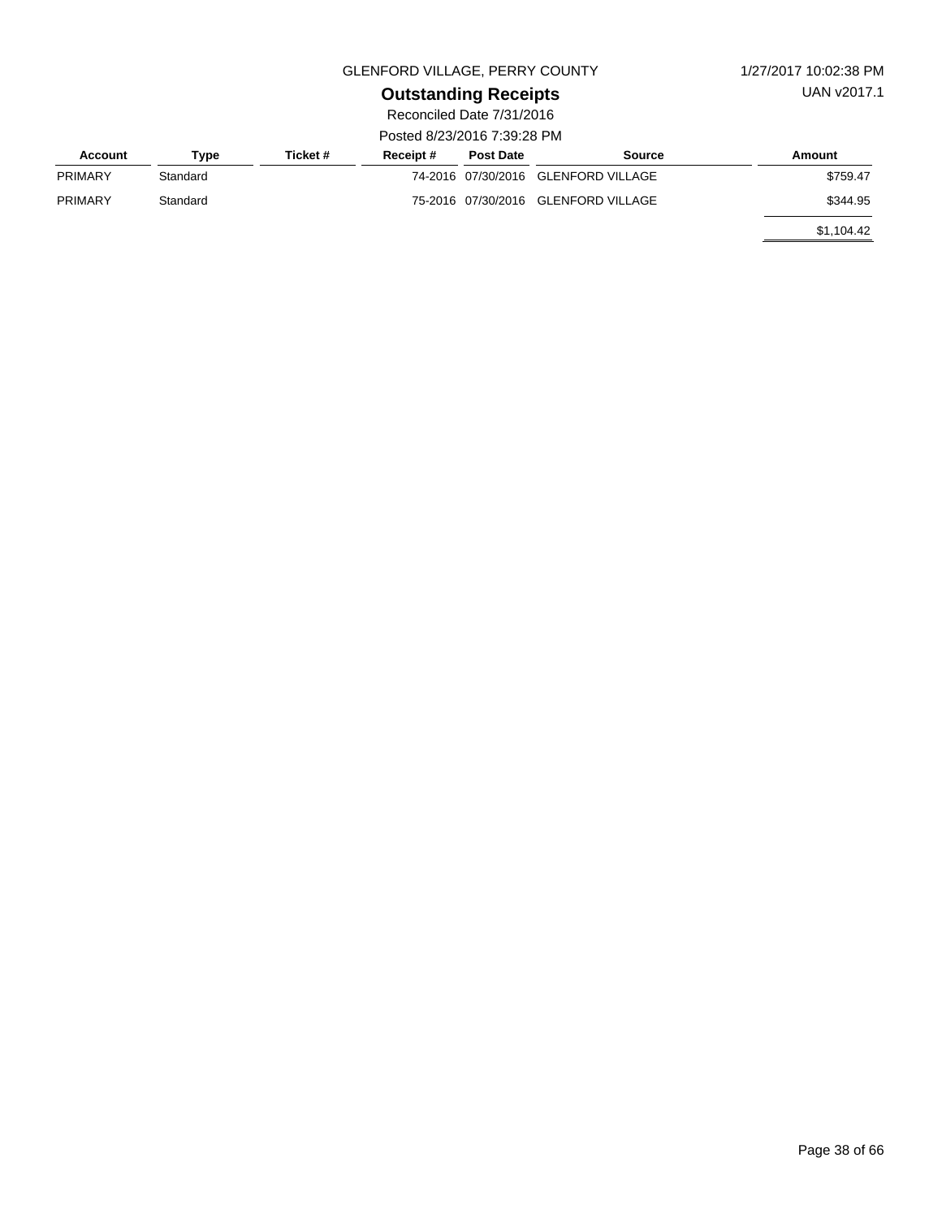GLENFORD VILLAGE, PERRY COUNTY

1/27/2017 10:02:38 PM

UAN v2017.1

## Outstanding Receipts

Reconciled Date 7/31/2016

Posted 8/23/2016 7:39:28 PM

| Account | Type | Ticket # | Receipt # | Post Date | Source | Amount |
|---|---|---|---|---|---|---|
| PRIMARY | Standard | | 74-2016 | 07/30/2016 | GLENFORD VILLAGE | $759.47 |
| PRIMARY | Standard | | 75-2016 | 07/30/2016 | GLENFORD VILLAGE | $344.95 |
| | | | | | | $1,104.42 |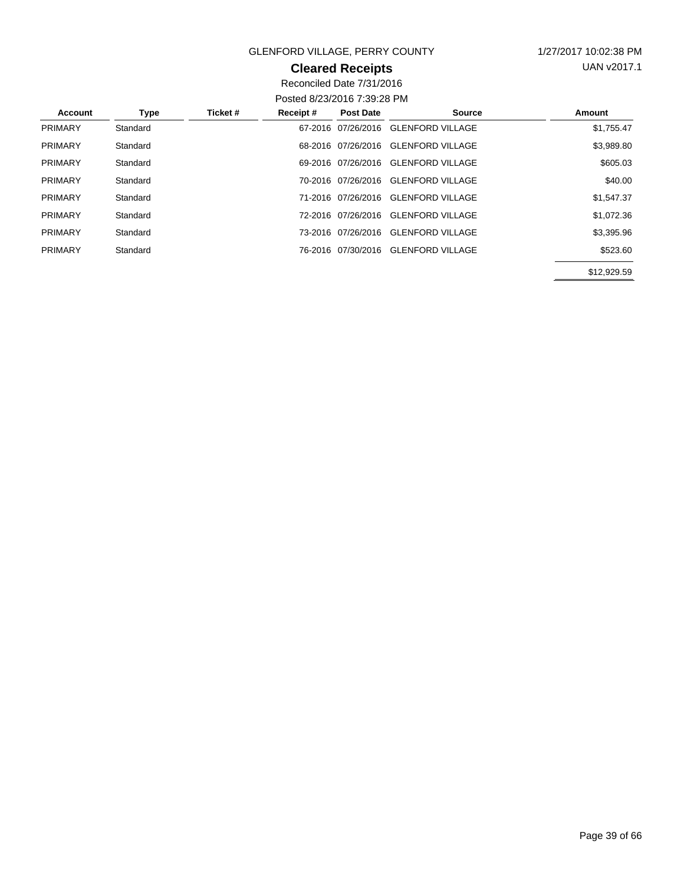GLENFORD VILLAGE, PERRY COUNTY

1/27/2017 10:02:38 PM

UAN v2017.1

## Cleared Receipts

Reconciled Date 7/31/2016

Posted 8/23/2016 7:39:28 PM

| Account | Type | Ticket # | Receipt # | Post Date | Source | Amount |
|---|---|---|---|---|---|---|
| PRIMARY | Standard | | 67-2016 | 07/26/2016 | GLENFORD VILLAGE | $1,755.47 |
| PRIMARY | Standard | | 68-2016 | 07/26/2016 | GLENFORD VILLAGE | $3,989.80 |
| PRIMARY | Standard | | 69-2016 | 07/26/2016 | GLENFORD VILLAGE | $605.03 |
| PRIMARY | Standard | | 70-2016 | 07/26/2016 | GLENFORD VILLAGE | $40.00 |
| PRIMARY | Standard | | 71-2016 | 07/26/2016 | GLENFORD VILLAGE | $1,547.37 |
| PRIMARY | Standard | | 72-2016 | 07/26/2016 | GLENFORD VILLAGE | $1,072.36 |
| PRIMARY | Standard | | 73-2016 | 07/26/2016 | GLENFORD VILLAGE | $3,395.96 |
| PRIMARY | Standard | | 76-2016 | 07/30/2016 | GLENFORD VILLAGE | $523.60 |
| | | | | | | $12,929.59 |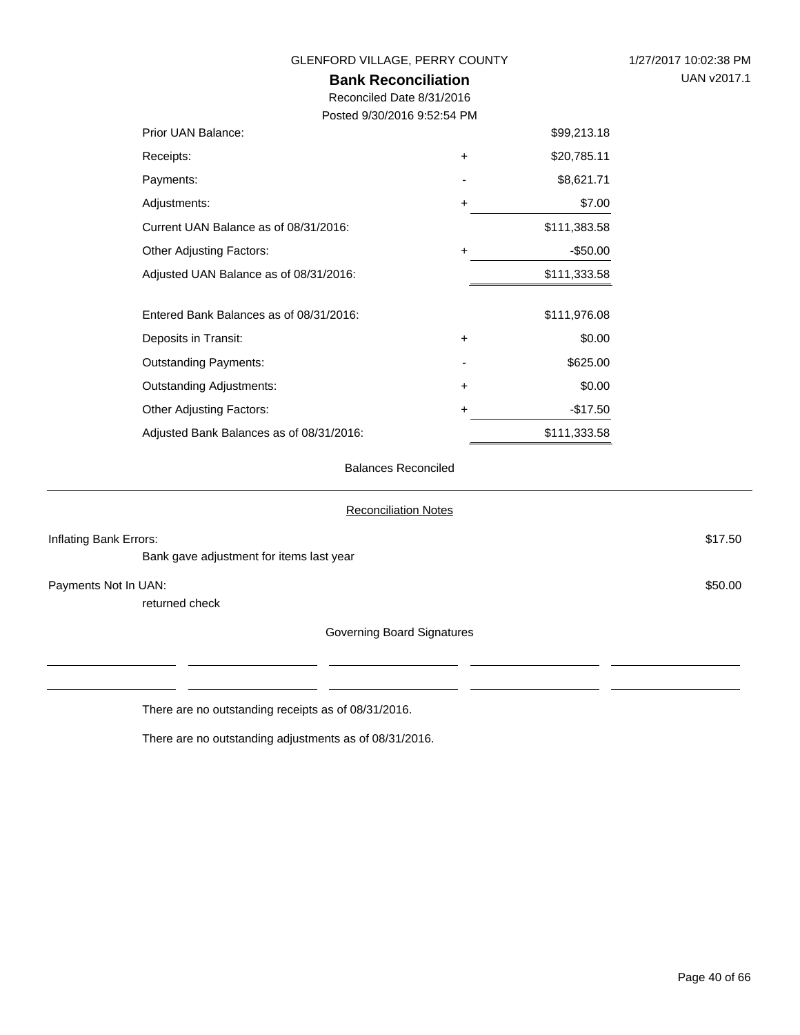GLENFORD VILLAGE, PERRY COUNTY

1/27/2017 10:02:38 PM

UAN v2017.1

## Bank Reconciliation

Reconciled Date 8/31/2016

Posted 9/30/2016 9:52:54 PM

| | | |
|---|---|---|
| Prior UAN Balance: | | $99,213.18 |
| Receipts: | + | $20,785.11 |
| Payments: | - | $8,621.71 |
| Adjustments: | + | $7.00 |
| Current UAN Balance as of 08/31/2016: | | $111,383.58 |
| Other Adjusting Factors: | + | -$50.00 |
| Adjusted UAN Balance as of 08/31/2016: | | $111,333.58 |
| | | |
| Entered Bank Balances as of 08/31/2016: | | $111,976.08 |
| Deposits in Transit: | + | $0.00 |
| Outstanding Payments: | - | $625.00 |
| Outstanding Adjustments: | + | $0.00 |
| Other Adjusting Factors: | + | -$17.50 |
| Adjusted Bank Balances as of 08/31/2016: | | $111,333.58 |

Balances Reconciled

### Reconciliation Notes

| | |
|---|---|
| Inflating Bank Errors: | $17.50 |
| Bank gave adjustment for items last year | |
| Payments Not In UAN: | $50.00 |
| returned check | |

Governing Board Signatures

| | | | | |
|---|---|---|---|---|
| | | | | |
| | | | | |

There are no outstanding receipts as of 08/31/2016.

There are no outstanding adjustments as of 08/31/2016.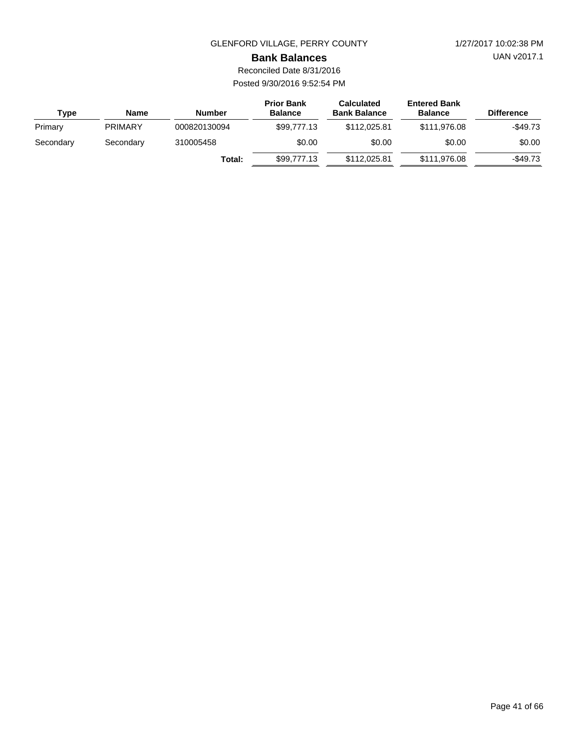GLENFORD VILLAGE, PERRY COUNTY

1/27/2017 10:02:38 PM

UAN v2017.1

## Bank Balances

Reconciled Date 8/31/2016

Posted 9/30/2016 9:52:54 PM

| Type | Name | Number | Prior Bank Balance | Calculated Bank Balance | Entered Bank Balance | Difference |
|---|---|---|---|---|---|---|
| Primary | PRIMARY | 000820130094 | $99,777.13 | $112,025.81 | $111,976.08 | -$49.73 |
| Secondary | Secondary | 310005458 | $0.00 | $0.00 | $0.00 | $0.00 |
| | | **Total:** | $99,777.13 | $112,025.81 | $111,976.08 | -$49.73 |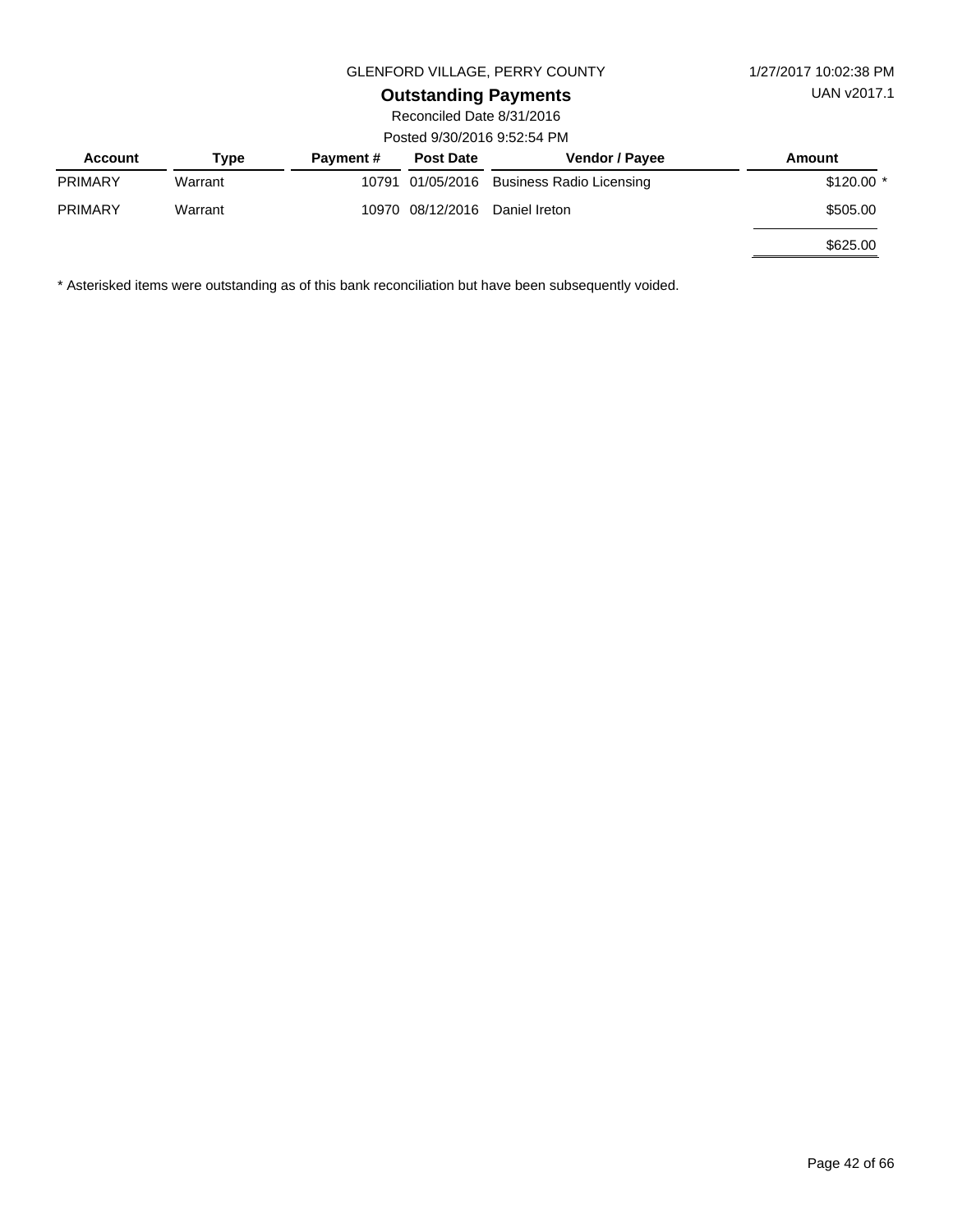GLENFORD VILLAGE, PERRY COUNTY

1/27/2017 10:02:38 PM

UAN v2017.1

## Outstanding Payments

Reconciled Date 8/31/2016

Posted 9/30/2016 9:52:54 PM

| Account | Type | Payment # | Post Date | Vendor / Payee | Amount |
|---|---|---|---|---|---|
| PRIMARY | Warrant | 10791 | 01/05/2016 | Business Radio Licensing | $120.00 * |
| PRIMARY | Warrant | 10970 | 08/12/2016 | Daniel Ireton | $505.00 |
| | | | | | $625.00 |

* Asterisked items were outstanding as of this bank reconciliation but have been subsequently voided.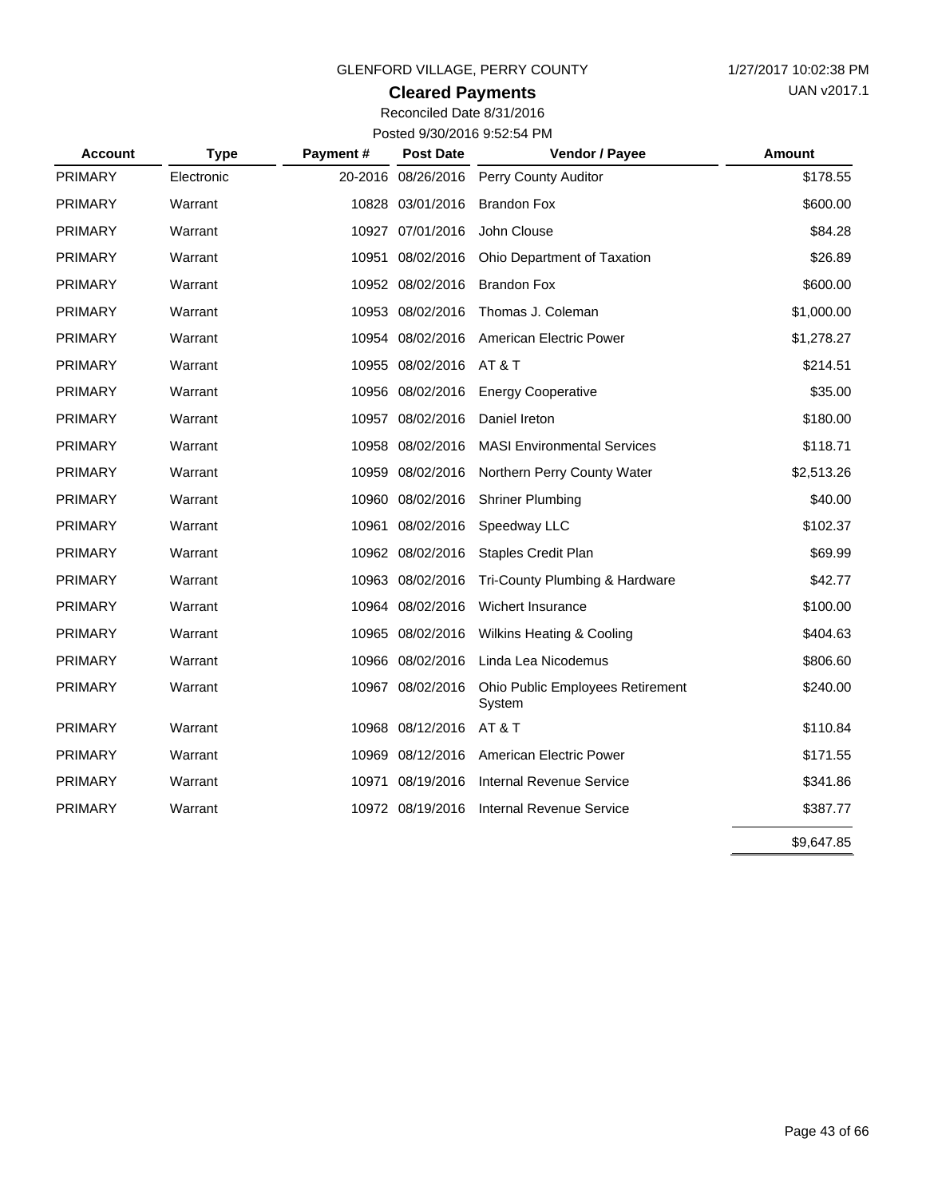GLENFORD VILLAGE, PERRY COUNTY

1/27/2017 10:02:38 PM

UAN v2017.1

## Cleared Payments

Reconciled Date 8/31/2016

Posted 9/30/2016 9:52:54 PM

| Account | Type | Payment # | Post Date | Vendor / Payee | Amount |
|---|---|---|---|---|---|
| PRIMARY | Electronic | 20-2016 | 08/26/2016 | Perry County Auditor | $178.55 |
| PRIMARY | Warrant | 10828 | 03/01/2016 | Brandon Fox | $600.00 |
| PRIMARY | Warrant | 10927 | 07/01/2016 | John Clouse | $84.28 |
| PRIMARY | Warrant | 10951 | 08/02/2016 | Ohio Department of Taxation | $26.89 |
| PRIMARY | Warrant | 10952 | 08/02/2016 | Brandon Fox | $600.00 |
| PRIMARY | Warrant | 10953 | 08/02/2016 | Thomas J. Coleman | $1,000.00 |
| PRIMARY | Warrant | 10954 | 08/02/2016 | American Electric Power | $1,278.27 |
| PRIMARY | Warrant | 10955 | 08/02/2016 | AT & T | $214.51 |
| PRIMARY | Warrant | 10956 | 08/02/2016 | Energy Cooperative | $35.00 |
| PRIMARY | Warrant | 10957 | 08/02/2016 | Daniel Ireton | $180.00 |
| PRIMARY | Warrant | 10958 | 08/02/2016 | MASI Environmental Services | $118.71 |
| PRIMARY | Warrant | 10959 | 08/02/2016 | Northern Perry County Water | $2,513.26 |
| PRIMARY | Warrant | 10960 | 08/02/2016 | Shriner Plumbing | $40.00 |
| PRIMARY | Warrant | 10961 | 08/02/2016 | Speedway LLC | $102.37 |
| PRIMARY | Warrant | 10962 | 08/02/2016 | Staples Credit Plan | $69.99 |
| PRIMARY | Warrant | 10963 | 08/02/2016 | Tri-County Plumbing & Hardware | $42.77 |
| PRIMARY | Warrant | 10964 | 08/02/2016 | Wichert Insurance | $100.00 |
| PRIMARY | Warrant | 10965 | 08/02/2016 | Wilkins Heating & Cooling | $404.63 |
| PRIMARY | Warrant | 10966 | 08/02/2016 | Linda Lea Nicodemus | $806.60 |
| PRIMARY | Warrant | 10967 | 08/02/2016 | Ohio Public Employees Retirement System | $240.00 |
| PRIMARY | Warrant | 10968 | 08/12/2016 | AT & T | $110.84 |
| PRIMARY | Warrant | 10969 | 08/12/2016 | American Electric Power | $171.55 |
| PRIMARY | Warrant | 10971 | 08/19/2016 | Internal Revenue Service | $341.86 |
| PRIMARY | Warrant | 10972 | 08/19/2016 | Internal Revenue Service | $387.77 |
| | | | | | $9,647.85 |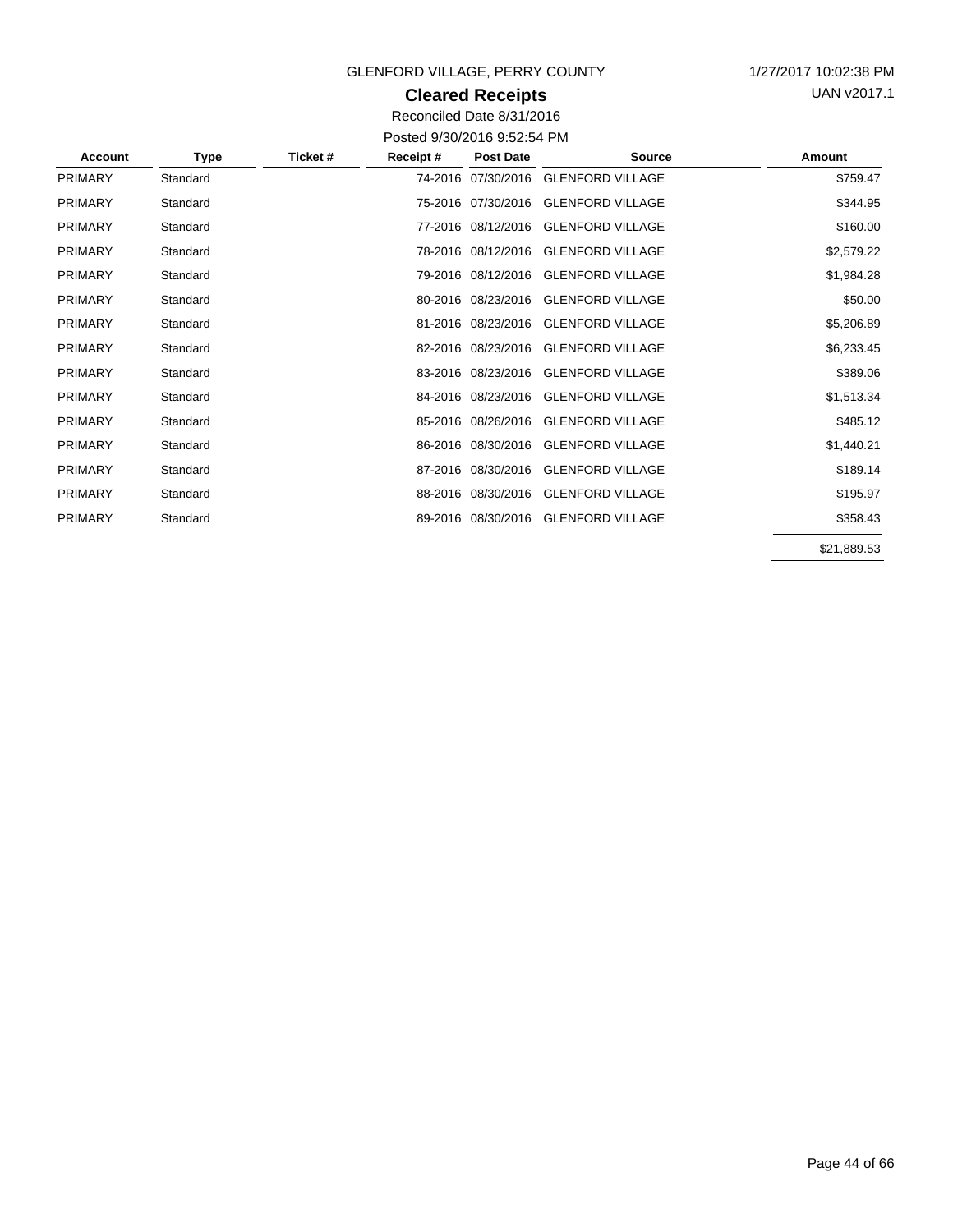GLENFORD VILLAGE, PERRY COUNTY

1/27/2017 10:02:38 PM

UAN v2017.1

## Cleared Receipts

Reconciled Date 8/31/2016

Posted 9/30/2016 9:52:54 PM

| Account | Type | Ticket # | Receipt # | Post Date | Source | Amount |
|---|---|---|---|---|---|---|
| PRIMARY | Standard | | 74-2016 | 07/30/2016 | GLENFORD VILLAGE | $759.47 |
| PRIMARY | Standard | | 75-2016 | 07/30/2016 | GLENFORD VILLAGE | $344.95 |
| PRIMARY | Standard | | 77-2016 | 08/12/2016 | GLENFORD VILLAGE | $160.00 |
| PRIMARY | Standard | | 78-2016 | 08/12/2016 | GLENFORD VILLAGE | $2,579.22 |
| PRIMARY | Standard | | 79-2016 | 08/12/2016 | GLENFORD VILLAGE | $1,984.28 |
| PRIMARY | Standard | | 80-2016 | 08/23/2016 | GLENFORD VILLAGE | $50.00 |
| PRIMARY | Standard | | 81-2016 | 08/23/2016 | GLENFORD VILLAGE | $5,206.89 |
| PRIMARY | Standard | | 82-2016 | 08/23/2016 | GLENFORD VILLAGE | $6,233.45 |
| PRIMARY | Standard | | 83-2016 | 08/23/2016 | GLENFORD VILLAGE | $389.06 |
| PRIMARY | Standard | | 84-2016 | 08/23/2016 | GLENFORD VILLAGE | $1,513.34 |
| PRIMARY | Standard | | 85-2016 | 08/26/2016 | GLENFORD VILLAGE | $485.12 |
| PRIMARY | Standard | | 86-2016 | 08/30/2016 | GLENFORD VILLAGE | $1,440.21 |
| PRIMARY | Standard | | 87-2016 | 08/30/2016 | GLENFORD VILLAGE | $189.14 |
| PRIMARY | Standard | | 88-2016 | 08/30/2016 | GLENFORD VILLAGE | $195.97 |
| PRIMARY | Standard | | 89-2016 | 08/30/2016 | GLENFORD VILLAGE | $358.43 |
| | | | | | | $21,889.53 |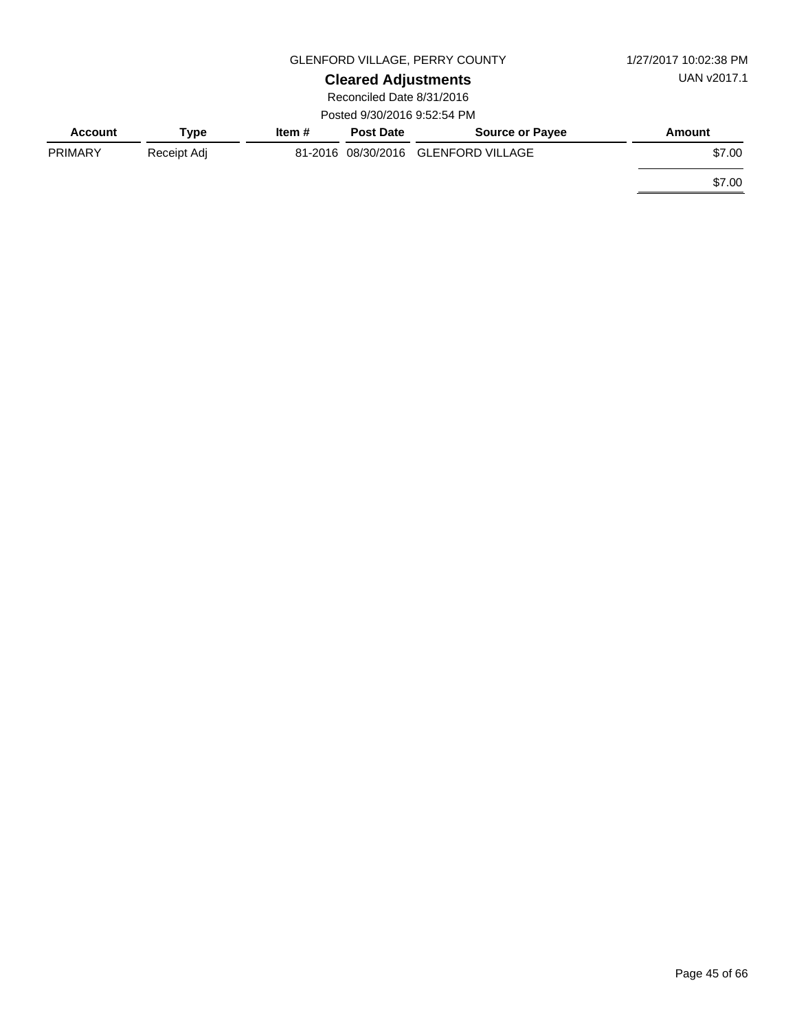GLENFORD VILLAGE, PERRY COUNTY

1/27/2017 10:02:38 PM

UAN v2017.1

## Cleared Adjustments

Reconciled Date 8/31/2016

Posted 9/30/2016 9:52:54 PM

| Account | Type | Item # | Post Date | Source or Payee | Amount |
|---|---|---|---|---|---|
| PRIMARY | Receipt Adj | 81-2016 | 08/30/2016 | GLENFORD VILLAGE | $7.00 |
| | | | | | $7.00 |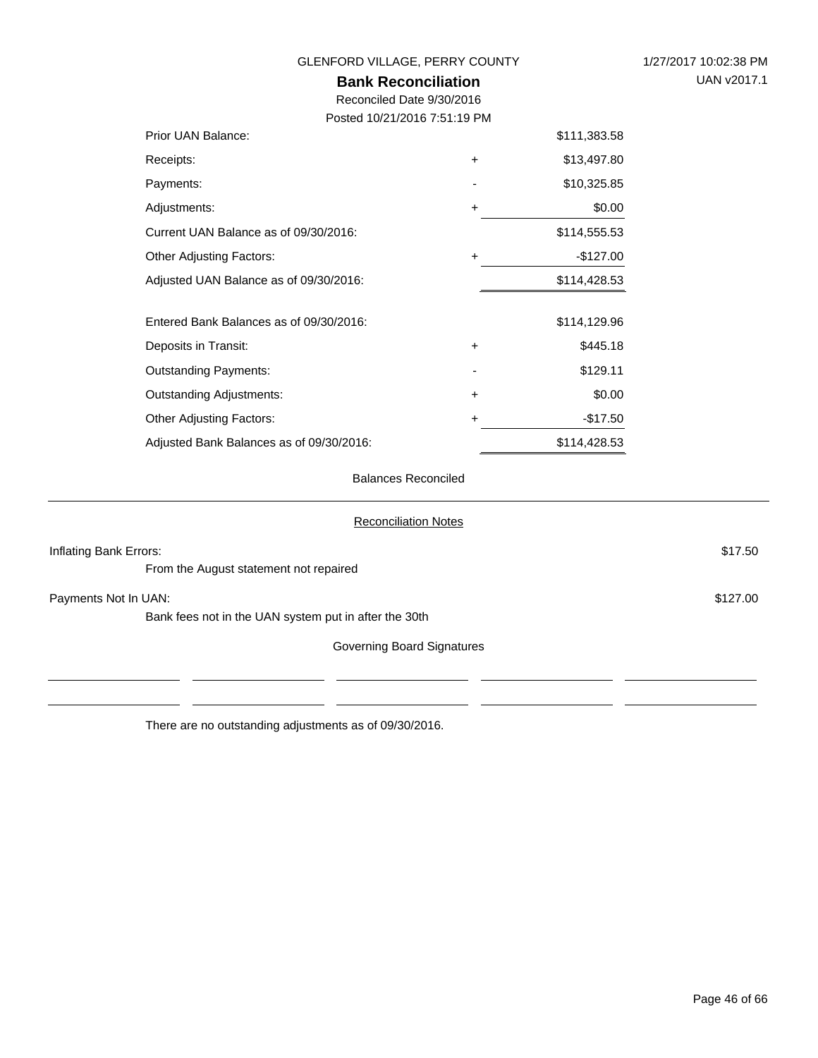GLENFORD VILLAGE, PERRY COUNTY

1/27/2017 10:02:38 PM

UAN v2017.1

# Bank Reconciliation

Reconciled Date 9/30/2016

Posted 10/21/2016 7:51:19 PM

| | | |
|---|---|---|
| Prior UAN Balance: | | $111,383.58 |
| Receipts: | + | $13,497.80 |
| Payments: | - | $10,325.85 |
| Adjustments: | + | $0.00 |
| Current UAN Balance as of 09/30/2016: | | $114,555.53 |
| Other Adjusting Factors: | + | -$127.00 |
| Adjusted UAN Balance as of 09/30/2016: | | $114,428.53 |
| | | |
| Entered Bank Balances as of 09/30/2016: | | $114,129.96 |
| Deposits in Transit: | + | $445.18 |
| Outstanding Payments: | - | $129.11 |
| Outstanding Adjustments: | + | $0.00 |
| Other Adjusting Factors: | + | -$17.50 |
| Adjusted Bank Balances as of 09/30/2016: | | $114,428.53 |

Balances Reconciled

## Reconciliation Notes

Inflating Bank Errors: $17.50

From the August statement not repaired

Payments Not In UAN: $127.00

Bank fees not in the UAN system put in after the 30th

Governing Board Signatures

| | | | | |
|---|---|---|---|---|
| | | | | |
| | | | | |

There are no outstanding adjustments as of 09/30/2016.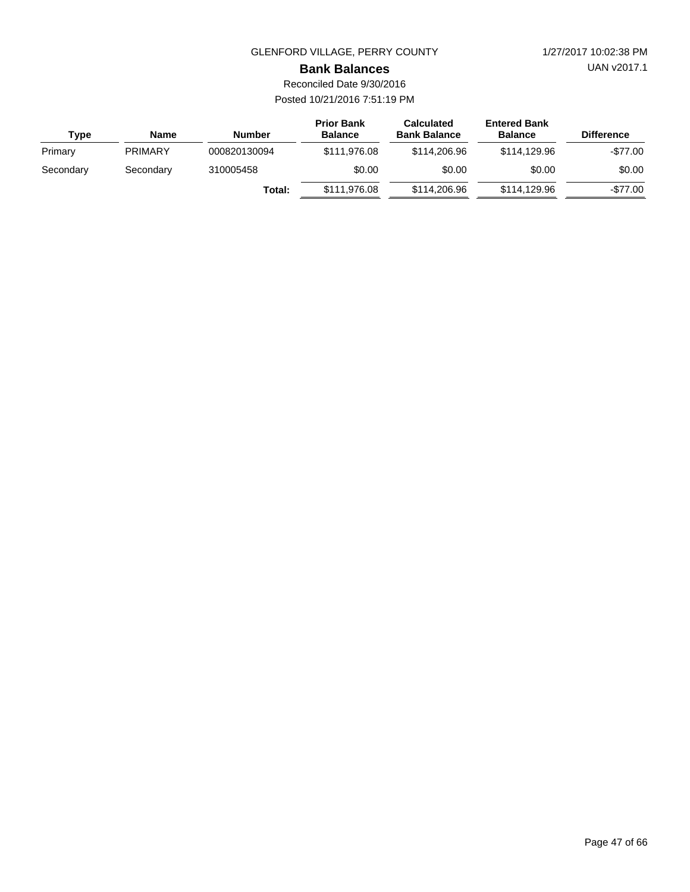GLENFORD VILLAGE, PERRY COUNTY

# Bank Balances

Reconciled Date 9/30/2016

Posted 10/21/2016 7:51:19 PM

| Type | Name | Number | Prior Bank Balance | Calculated Bank Balance | Entered Bank Balance | Difference |
|---|---|---|---|---|---|---|
| Primary | PRIMARY | 000820130094 | $111,976.08 | $114,206.96 | $114,129.96 | -$77.00 |
| Secondary | Secondary | 310005458 | $0.00 | $0.00 | $0.00 | $0.00 |
| | | **Total:** | $111,976.08 | $114,206.96 | $114,129.96 | -$77.00 |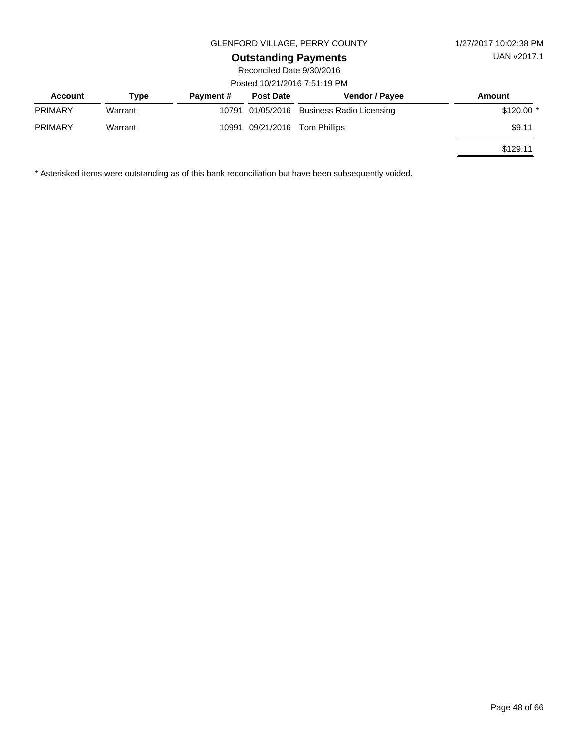GLENFORD VILLAGE, PERRY COUNTY

1/27/2017 10:02:38 PM

# Outstanding Payments

UAN v2017.1

Reconciled Date 9/30/2016

Posted 10/21/2016 7:51:19 PM

| Account | Type | Payment # | Post Date | Vendor / Payee | Amount |
|---|---|---|---|---|---|
| PRIMARY | Warrant | 10791 | 01/05/2016 | Business Radio Licensing | $120.00 * |
| PRIMARY | Warrant | 10991 | 09/21/2016 | Tom Phillips | $9.11 |
| | | | | | $129.11 |

* Asterisked items were outstanding as of this bank reconciliation but have been subsequently voided.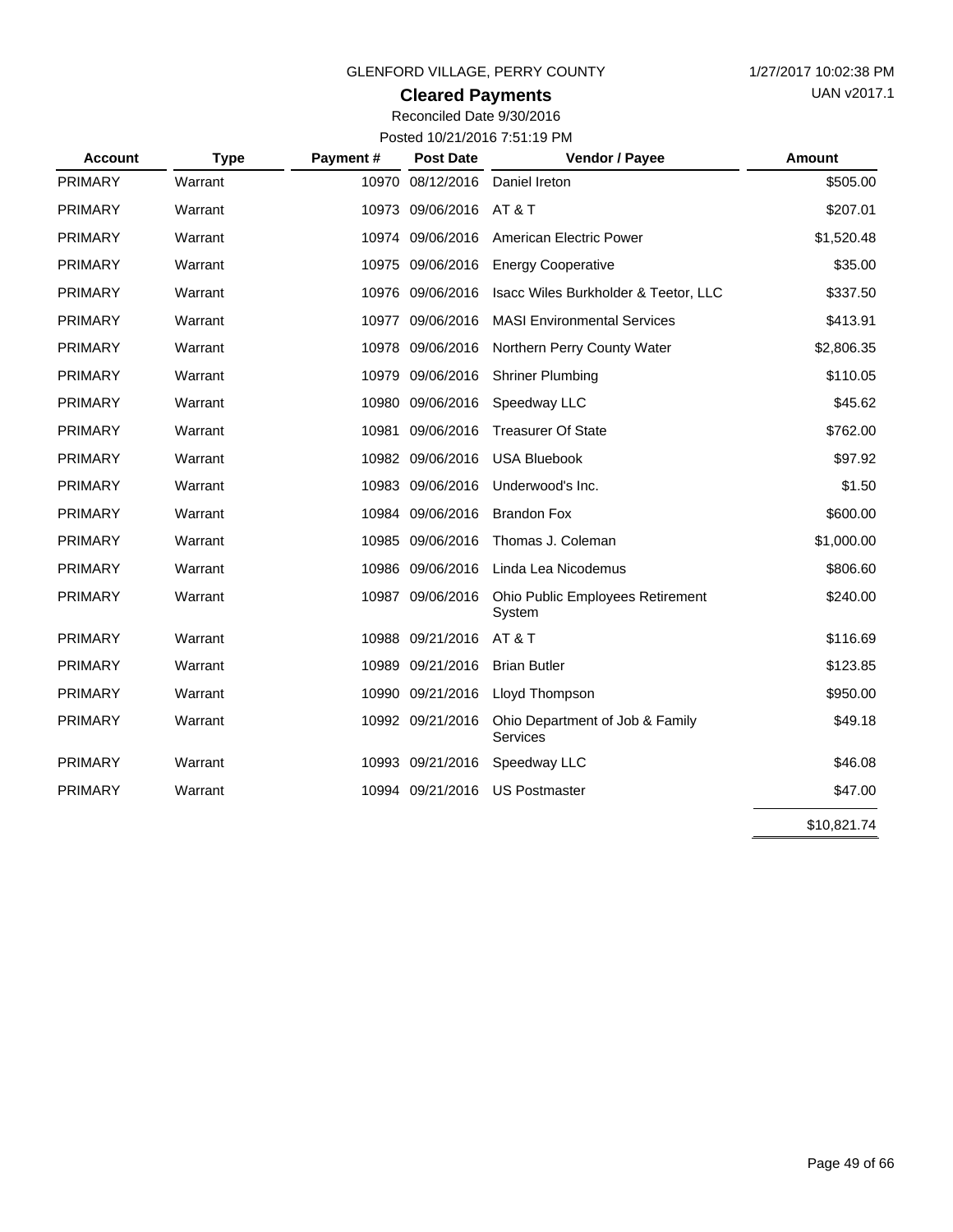GLENFORD VILLAGE, PERRY COUNTY

1/27/2017 10:02:38 PM

UAN v2017.1

## Cleared Payments

Reconciled Date 9/30/2016

Posted 10/21/2016 7:51:19 PM

| Account | Type | Payment # | Post Date | Vendor / Payee | Amount |
|---|---|---|---|---|---|
| PRIMARY | Warrant | 10970 | 08/12/2016 | Daniel Ireton | $505.00 |
| PRIMARY | Warrant | 10973 | 09/06/2016 | AT & T | $207.01 |
| PRIMARY | Warrant | 10974 | 09/06/2016 | American Electric Power | $1,520.48 |
| PRIMARY | Warrant | 10975 | 09/06/2016 | Energy Cooperative | $35.00 |
| PRIMARY | Warrant | 10976 | 09/06/2016 | Isacc Wiles Burkholder & Teetor, LLC | $337.50 |
| PRIMARY | Warrant | 10977 | 09/06/2016 | MASI Environmental Services | $413.91 |
| PRIMARY | Warrant | 10978 | 09/06/2016 | Northern Perry County Water | $2,806.35 |
| PRIMARY | Warrant | 10979 | 09/06/2016 | Shriner Plumbing | $110.05 |
| PRIMARY | Warrant | 10980 | 09/06/2016 | Speedway LLC | $45.62 |
| PRIMARY | Warrant | 10981 | 09/06/2016 | Treasurer Of State | $762.00 |
| PRIMARY | Warrant | 10982 | 09/06/2016 | USA Bluebook | $97.92 |
| PRIMARY | Warrant | 10983 | 09/06/2016 | Underwood's Inc. | $1.50 |
| PRIMARY | Warrant | 10984 | 09/06/2016 | Brandon Fox | $600.00 |
| PRIMARY | Warrant | 10985 | 09/06/2016 | Thomas J. Coleman | $1,000.00 |
| PRIMARY | Warrant | 10986 | 09/06/2016 | Linda Lea Nicodemus | $806.60 |
| PRIMARY | Warrant | 10987 | 09/06/2016 | Ohio Public Employees Retirement System | $240.00 |
| PRIMARY | Warrant | 10988 | 09/21/2016 | AT & T | $116.69 |
| PRIMARY | Warrant | 10989 | 09/21/2016 | Brian Butler | $123.85 |
| PRIMARY | Warrant | 10990 | 09/21/2016 | Lloyd Thompson | $950.00 |
| PRIMARY | Warrant | 10992 | 09/21/2016 | Ohio Department of Job & Family Services | $49.18 |
| PRIMARY | Warrant | 10993 | 09/21/2016 | Speedway LLC | $46.08 |
| PRIMARY | Warrant | 10994 | 09/21/2016 | US Postmaster | $47.00 |
| | | | | | $10,821.74 |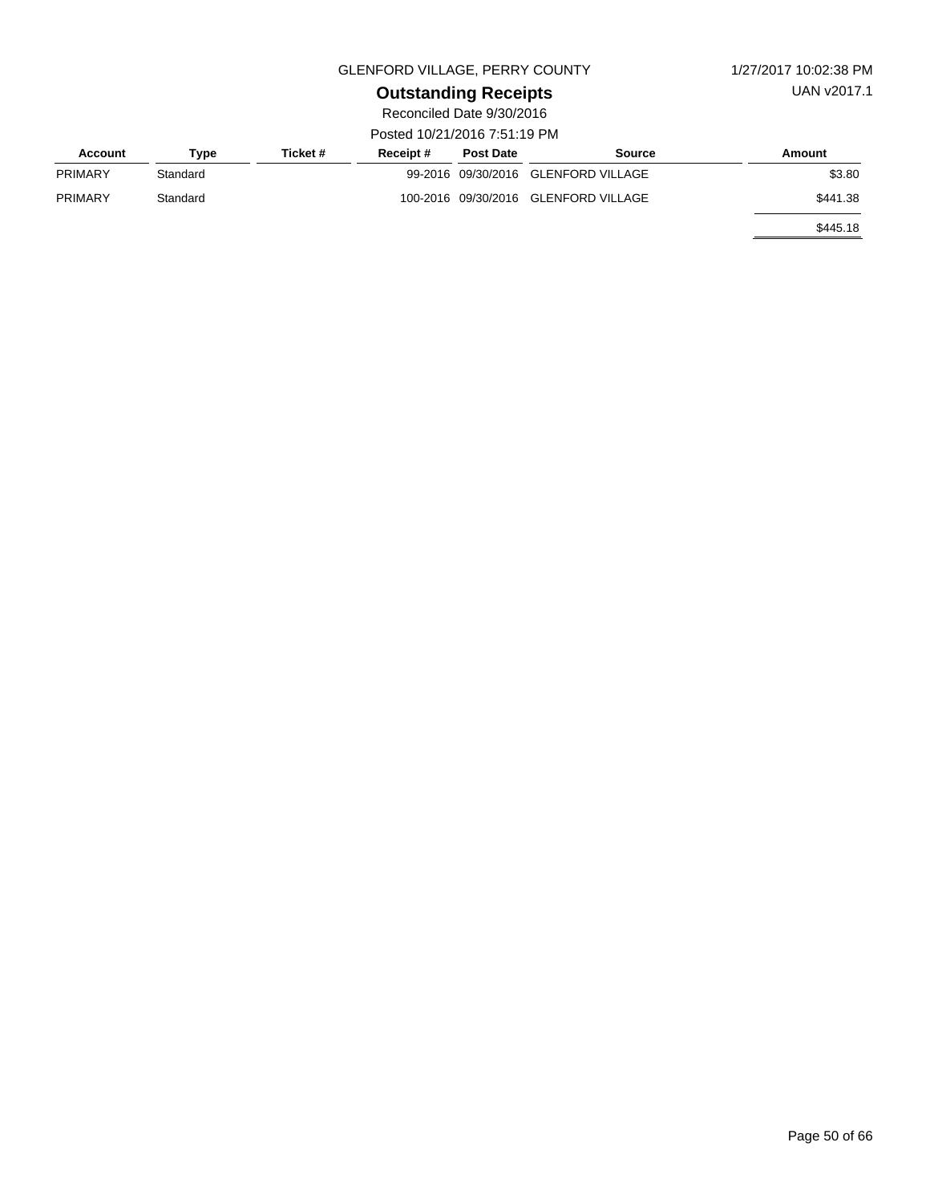GLENFORD VILLAGE, PERRY COUNTY

1/27/2017 10:02:38 PM

UAN v2017.1

# Outstanding Receipts

Reconciled Date 9/30/2016

Posted 10/21/2016 7:51:19 PM

| Account | Type | Ticket # | Receipt # | Post Date | Source | Amount |
|---|---|---|---|---|---|---|
| PRIMARY | Standard | | 99-2016 | 09/30/2016 | GLENFORD VILLAGE | $3.80 |
| PRIMARY | Standard | | 100-2016 | 09/30/2016 | GLENFORD VILLAGE | $441.38 |
| | | | | | | $445.18 |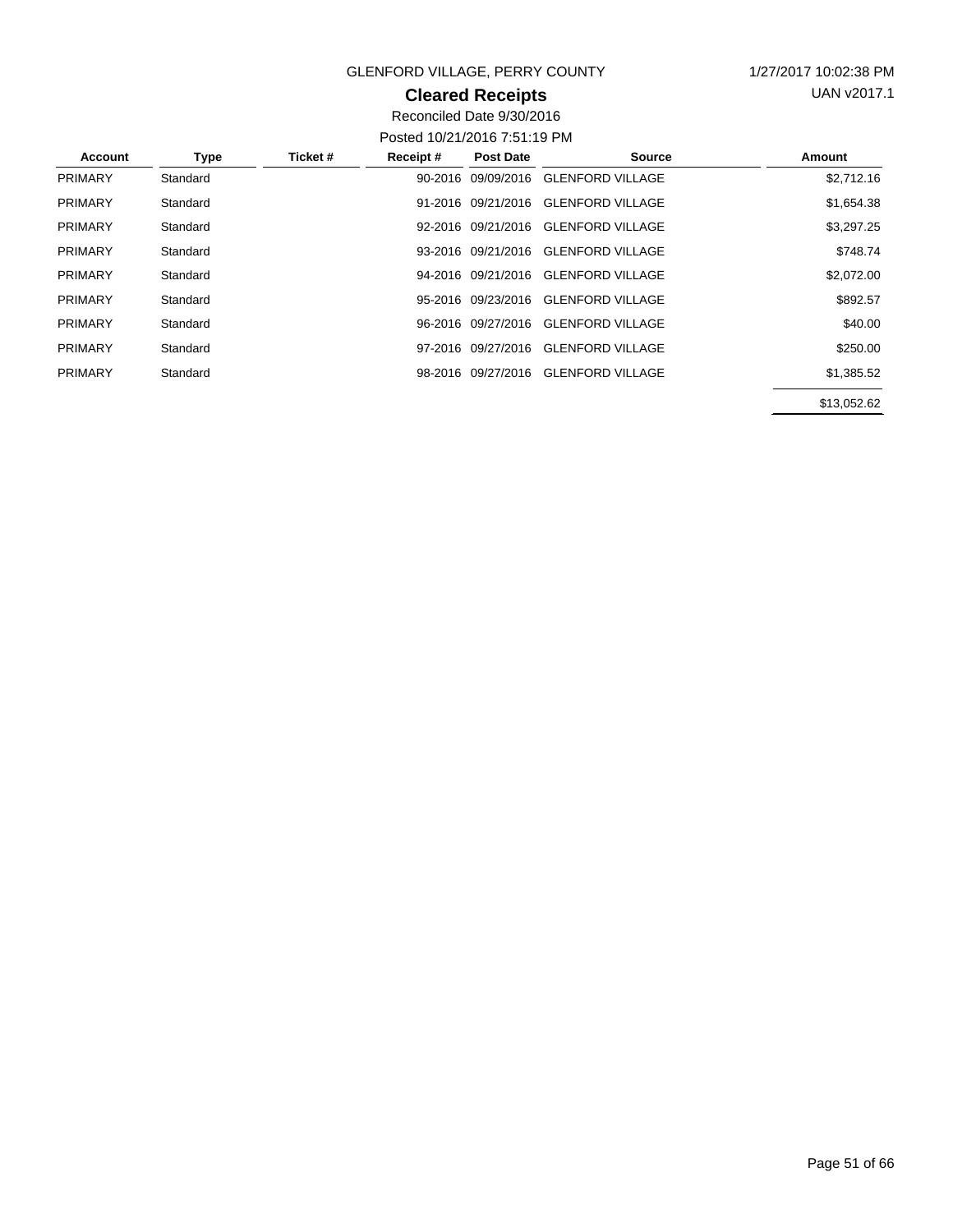GLENFORD VILLAGE, PERRY COUNTY

1/27/2017 10:02:38 PM

UAN v2017.1

# Cleared Receipts

Reconciled Date 9/30/2016

Posted 10/21/2016 7:51:19 PM

| Account | Type | Ticket # | Receipt # | Post Date | Source | Amount |
|---|---|---|---|---|---|---|
| PRIMARY | Standard | | 90-2016 | 09/09/2016 | GLENFORD VILLAGE | $2,712.16 |
| PRIMARY | Standard | | 91-2016 | 09/21/2016 | GLENFORD VILLAGE | $1,654.38 |
| PRIMARY | Standard | | 92-2016 | 09/21/2016 | GLENFORD VILLAGE | $3,297.25 |
| PRIMARY | Standard | | 93-2016 | 09/21/2016 | GLENFORD VILLAGE | $748.74 |
| PRIMARY | Standard | | 94-2016 | 09/21/2016 | GLENFORD VILLAGE | $2,072.00 |
| PRIMARY | Standard | | 95-2016 | 09/23/2016 | GLENFORD VILLAGE | $892.57 |
| PRIMARY | Standard | | 96-2016 | 09/27/2016 | GLENFORD VILLAGE | $40.00 |
| PRIMARY | Standard | | 97-2016 | 09/27/2016 | GLENFORD VILLAGE | $250.00 |
| PRIMARY | Standard | | 98-2016 | 09/27/2016 | GLENFORD VILLAGE | $1,385.52 |
| | | | | | | $13,052.62 |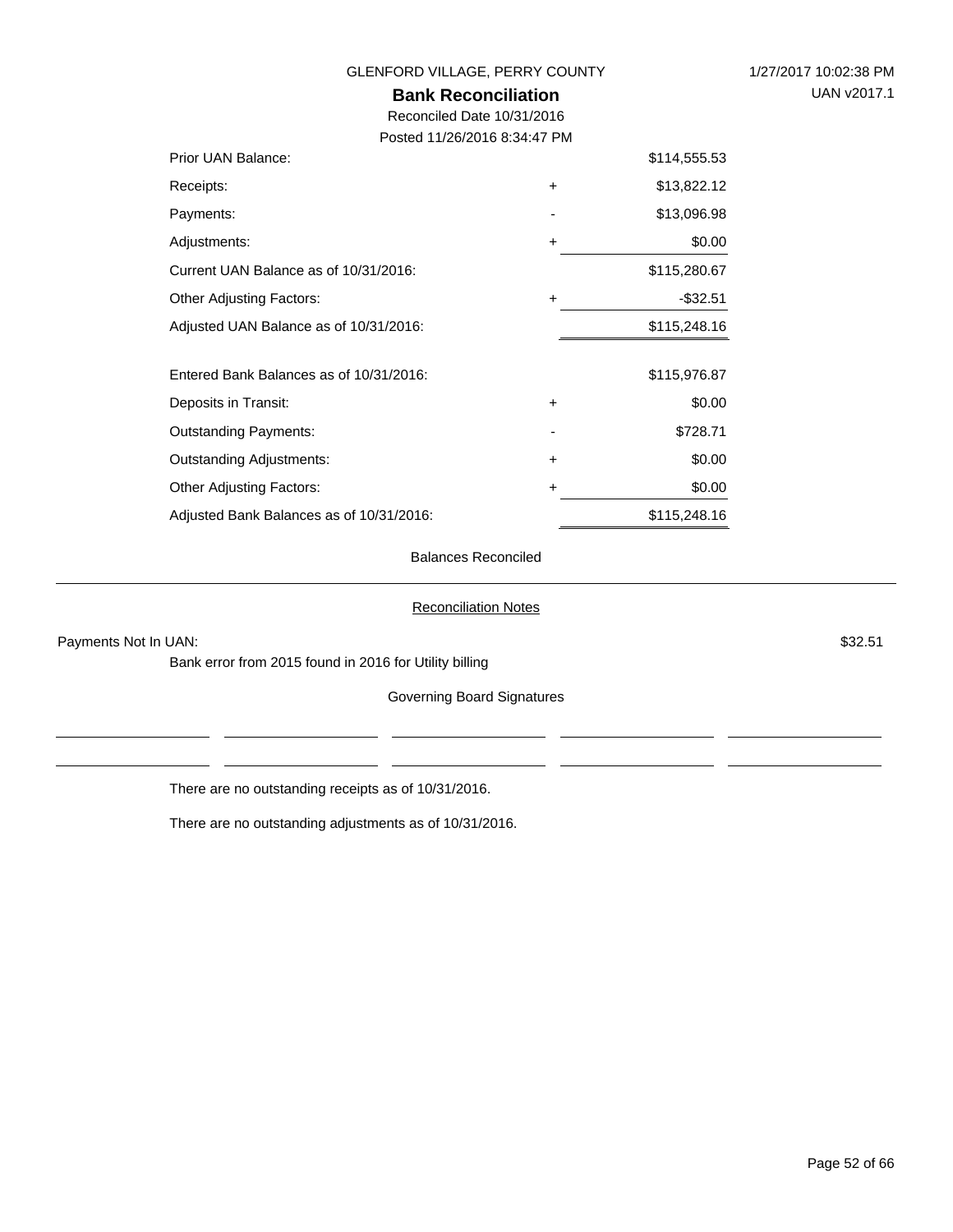GLENFORD VILLAGE, PERRY COUNTY

1/27/2017 10:02:38 PM

UAN v2017.1

## Bank Reconciliation

Reconciled Date 10/31/2016

Posted 11/26/2016 8:34:47 PM

| | | |
|---|---|---|
| Prior UAN Balance: | | $114,555.53 |
| Receipts: | + | $13,822.12 |
| Payments: | - | $13,096.98 |
| Adjustments: | + | $0.00 |
| Current UAN Balance as of 10/31/2016: | | $115,280.67 |
| Other Adjusting Factors: | + | -$32.51 |
| Adjusted UAN Balance as of 10/31/2016: | | $115,248.16 |
| | | |
| Entered Bank Balances as of 10/31/2016: | | $115,976.87 |
| Deposits in Transit: | + | $0.00 |
| Outstanding Payments: | - | $728.71 |
| Outstanding Adjustments: | + | $0.00 |
| Other Adjusting Factors: | + | $0.00 |
| Adjusted Bank Balances as of 10/31/2016: | | $115,248.16 |

Balances Reconciled

---

### Reconciliation Notes

Payments Not In UAN: $32.51

Bank error from 2015 found in 2016 for Utility billing

Governing Board Signatures

There are no outstanding receipts as of 10/31/2016.

There are no outstanding adjustments as of 10/31/2016.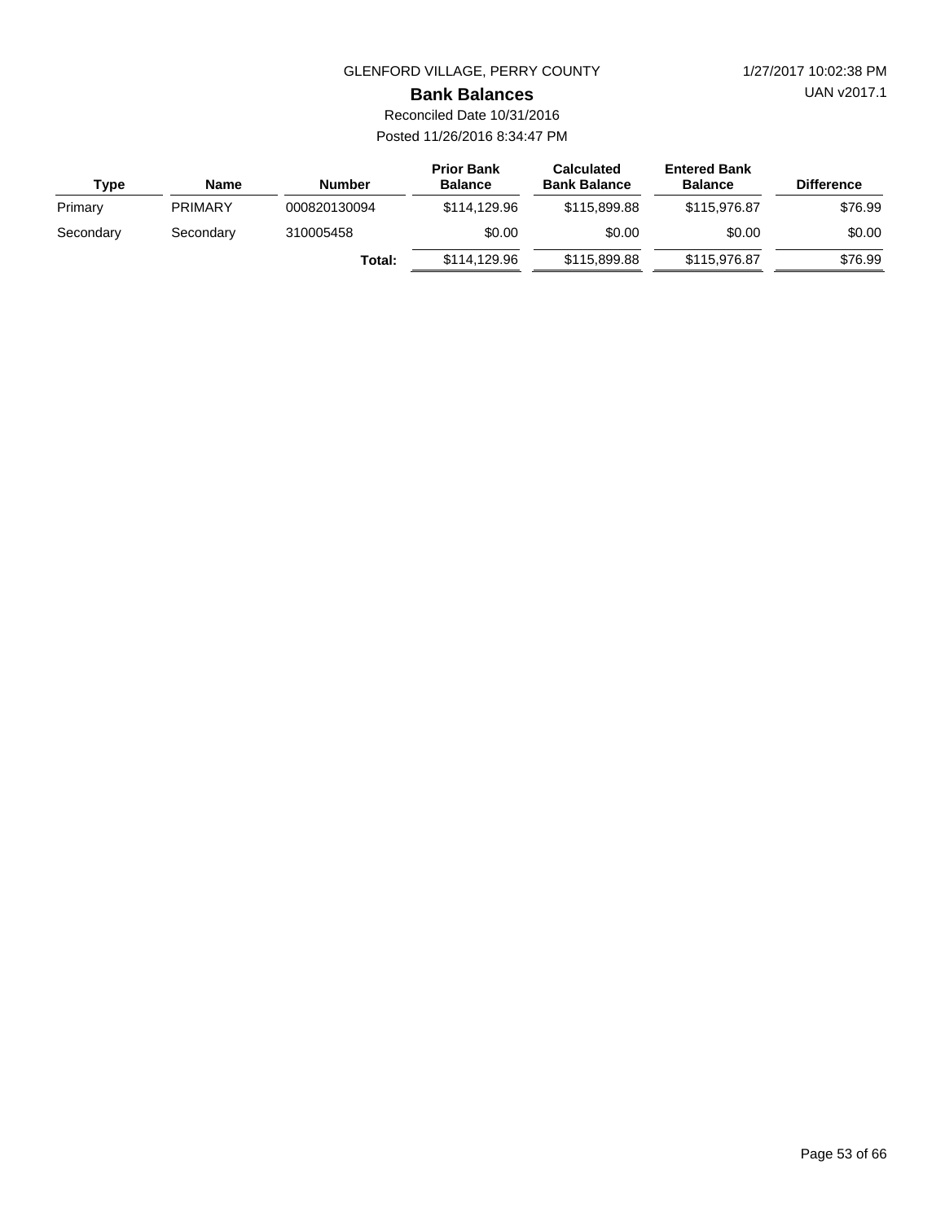GLENFORD VILLAGE, PERRY COUNTY

# Bank Balances

Reconciled Date 10/31/2016

Posted 11/26/2016 8:34:47 PM

| Type | Name | Number | Prior Bank Balance | Calculated Bank Balance | Entered Bank Balance | Difference |
|---|---|---|---|---|---|---|
| Primary | PRIMARY | 000820130094 | $114,129.96 | $115,899.88 | $115,976.87 | $76.99 |
| Secondary | Secondary | 310005458 | $0.00 | $0.00 | $0.00 | $0.00 |
| | | **Total:** | $114,129.96 | $115,899.88 | $115,976.87 | $76.99 |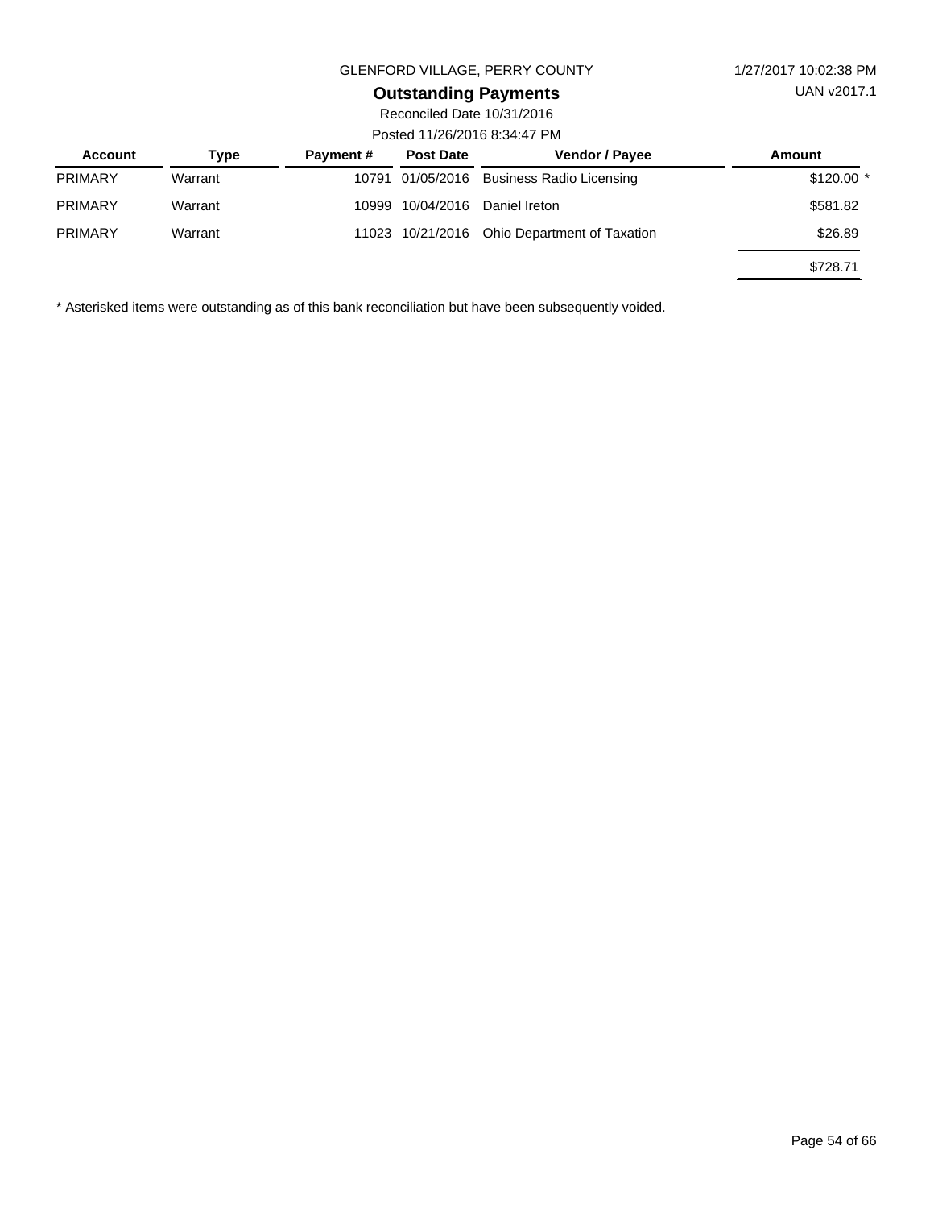GLENFORD VILLAGE, PERRY COUNTY

1/27/2017 10:02:38 PM

UAN v2017.1

# Outstanding Payments

Reconciled Date 10/31/2016

Posted 11/26/2016 8:34:47 PM

| Account | Type | Payment # | Post Date | Vendor / Payee | Amount |
|---|---|---|---|---|---|
| PRIMARY | Warrant | 10791 | 01/05/2016 | Business Radio Licensing | $120.00 * |
| PRIMARY | Warrant | 10999 | 10/04/2016 | Daniel Ireton | $581.82 |
| PRIMARY | Warrant | 11023 | 10/21/2016 | Ohio Department of Taxation | $26.89 |
| | | | | | $728.71 |

* Asterisked items were outstanding as of this bank reconciliation but have been subsequently voided.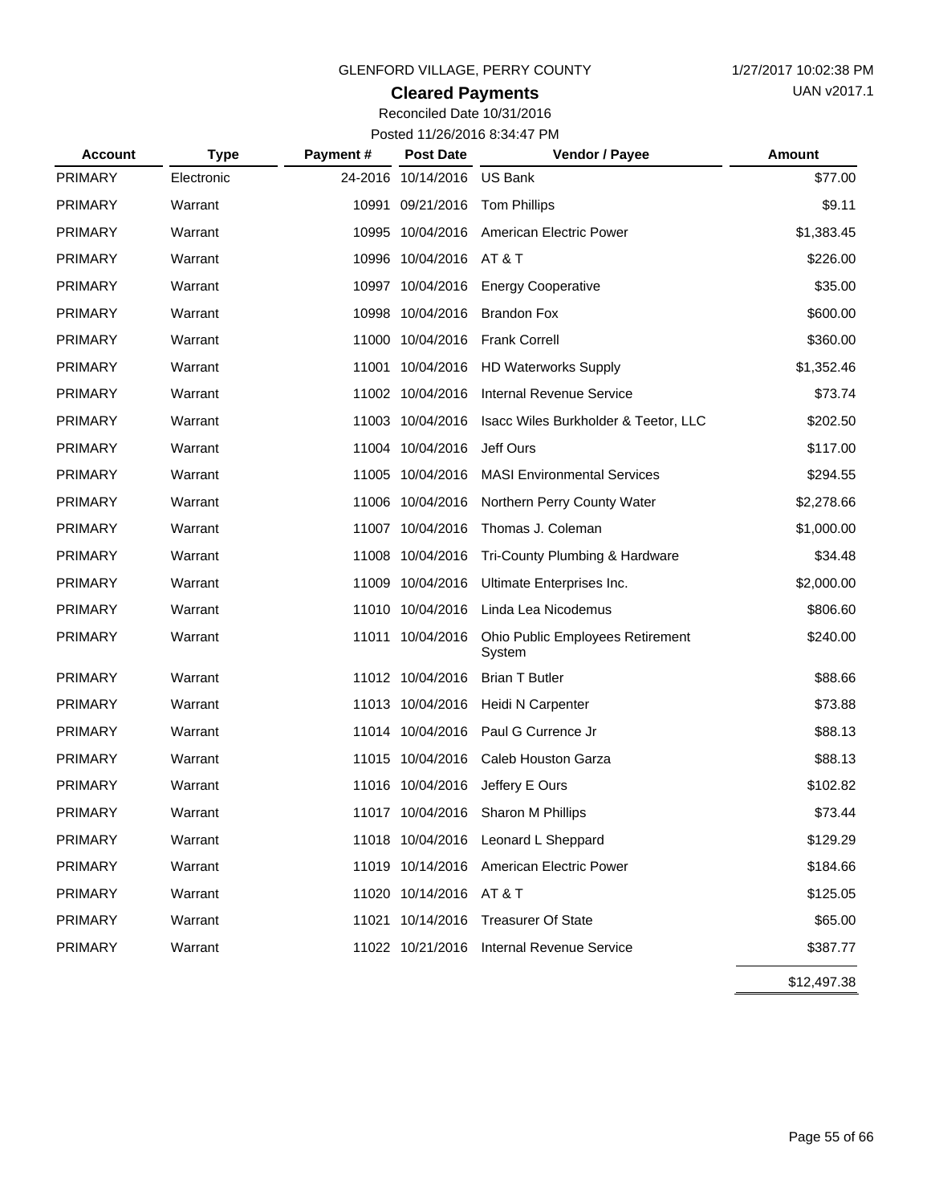GLENFORD VILLAGE, PERRY COUNTY

1/27/2017 10:02:38 PM

UAN v2017.1

# Cleared Payments

Reconciled Date 10/31/2016

Posted 11/26/2016 8:34:47 PM

| Account | Type | Payment # | Post Date | Vendor / Payee | Amount |
|---|---|---|---|---|---|
| PRIMARY | Electronic | 24-2016 | 10/14/2016 | US Bank | $77.00 |
| PRIMARY | Warrant | 10991 | 09/21/2016 | Tom Phillips | $9.11 |
| PRIMARY | Warrant | 10995 | 10/04/2016 | American Electric Power | $1,383.45 |
| PRIMARY | Warrant | 10996 | 10/04/2016 | AT & T | $226.00 |
| PRIMARY | Warrant | 10997 | 10/04/2016 | Energy Cooperative | $35.00 |
| PRIMARY | Warrant | 10998 | 10/04/2016 | Brandon Fox | $600.00 |
| PRIMARY | Warrant | 11000 | 10/04/2016 | Frank Correll | $360.00 |
| PRIMARY | Warrant | 11001 | 10/04/2016 | HD Waterworks Supply | $1,352.46 |
| PRIMARY | Warrant | 11002 | 10/04/2016 | Internal Revenue Service | $73.74 |
| PRIMARY | Warrant | 11003 | 10/04/2016 | Isacc Wiles Burkholder & Teetor, LLC | $202.50 |
| PRIMARY | Warrant | 11004 | 10/04/2016 | Jeff Ours | $117.00 |
| PRIMARY | Warrant | 11005 | 10/04/2016 | MASI Environmental Services | $294.55 |
| PRIMARY | Warrant | 11006 | 10/04/2016 | Northern Perry County Water | $2,278.66 |
| PRIMARY | Warrant | 11007 | 10/04/2016 | Thomas J. Coleman | $1,000.00 |
| PRIMARY | Warrant | 11008 | 10/04/2016 | Tri-County Plumbing & Hardware | $34.48 |
| PRIMARY | Warrant | 11009 | 10/04/2016 | Ultimate Enterprises Inc. | $2,000.00 |
| PRIMARY | Warrant | 11010 | 10/04/2016 | Linda Lea Nicodemus | $806.60 |
| PRIMARY | Warrant | 11011 | 10/04/2016 | Ohio Public Employees Retirement System | $240.00 |
| PRIMARY | Warrant | 11012 | 10/04/2016 | Brian T Butler | $88.66 |
| PRIMARY | Warrant | 11013 | 10/04/2016 | Heidi N Carpenter | $73.88 |
| PRIMARY | Warrant | 11014 | 10/04/2016 | Paul G Currence Jr | $88.13 |
| PRIMARY | Warrant | 11015 | 10/04/2016 | Caleb Houston Garza | $88.13 |
| PRIMARY | Warrant | 11016 | 10/04/2016 | Jeffery E Ours | $102.82 |
| PRIMARY | Warrant | 11017 | 10/04/2016 | Sharon M Phillips | $73.44 |
| PRIMARY | Warrant | 11018 | 10/04/2016 | Leonard L Sheppard | $129.29 |
| PRIMARY | Warrant | 11019 | 10/14/2016 | American Electric Power | $184.66 |
| PRIMARY | Warrant | 11020 | 10/14/2016 | AT & T | $125.05 |
| PRIMARY | Warrant | 11021 | 10/14/2016 | Treasurer Of State | $65.00 |
| PRIMARY | Warrant | 11022 | 10/21/2016 | Internal Revenue Service | $387.77 |
| | | | | | $12,497.38 |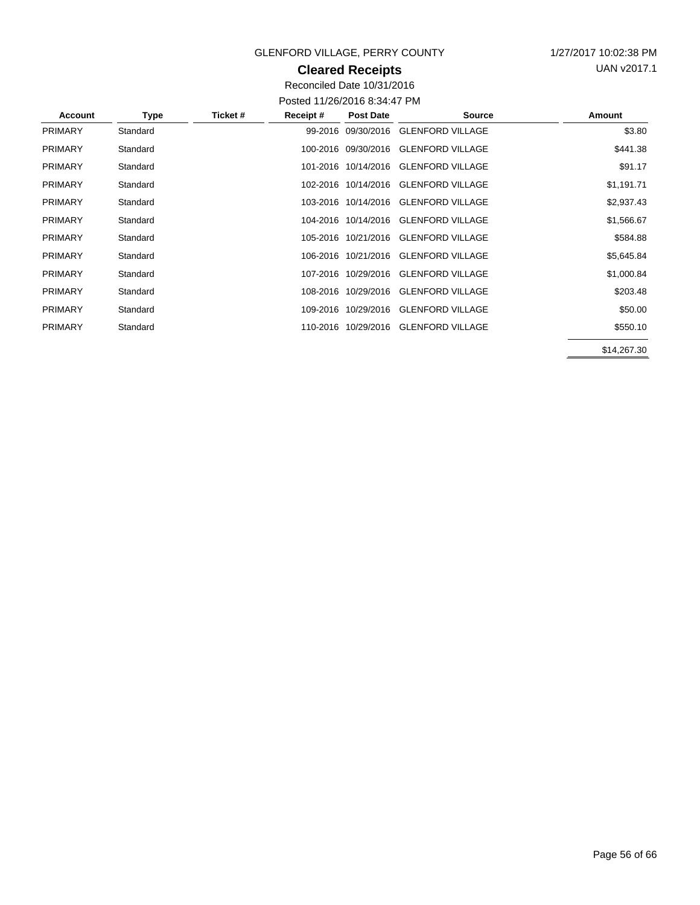GLENFORD VILLAGE, PERRY COUNTY

1/27/2017 10:02:38 PM

UAN v2017.1

# Cleared Receipts

Reconciled Date 10/31/2016

Posted 11/26/2016 8:34:47 PM

| Account | Type | Ticket # | Receipt # | Post Date | Source | Amount |
|---|---|---|---|---|---|---|
| PRIMARY | Standard | | 99-2016 | 09/30/2016 | GLENFORD VILLAGE | $3.80 |
| PRIMARY | Standard | | 100-2016 | 09/30/2016 | GLENFORD VILLAGE | $441.38 |
| PRIMARY | Standard | | 101-2016 | 10/14/2016 | GLENFORD VILLAGE | $91.17 |
| PRIMARY | Standard | | 102-2016 | 10/14/2016 | GLENFORD VILLAGE | $1,191.71 |
| PRIMARY | Standard | | 103-2016 | 10/14/2016 | GLENFORD VILLAGE | $2,937.43 |
| PRIMARY | Standard | | 104-2016 | 10/14/2016 | GLENFORD VILLAGE | $1,566.67 |
| PRIMARY | Standard | | 105-2016 | 10/21/2016 | GLENFORD VILLAGE | $584.88 |
| PRIMARY | Standard | | 106-2016 | 10/21/2016 | GLENFORD VILLAGE | $5,645.84 |
| PRIMARY | Standard | | 107-2016 | 10/29/2016 | GLENFORD VILLAGE | $1,000.84 |
| PRIMARY | Standard | | 108-2016 | 10/29/2016 | GLENFORD VILLAGE | $203.48 |
| PRIMARY | Standard | | 109-2016 | 10/29/2016 | GLENFORD VILLAGE | $50.00 |
| PRIMARY | Standard | | 110-2016 | 10/29/2016 | GLENFORD VILLAGE | $550.10 |
| | | | | | | $14,267.30 |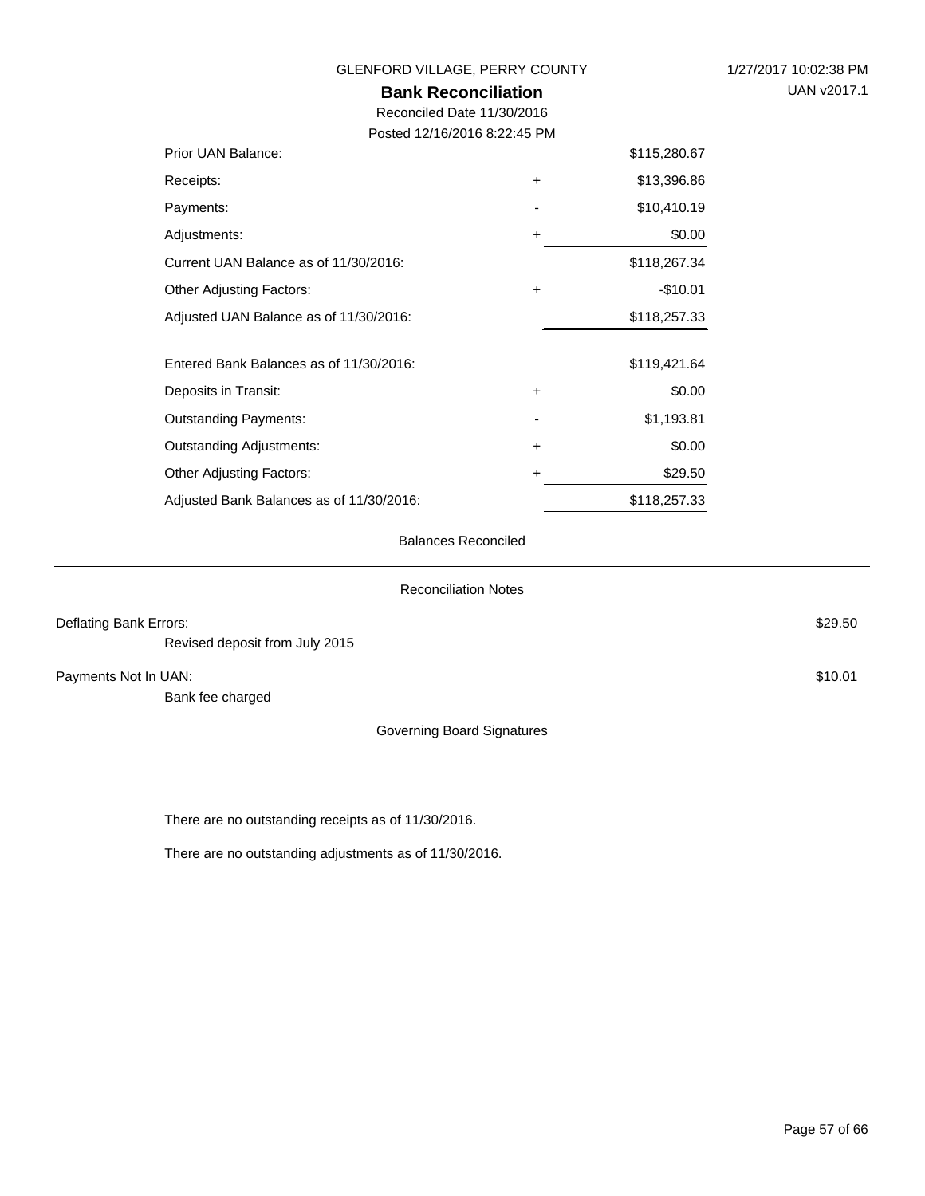GLENFORD VILLAGE, PERRY COUNTY

1/27/2017 10:02:38 PM

UAN v2017.1

## Bank Reconciliation

Reconciled Date 11/30/2016

Posted 12/16/2016 8:22:45 PM

| | | |
|---|---|---|
| Prior UAN Balance: | | $115,280.67 |
| Receipts: | + | $13,396.86 |
| Payments: | - | $10,410.19 |
| Adjustments: | + | $0.00 |
| Current UAN Balance as of 11/30/2016: | | $118,267.34 |
| Other Adjusting Factors: | + | -$10.01 |
| Adjusted UAN Balance as of 11/30/2016: | | $118,257.33 |
| | | |
| Entered Bank Balances as of 11/30/2016: | | $119,421.64 |
| Deposits in Transit: | + | $0.00 |
| Outstanding Payments: | - | $1,193.81 |
| Outstanding Adjustments: | + | $0.00 |
| Other Adjusting Factors: | + | $29.50 |
| Adjusted Bank Balances as of 11/30/2016: | | $118,257.33 |

Balances Reconciled

### Reconciliation Notes

| | |
|---|---|
| Deflating Bank Errors: | $29.50 |
| Revised deposit from July 2015 | |
| Payments Not In UAN: | $10.01 |
| Bank fee charged | |

Governing Board Signatures

\_\_\_\_\_\_\_\_\_\_\_\_\_\_\_\_ \_\_\_\_\_\_\_\_\_\_\_\_\_\_\_\_ \_\_\_\_\_\_\_\_\_\_\_\_\_\_\_\_ \_\_\_\_\_\_\_\_\_\_\_\_\_\_\_\_ \_\_\_\_\_\_\_\_\_\_\_\_\_\_\_\_

\_\_\_\_\_\_\_\_\_\_\_\_\_\_\_\_ \_\_\_\_\_\_\_\_\_\_\_\_\_\_\_\_ \_\_\_\_\_\_\_\_\_\_\_\_\_\_\_\_ \_\_\_\_\_\_\_\_\_\_\_\_\_\_\_\_ \_\_\_\_\_\_\_\_\_\_\_\_\_\_\_\_

There are no outstanding receipts as of 11/30/2016.

There are no outstanding adjustments as of 11/30/2016.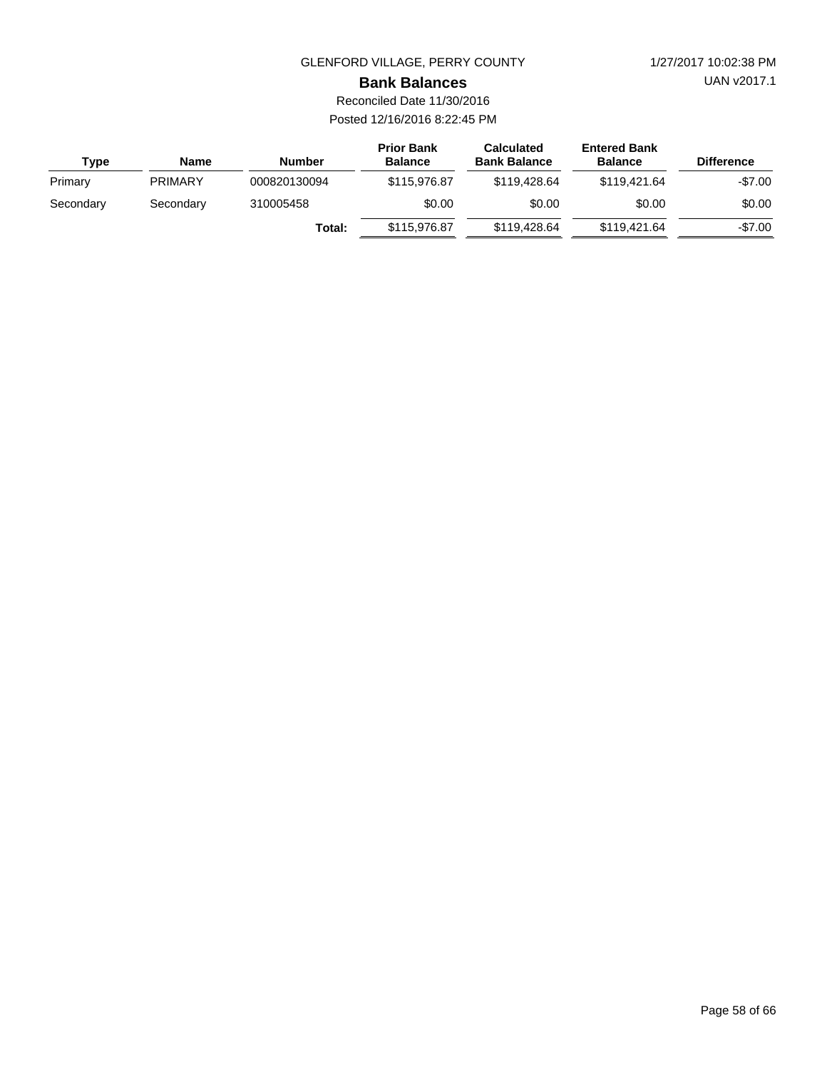GLENFORD VILLAGE, PERRY COUNTY

# Bank Balances

Reconciled Date 11/30/2016

Posted 12/16/2016 8:22:45 PM

| Type | Name | Number | Prior Bank Balance | Calculated Bank Balance | Entered Bank Balance | Difference |
|---|---|---|---|---|---|---|
| Primary | PRIMARY | 000820130094 | $115,976.87 | $119,428.64 | $119,421.64 | -$7.00 |
| Secondary | Secondary | 310005458 | $0.00 | $0.00 | $0.00 | $0.00 |
| | | **Total:** | $115,976.87 | $119,428.64 | $119,421.64 | -$7.00 |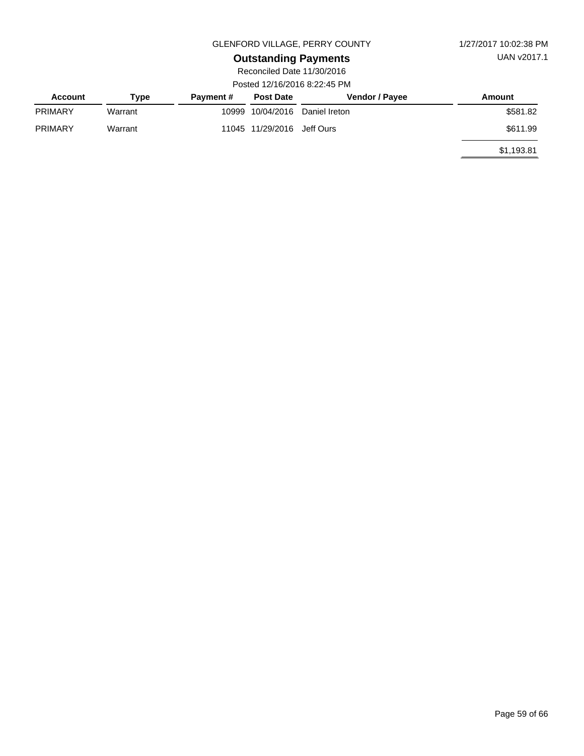GLENFORD VILLAGE, PERRY COUNTY

1/27/2017 10:02:38 PM

UAN v2017.1

## Outstanding Payments

Reconciled Date 11/30/2016

Posted 12/16/2016 8:22:45 PM

| Account | Type | Payment # | Post Date | Vendor / Payee | Amount |
|---|---|---|---|---|---|
| PRIMARY | Warrant | 10999 | 10/04/2016 | Daniel Ireton | $581.82 |
| PRIMARY | Warrant | 11045 | 11/29/2016 | Jeff Ours | $611.99 |
| | | | | | $1,193.81 |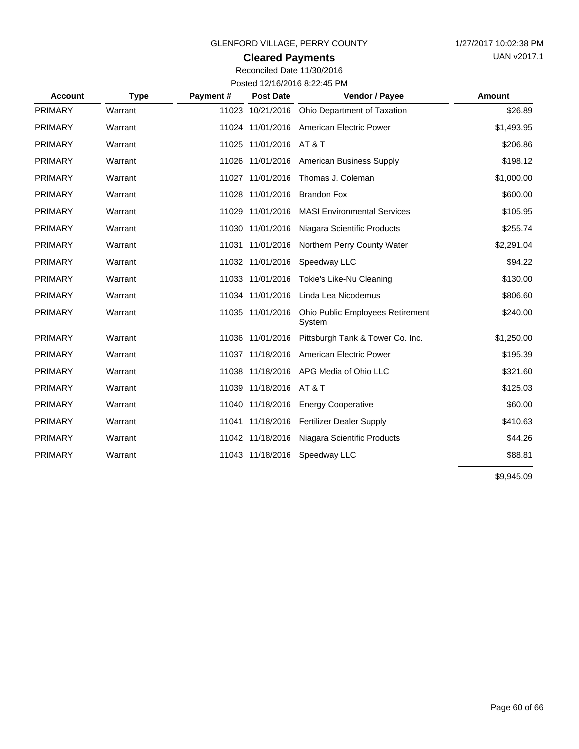GLENFORD VILLAGE, PERRY COUNTY

1/27/2017 10:02:38 PM

UAN v2017.1

## Cleared Payments

Reconciled Date 11/30/2016

Posted 12/16/2016 8:22:45 PM

| Account | Type | Payment # | Post Date | Vendor / Payee | Amount |
|---|---|---|---|---|---|
| PRIMARY | Warrant | 11023 | 10/21/2016 | Ohio Department of Taxation | $26.89 |
| PRIMARY | Warrant | 11024 | 11/01/2016 | American Electric Power | $1,493.95 |
| PRIMARY | Warrant | 11025 | 11/01/2016 | AT & T | $206.86 |
| PRIMARY | Warrant | 11026 | 11/01/2016 | American Business Supply | $198.12 |
| PRIMARY | Warrant | 11027 | 11/01/2016 | Thomas J. Coleman | $1,000.00 |
| PRIMARY | Warrant | 11028 | 11/01/2016 | Brandon Fox | $600.00 |
| PRIMARY | Warrant | 11029 | 11/01/2016 | MASI Environmental Services | $105.95 |
| PRIMARY | Warrant | 11030 | 11/01/2016 | Niagara Scientific Products | $255.74 |
| PRIMARY | Warrant | 11031 | 11/01/2016 | Northern Perry County Water | $2,291.04 |
| PRIMARY | Warrant | 11032 | 11/01/2016 | Speedway LLC | $94.22 |
| PRIMARY | Warrant | 11033 | 11/01/2016 | Tokie's Like-Nu Cleaning | $130.00 |
| PRIMARY | Warrant | 11034 | 11/01/2016 | Linda Lea Nicodemus | $806.60 |
| PRIMARY | Warrant | 11035 | 11/01/2016 | Ohio Public Employees Retirement System | $240.00 |
| PRIMARY | Warrant | 11036 | 11/01/2016 | Pittsburgh Tank & Tower Co. Inc. | $1,250.00 |
| PRIMARY | Warrant | 11037 | 11/18/2016 | American Electric Power | $195.39 |
| PRIMARY | Warrant | 11038 | 11/18/2016 | APG Media of Ohio LLC | $321.60 |
| PRIMARY | Warrant | 11039 | 11/18/2016 | AT & T | $125.03 |
| PRIMARY | Warrant | 11040 | 11/18/2016 | Energy Cooperative | $60.00 |
| PRIMARY | Warrant | 11041 | 11/18/2016 | Fertilizer Dealer Supply | $410.63 |
| PRIMARY | Warrant | 11042 | 11/18/2016 | Niagara Scientific Products | $44.26 |
| PRIMARY | Warrant | 11043 | 11/18/2016 | Speedway LLC | $88.81 |
| | | | | | $9,945.09 |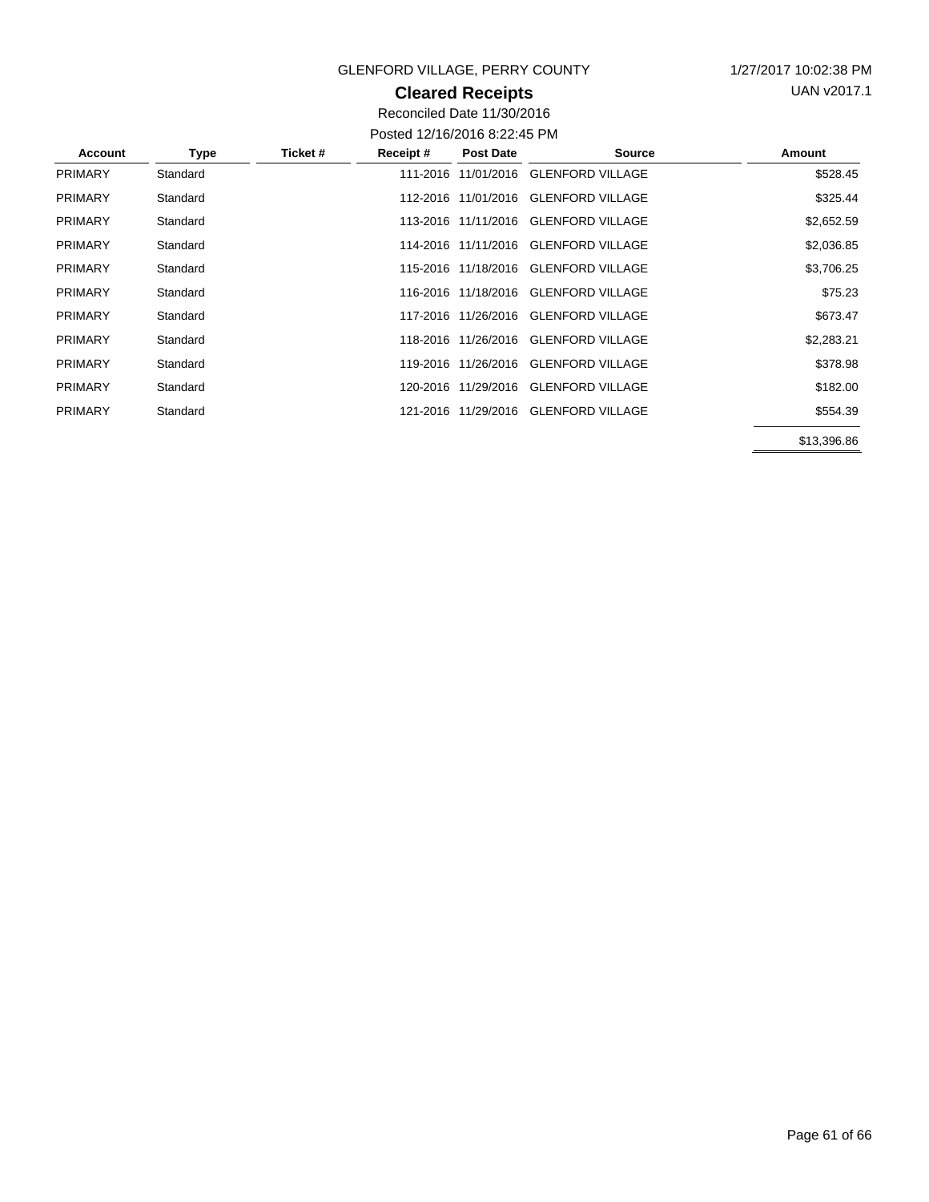GLENFORD VILLAGE, PERRY COUNTY

1/27/2017 10:02:38 PM

UAN v2017.1

## Cleared Receipts

Reconciled Date 11/30/2016

Posted 12/16/2016 8:22:45 PM

| Account | Type | Ticket # | Receipt # | Post Date | Source | Amount |
|---|---|---|---|---|---|---|
| PRIMARY | Standard | | 111-2016 | 11/01/2016 | GLENFORD VILLAGE | $528.45 |
| PRIMARY | Standard | | 112-2016 | 11/01/2016 | GLENFORD VILLAGE | $325.44 |
| PRIMARY | Standard | | 113-2016 | 11/11/2016 | GLENFORD VILLAGE | $2,652.59 |
| PRIMARY | Standard | | 114-2016 | 11/11/2016 | GLENFORD VILLAGE | $2,036.85 |
| PRIMARY | Standard | | 115-2016 | 11/18/2016 | GLENFORD VILLAGE | $3,706.25 |
| PRIMARY | Standard | | 116-2016 | 11/18/2016 | GLENFORD VILLAGE | $75.23 |
| PRIMARY | Standard | | 117-2016 | 11/26/2016 | GLENFORD VILLAGE | $673.47 |
| PRIMARY | Standard | | 118-2016 | 11/26/2016 | GLENFORD VILLAGE | $2,283.21 |
| PRIMARY | Standard | | 119-2016 | 11/26/2016 | GLENFORD VILLAGE | $378.98 |
| PRIMARY | Standard | | 120-2016 | 11/29/2016 | GLENFORD VILLAGE | $182.00 |
| PRIMARY | Standard | | 121-2016 | 11/29/2016 | GLENFORD VILLAGE | $554.39 |
| | | | | | | $13,396.86 |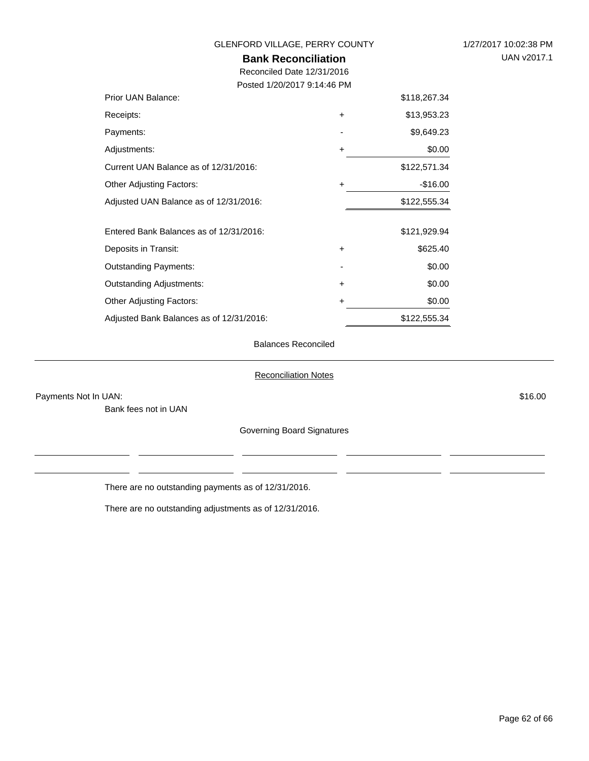GLENFORD VILLAGE, PERRY COUNTY

# Bank Reconciliation

Reconciled Date 12/31/2016

Posted 1/20/2017 9:14:46 PM

| | | |
|---|---|---|
| Prior UAN Balance: | | $118,267.34 |
| Receipts: | + | $13,953.23 |
| Payments: | - | $9,649.23 |
| Adjustments: | + | $0.00 |
| Current UAN Balance as of 12/31/2016: | | $122,571.34 |
| Other Adjusting Factors: | + | -$16.00 |
| Adjusted UAN Balance as of 12/31/2016: | | $122,555.34 |
| | | |
| Entered Bank Balances as of 12/31/2016: | | $121,929.94 |
| Deposits in Transit: | + | $625.40 |
| Outstanding Payments: | - | $0.00 |
| Outstanding Adjustments: | + | $0.00 |
| Other Adjusting Factors: | + | $0.00 |
| Adjusted Bank Balances as of 12/31/2016: | | $122,555.34 |

Balances Reconciled

## Reconciliation Notes

Payments Not In UAN: $16.00

Bank fees not in UAN

Governing Board Signatures

_______________ _______________ _______________ _______________ _______________

_______________ _______________ _______________ _______________ _______________

There are no outstanding payments as of 12/31/2016.

There are no outstanding adjustments as of 12/31/2016.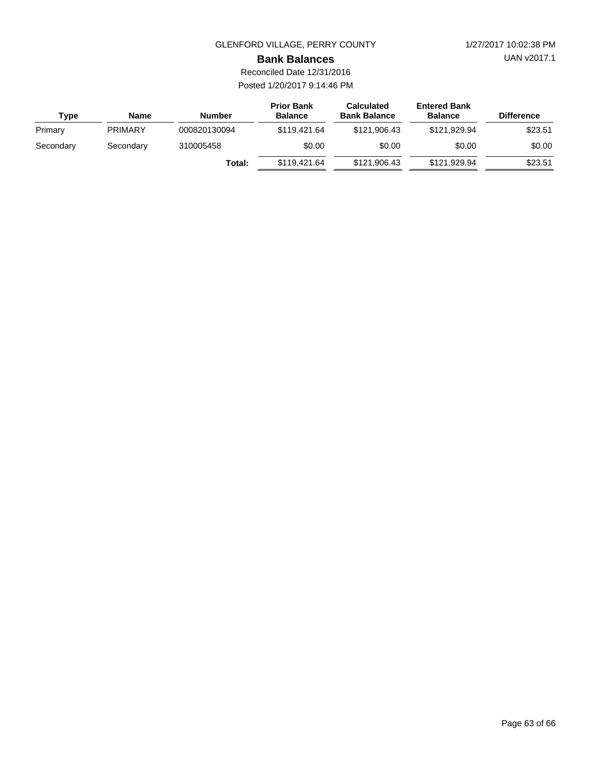GLENFORD VILLAGE, PERRY COUNTY

1/27/2017 10:02:38 PM

UAN v2017.1

# Bank Balances

Reconciled Date 12/31/2016

Posted 1/20/2017 9:14:46 PM

| Type | Name | Number | Prior Bank Balance | Calculated Bank Balance | Entered Bank Balance | Difference |
|---|---|---|---|---|---|---|
| Primary | PRIMARY | 000820130094 | $119,421.64 | $121,906.43 | $121,929.94 | $23.51 |
| Secondary | Secondary | 310005458 | $0.00 | $0.00 | $0.00 | $0.00 |
| | | **Total:** | $119,421.64 | $121,906.43 | $121,929.94 | $23.51 |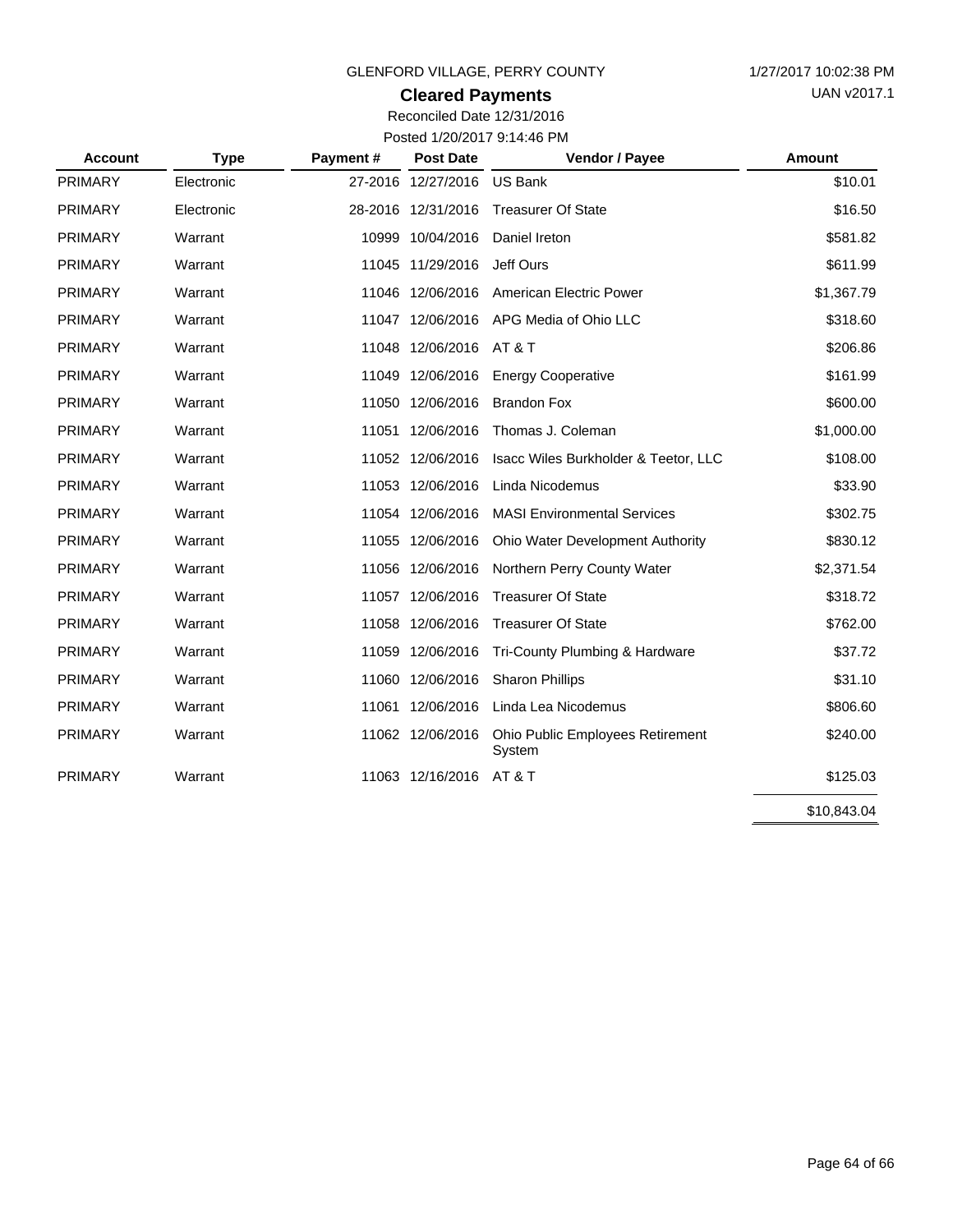GLENFORD VILLAGE, PERRY COUNTY

1/27/2017 10:02:38 PM

UAN v2017.1

## Cleared Payments

Reconciled Date 12/31/2016

Posted 1/20/2017 9:14:46 PM

| Account | Type | Payment # | Post Date | Vendor / Payee | Amount |
|---|---|---|---|---|---|
| PRIMARY | Electronic | 27-2016 | 12/27/2016 | US Bank | $10.01 |
| PRIMARY | Electronic | 28-2016 | 12/31/2016 | Treasurer Of State | $16.50 |
| PRIMARY | Warrant | 10999 | 10/04/2016 | Daniel Ireton | $581.82 |
| PRIMARY | Warrant | 11045 | 11/29/2016 | Jeff Ours | $611.99 |
| PRIMARY | Warrant | 11046 | 12/06/2016 | American Electric Power | $1,367.79 |
| PRIMARY | Warrant | 11047 | 12/06/2016 | APG Media of Ohio LLC | $318.60 |
| PRIMARY | Warrant | 11048 | 12/06/2016 | AT & T | $206.86 |
| PRIMARY | Warrant | 11049 | 12/06/2016 | Energy Cooperative | $161.99 |
| PRIMARY | Warrant | 11050 | 12/06/2016 | Brandon Fox | $600.00 |
| PRIMARY | Warrant | 11051 | 12/06/2016 | Thomas J. Coleman | $1,000.00 |
| PRIMARY | Warrant | 11052 | 12/06/2016 | Isacc Wiles Burkholder & Teetor, LLC | $108.00 |
| PRIMARY | Warrant | 11053 | 12/06/2016 | Linda Nicodemus | $33.90 |
| PRIMARY | Warrant | 11054 | 12/06/2016 | MASI Environmental Services | $302.75 |
| PRIMARY | Warrant | 11055 | 12/06/2016 | Ohio Water Development Authority | $830.12 |
| PRIMARY | Warrant | 11056 | 12/06/2016 | Northern Perry County Water | $2,371.54 |
| PRIMARY | Warrant | 11057 | 12/06/2016 | Treasurer Of State | $318.72 |
| PRIMARY | Warrant | 11058 | 12/06/2016 | Treasurer Of State | $762.00 |
| PRIMARY | Warrant | 11059 | 12/06/2016 | Tri-County Plumbing & Hardware | $37.72 |
| PRIMARY | Warrant | 11060 | 12/06/2016 | Sharon Phillips | $31.10 |
| PRIMARY | Warrant | 11061 | 12/06/2016 | Linda Lea Nicodemus | $806.60 |
| PRIMARY | Warrant | 11062 | 12/06/2016 | Ohio Public Employees Retirement System | $240.00 |
| PRIMARY | Warrant | 11063 | 12/16/2016 | AT & T | $125.03 |
| | | | | | $10,843.04 |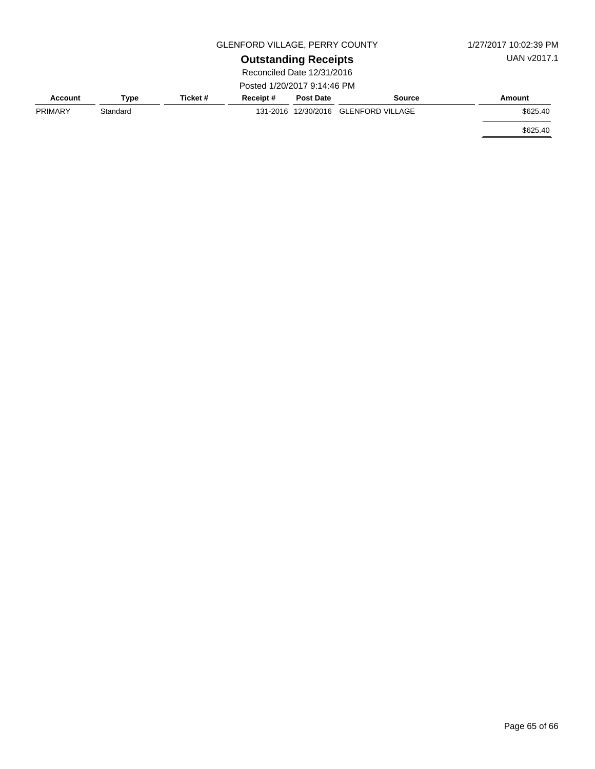GLENFORD VILLAGE, PERRY COUNTY

1/27/2017 10:02:39 PM

# Outstanding Receipts

UAN v2017.1

Reconciled Date 12/31/2016

Posted 1/20/2017 9:14:46 PM

| Account | Type | Ticket # | Receipt # | Post Date | Source | Amount |
|---|---|---|---|---|---|---|
| PRIMARY | Standard | | 131-2016 | 12/30/2016 | GLENFORD VILLAGE | $625.40 |
| | | | | | | $625.40 |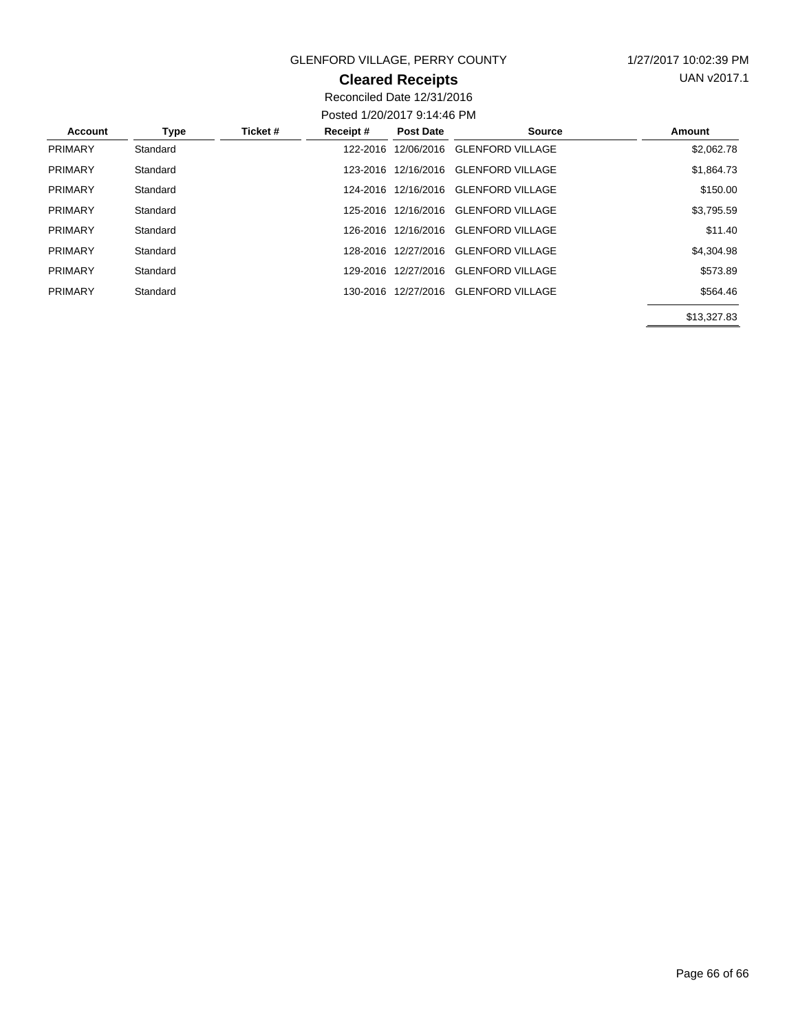GLENFORD VILLAGE, PERRY COUNTY

1/27/2017 10:02:39 PM

UAN v2017.1

## Cleared Receipts

Reconciled Date 12/31/2016

Posted 1/20/2017 9:14:46 PM

| Account | Type | Ticket # | Receipt # | Post Date | Source | Amount |
|---|---|---|---|---|---|---|
| PRIMARY | Standard | | 122-2016 | 12/06/2016 | GLENFORD VILLAGE | $2,062.78 |
| PRIMARY | Standard | | 123-2016 | 12/16/2016 | GLENFORD VILLAGE | $1,864.73 |
| PRIMARY | Standard | | 124-2016 | 12/16/2016 | GLENFORD VILLAGE | $150.00 |
| PRIMARY | Standard | | 125-2016 | 12/16/2016 | GLENFORD VILLAGE | $3,795.59 |
| PRIMARY | Standard | | 126-2016 | 12/16/2016 | GLENFORD VILLAGE | $11.40 |
| PRIMARY | Standard | | 128-2016 | 12/27/2016 | GLENFORD VILLAGE | $4,304.98 |
| PRIMARY | Standard | | 129-2016 | 12/27/2016 | GLENFORD VILLAGE | $573.89 |
| PRIMARY | Standard | | 130-2016 | 12/27/2016 | GLENFORD VILLAGE | $564.46 |
| | | | | | | $13,327.83 |